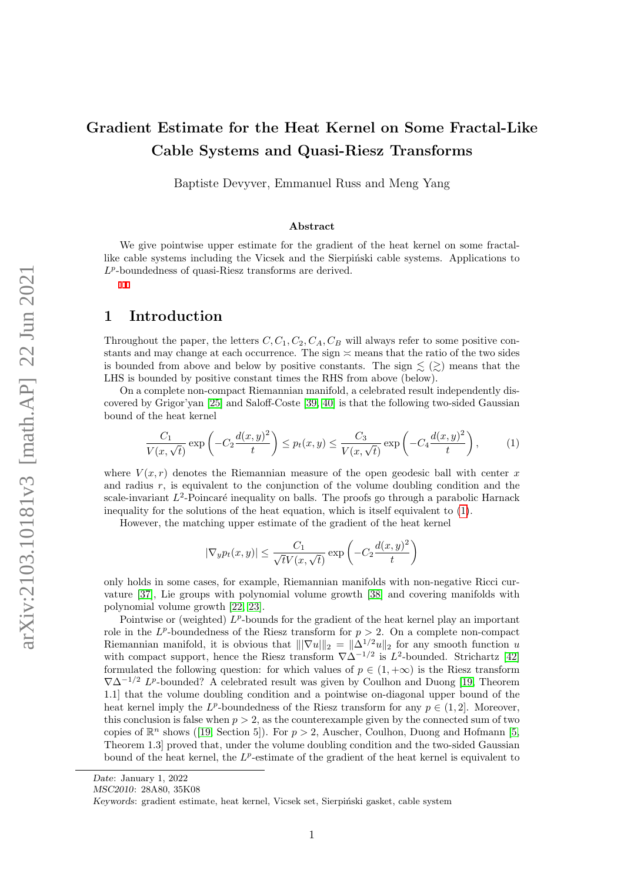# Gradient Estimate for the Heat Kernel on Some Fractal-Like Cable Systems and Quasi-Riesz Transforms

Baptiste Devyver, Emmanuel Russ and Meng Yang

## Abstract

We give pointwise upper estimate for the gradient of the heat kernel on some fractal-like cable systems including the Vicsek and the Sierpiński cable systems. Applications to $L^p$-boundedness of quasi-Riesz transforms are derived.

## 1 Introduction

Throughout the paper, the letters $C, C_1, C_2, C_A, C_B$ will always refer to some positive constants and may change at each occurrence. The sign $\asymp$ means that the ratio of the two sides is bounded from above and below by positive constants. The sign $\lesssim$ ($\gtrsim$) means that the LHS is bounded by positive constant times the RHS from above (below).

On a complete non-compact Riemannian manifold, a celebrated result independently discovered by Grigor'yan [25] and Saloff-Coste [39, 40] is that the following two-sided Gaussian bound of the heat kernel

$$\frac{C_1}{V(x,\sqrt{t})}\exp\left(-C_2\frac{d(x,y)^2}{t}\right) \le p_t(x,y) \le \frac{C_3}{V(x,\sqrt{t})}\exp\left(-C_4\frac{d(x,y)^2}{t}\right), \tag{1}$$

where $V(x,r)$ denotes the Riemannian measure of the open geodesic ball with center $x$ and radius $r$, is equivalent to the conjunction of the volume doubling condition and the scale-invariant $L^2$-Poincaré inequality on balls. The proofs go through a parabolic Harnack inequality for the solutions of the heat equation, which is itself equivalent to (1).

However, the matching upper estimate of the gradient of the heat kernel

$$|\nabla_y p_t(x,y)| \le \frac{C_1}{\sqrt{t}V(x,\sqrt{t})}\exp\left(-C_2\frac{d(x,y)^2}{t}\right)$$

only holds in some cases, for example, Riemannian manifolds with non-negative Ricci curvature [37], Lie groups with polynomial volume growth [38] and covering manifolds with polynomial volume growth [22, 23].

Pointwise or (weighted) $L^p$-bounds for the gradient of the heat kernel play an important role in the $L^p$-boundedness of the Riesz transform for $p > 2$. On a complete non-compact Riemannian manifold, it is obvious that $\||\nabla u|\|_2 = \|\Delta^{1/2}u\|_2$ for any smooth function $u$ with compact support, hence the Riesz transform $\nabla\Delta^{-1/2}$ is $L^2$-bounded. Strichartz [42] formulated the following question: for which values of $p \in (1, +\infty)$ is the Riesz transform $\nabla\Delta^{-1/2}$ $L^p$-bounded? A celebrated result was given by Coulhon and Duong [19, Theorem 1.1] that the volume doubling condition and a pointwise on-diagonal upper bound of the heat kernel imply the $L^p$-boundedness of the Riesz transform for any $p \in (1, 2]$. Moreover, this conclusion is false when $p > 2$, as the counterexample given by the connected sum of two copies of $\mathbb{R}^n$ shows ([19, Section 5]). For $p > 2$, Auscher, Coulhon, Duong and Hofmann [5, Theorem 1.3] proved that, under the volume doubling condition and the two-sided Gaussian bound of the heat kernel, the $L^p$-estimate of the gradient of the heat kernel is equivalent to

---

*Date*: January 1, 2022
*MSC2010*: 28A80, 35K08
*Keywords*: gradient estimate, heat kernel, Vicsek set, Sierpiński gasket, cable system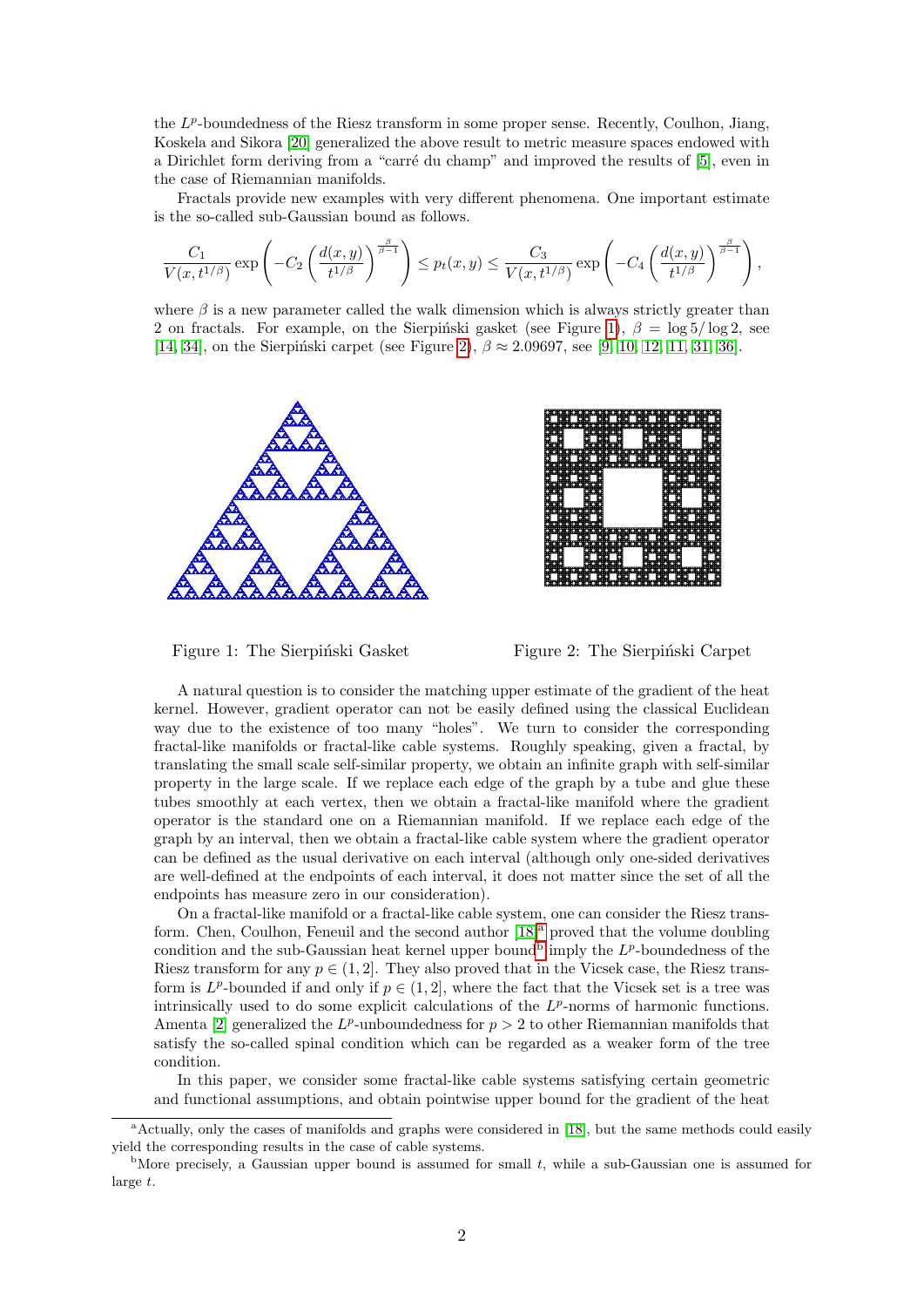the $L^p$-boundedness of the Riesz transform in some proper sense. Recently, Coulhon, Jiang, Koskela and Sikora [20] generalized the above result to metric measure spaces endowed with a Dirichlet form deriving from a "carré du champ" and improved the results of [5], even in the case of Riemannian manifolds.

Fractals provide new examples with very different phenomena. One important estimate is the so-called sub-Gaussian bound as follows.

$$\frac{C_1}{V(x,t^{1/\beta})}\exp\left(-C_2\left(\frac{d(x,y)}{t^{1/\beta}}\right)^{\frac{\beta}{\beta-1}}\right)\le p_t(x,y)\le\frac{C_3}{V(x,t^{1/\beta})}\exp\left(-C_4\left(\frac{d(x,y)}{t^{1/\beta}}\right)^{\frac{\beta}{\beta-1}}\right),$$

where $\beta$ is a new parameter called the walk dimension which is always strictly greater than 2 on fractals. For example, on the Sierpiński gasket (see Figure 1), $\beta=\log 5/\log 2$, see [14, 34], on the Sierpiński carpet (see Figure 2), $\beta\approx 2.09697$, see [9, 10, 12, 11, 31, 36].

Figure 1: The Sierpiński Gasket

Figure 2: The Sierpiński Carpet

A natural question is to consider the matching upper estimate of the gradient of the heat kernel. However, gradient operator can not be easily defined using the classical Euclidean way due to the existence of too many "holes". We turn to consider the corresponding fractal-like manifolds or fractal-like cable systems. Roughly speaking, given a fractal, by translating the small scale self-similar property, we obtain an infinite graph with self-similar property in the large scale. If we replace each edge of the graph by a tube and glue these tubes smoothly at each vertex, then we obtain a fractal-like manifold where the gradient operator is the standard one on a Riemannian manifold. If we replace each edge of the graph by an interval, then we obtain a fractal-like cable system where the gradient operator can be defined as the usual derivative on each interval (although only one-sided derivatives are well-defined at the endpoints of each interval, it does not matter since the set of all the endpoints has measure zero in our consideration).

On a fractal-like manifold or a fractal-like cable system, one can consider the Riesz transform. Chen, Coulhon, Feneuil and the second author [18][a] proved that the volume doubling condition and the sub-Gaussian heat kernel upper bound[b] imply the $L^p$-boundedness of the Riesz transform for any $p\in(1,2]$. They also proved that in the Vicsek case, the Riesz transform is $L^p$-bounded if and only if $p\in(1,2]$, where the fact that the Vicsek set is a tree was intrinsically used to do some explicit calculations of the $L^p$-norms of harmonic functions. Amenta [2] generalized the $L^p$-unboundedness for $p>2$ to other Riemannian manifolds that satisfy the so-called spinal condition which can be regarded as a weaker form of the tree condition.

In this paper, we consider some fractal-like cable systems satisfying certain geometric and functional assumptions, and obtain pointwise upper bound for the gradient of the heat

[a] Actually, only the cases of manifolds and graphs were considered in [18], but the same methods could easily yield the corresponding results in the case of cable systems.

[b] More precisely, a Gaussian upper bound is assumed for small $t$, while a sub-Gaussian one is assumed for large $t$.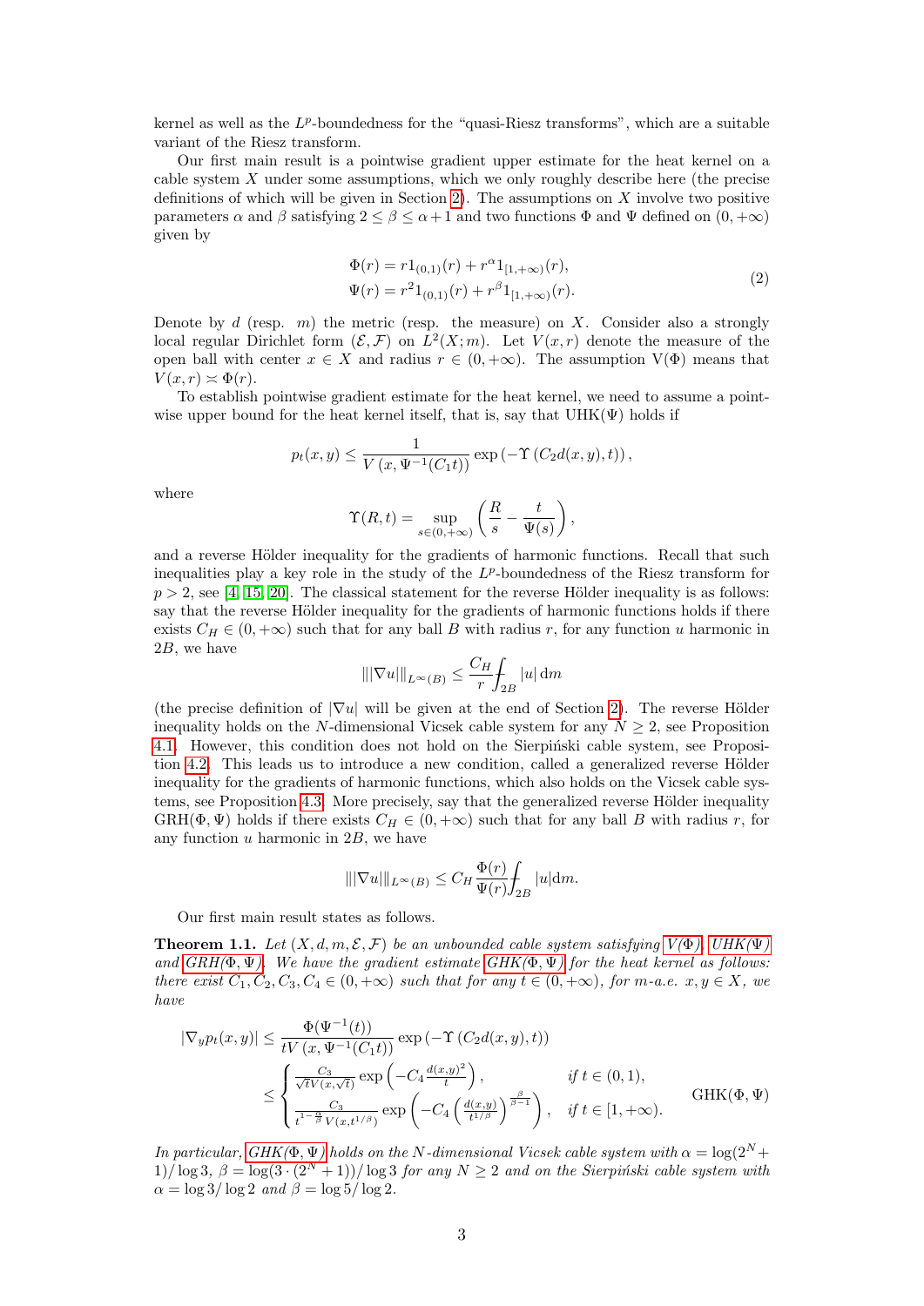kernel as well as the $L^p$-boundedness for the "quasi-Riesz transforms", which are a suitable variant of the Riesz transform.

Our first main result is a pointwise gradient upper estimate for the heat kernel on a cable system $X$ under some assumptions, which we only roughly describe here (the precise definitions of which will be given in Section 2). The assumptions on $X$ involve two positive parameters $\alpha$ and $\beta$ satisfying $2 \le \beta \le \alpha + 1$ and two functions $\Phi$ and $\Psi$ defined on $(0, +\infty)$ given by

$$
\begin{aligned}
\Phi(r) &= r 1_{(0,1)}(r) + r^{\alpha} 1_{[1,+\infty)}(r), \\
\Psi(r) &= r^2 1_{(0,1)}(r) + r^{\beta} 1_{[1,+\infty)}(r).
\end{aligned}
\tag{2}
$$

Denote by $d$ (resp. $m$) the metric (resp. the measure) on $X$. Consider also a strongly local regular Dirichlet form $(\mathcal{E}, \mathcal{F})$ on $L^2(X; m)$. Let $V(x, r)$ denote the measure of the open ball with center $x \in X$ and radius $r \in (0, +\infty)$. The assumption V($\Phi$) means that $V(x, r) \asymp \Phi(r)$.

To establish pointwise gradient estimate for the heat kernel, we need to assume a pointwise upper bound for the heat kernel itself, that is, say that UHK($\Psi$) holds if

$$
p_t(x, y) \le \frac{1}{V\left(x, \Psi^{-1}(C_1 t)\right)} \exp\left(-\Upsilon\left(C_2 d(x, y), t\right)\right),
$$

where

$$
\Upsilon(R, t) = \sup_{s \in (0,+\infty)} \left( \frac{R}{s} - \frac{t}{\Psi(s)} \right),
$$

and a reverse Hölder inequality for the gradients of harmonic functions. Recall that such inequalities play a key role in the study of the $L^p$-boundedness of the Riesz transform for $p > 2$, see [4, 15, 20]. The classical statement for the reverse Hölder inequality is as follows: say that the reverse Hölder inequality for the gradients of harmonic functions holds if there exists $C_H \in (0, +\infty)$ such that for any ball $B$ with radius $r$, for any function $u$ harmonic in $2B$, we have

$$
\| |\nabla u| \|_{L^\infty(B)} \le \frac{C_H}{r} \fint_{2B} |u| \, \mathrm{d}m
$$

(the precise definition of $|\nabla u|$ will be given at the end of Section 2). The reverse Hölder inequality holds on the $N$-dimensional Vicsek cable system for any $N \ge 2$, see Proposition 4.1. However, this condition does not hold on the Sierpiński cable system, see Proposition 4.2. This leads us to introduce a new condition, called a generalized reverse Hölder inequality for the gradients of harmonic functions, which also holds on the Vicsek cable systems, see Proposition 4.3. More precisely, say that the generalized reverse Hölder inequality GRH($\Phi, \Psi$) holds if there exists $C_H \in (0, +\infty)$ such that for any ball $B$ with radius $r$, for any function $u$ harmonic in $2B$, we have

$$
\| |\nabla u| \|_{L^\infty(B)} \le C_H \frac{\Phi(r)}{\Psi(r)} \fint_{2B} |u| \mathrm{d}m.
$$

Our first main result states as follows.

**Theorem 1.1.** *Let $(X, d, m, \mathcal{E}, \mathcal{F})$ be an unbounded cable system satisfying V($\Phi$), UHK($\Psi$) and GRH($\Phi, \Psi$). We have the gradient estimate GHK($\Phi, \Psi$) for the heat kernel as follows: there exist $C_1, C_2, C_3, C_4 \in (0, +\infty)$ such that for any $t \in (0, +\infty)$, for $m$-a.e. $x, y \in X$, we have*

$$
\begin{aligned}
|\nabla_y p_t(x, y)| &\le \frac{\Phi(\Psi^{-1}(t))}{t V\left(x, \Psi^{-1}(C_1 t)\right)} \exp\left(-\Upsilon\left(C_2 d(x, y), t\right)\right) \\
&\le \begin{cases} \frac{C_3}{\sqrt{t} V(x, \sqrt{t})} \exp\left(-C_4 \frac{d(x,y)^2}{t}\right), & \text{if } t \in (0, 1), \\ \frac{C_3}{t^{1 - \frac{\alpha}{\beta}} V(x, t^{1/\beta})} \exp\left(-C_4 \left(\frac{d(x,y)}{t^{1/\beta}}\right)^{\frac{\beta}{\beta - 1}}\right), & \text{if } t \in [1, +\infty). \end{cases}
\end{aligned}
\qquad \text{GHK}(\Phi, \Psi)
$$

*In particular, GHK($\Phi, \Psi$) holds on the $N$-dimensional Vicsek cable system with $\alpha = \log(2^N + 1)/\log 3$, $\beta = \log(3 \cdot (2^N + 1))/\log 3$ for any $N \ge 2$ and on the Sierpiński cable system with $\alpha = \log 3/\log 2$ and $\beta = \log 5/\log 2$.*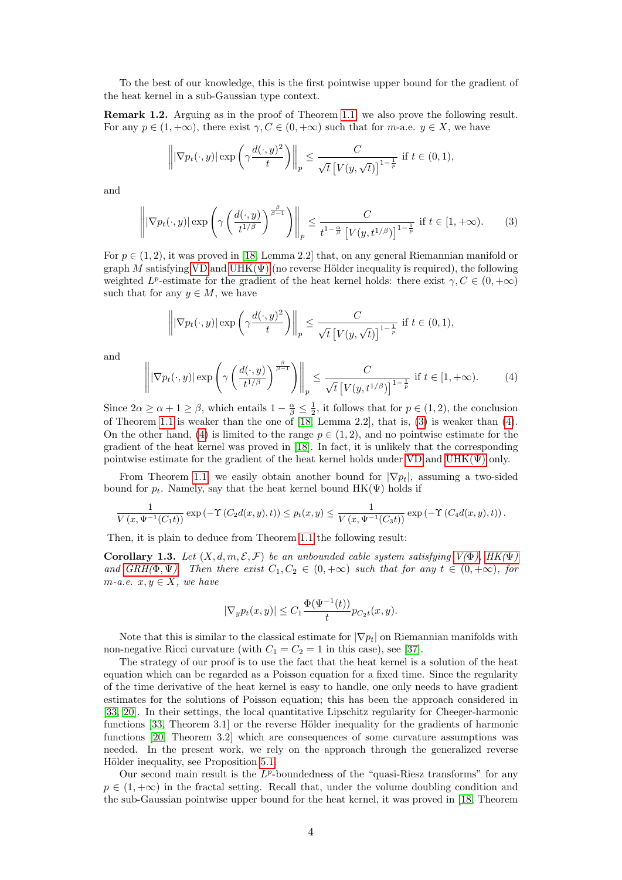To the best of our knowledge, this is the first pointwise upper bound for the gradient of the heat kernel in a sub-Gaussian type context.

**Remark 1.2.** Arguing as in the proof of Theorem 1.1, we also prove the following result. For any $p \in (1, +\infty)$, there exist $\gamma, C \in (0, +\infty)$ such that for $m$-a.e. $y \in X$, we have

$$\left\| |\nabla p_t(\cdot, y)| \exp\left(\gamma \frac{d(\cdot, y)^2}{t}\right) \right\|_p \leq \frac{C}{\sqrt{t}\left[V(y, \sqrt{t})\right]^{1-\frac{1}{p}}} \text{ if } t \in (0, 1),$$

and

$$\left\| |\nabla p_t(\cdot, y)| \exp\left(\gamma \left(\frac{d(\cdot, y)}{t^{1/\beta}}\right)^{\frac{\beta}{\beta-1}}\right) \right\|_p \leq \frac{C}{t^{1-\frac{\alpha}{\beta}}\left[V(y, t^{1/\beta})\right]^{1-\frac{1}{p}}} \text{ if } t \in [1, +\infty). \tag{3}$$

For $p \in (1, 2)$, it was proved in [18, Lemma 2.2] that, on any general Riemannian manifold or graph $M$ satisfying VD and UHK($\Psi$) (no reverse Hölder inequality is required), the following weighted $L^p$-estimate for the gradient of the heat kernel holds: there exist $\gamma, C \in (0, +\infty)$ such that for any $y \in M$, we have

$$\left\| |\nabla p_t(\cdot, y)| \exp\left(\gamma \frac{d(\cdot, y)^2}{t}\right) \right\|_p \leq \frac{C}{\sqrt{t}\left[V(y, \sqrt{t})\right]^{1-\frac{1}{p}}} \text{ if } t \in (0, 1),$$

and

$$\left\| |\nabla p_t(\cdot, y)| \exp\left(\gamma \left(\frac{d(\cdot, y)}{t^{1/\beta}}\right)^{\frac{\beta}{\beta-1}}\right) \right\|_p \leq \frac{C}{\sqrt{t}\left[V(y, t^{1/\beta})\right]^{1-\frac{1}{p}}} \text{ if } t \in [1, +\infty). \tag{4}$$

Since $2\alpha \geq \alpha + 1 \geq \beta$, which entails $1 - \frac{\alpha}{\beta} \leq \frac{1}{2}$, it follows that for $p \in (1, 2)$, the conclusion of Theorem 1.1 is weaker than the one of [18, Lemma 2.2], that is, (3) is weaker than (4). On the other hand, (4) is limited to the range $p \in (1, 2)$, and no pointwise estimate for the gradient of the heat kernel was proved in [18]. In fact, it is unlikely that the corresponding pointwise estimate for the gradient of the heat kernel holds under VD and UHK($\Psi$) only.

From Theorem 1.1, we easily obtain another bound for $|\nabla p_t|$, assuming a two-sided bound for $p_t$. Namely, say that the heat kernel bound HK($\Psi$) holds if

$$\frac{1}{V\left(x, \Psi^{-1}(C_1 t)\right)} \exp\left(-\Upsilon\left(C_2 d(x, y), t\right)\right) \leq p_t(x, y) \leq \frac{1}{V\left(x, \Psi^{-1}(C_3 t)\right)} \exp\left(-\Upsilon\left(C_4 d(x, y), t\right)\right).$$

Then, it is plain to deduce from Theorem 1.1 the following result:

**Corollary 1.3.** *Let $(X, d, m, \mathcal{E}, \mathcal{F})$ be an unbounded cable system satisfying V($\Phi$), HK($\Psi$) and GRH($\Phi, \Psi$). Then there exist $C_1, C_2 \in (0, +\infty)$ such that for any $t \in (0, +\infty)$, for $m$-a.e. $x, y \in X$, we have*

$$|\nabla_y p_t(x, y)| \leq C_1 \frac{\Phi(\Psi^{-1}(t))}{t} p_{C_2 t}(x, y).$$

Note that this is similar to the classical estimate for $|\nabla p_t|$ on Riemannian manifolds with non-negative Ricci curvature (with $C_1 = C_2 = 1$ in this case), see [37].

The strategy of our proof is to use the fact that the heat kernel is a solution of the heat equation which can be regarded as a Poisson equation for a fixed time. Since the regularity of the time derivative of the heat kernel is easy to handle, one only needs to have gradient estimates for the solutions of Poisson equation; this has been the approach considered in [33, 20]. In their settings, the local quantitative Lipschitz regularity for Cheeger-harmonic functions [33, Theorem 3.1] or the reverse Hölder inequality for the gradients of harmonic functions [20, Theorem 3.2] which are consequences of some curvature assumptions was needed. In the present work, we rely on the approach through the generalized reverse Hölder inequality, see Proposition 5.1.

Our second main result is the $L^p$-boundedness of the "quasi-Riesz transforms" for any $p \in (1, +\infty)$ in the fractal setting. Recall that, under the volume doubling condition and the sub-Gaussian pointwise upper bound for the heat kernel, it was proved in [18, Theorem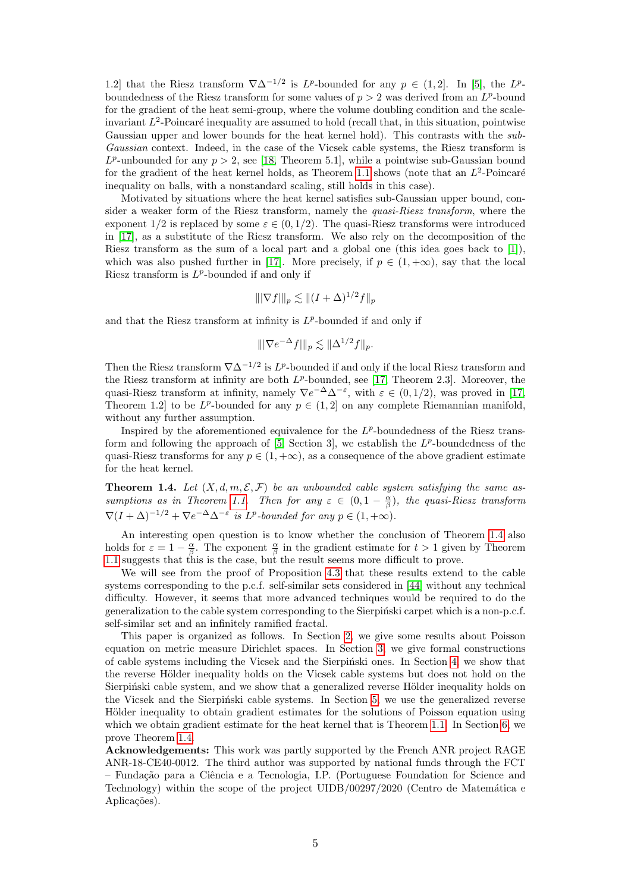1.2] that the Riesz transform $\nabla\Delta^{-1/2}$ is $L^p$-bounded for any $p \in (1, 2]$. In [5], the $L^p$-boundedness of the Riesz transform for some values of $p > 2$ was derived from an $L^p$-bound for the gradient of the heat semi-group, where the volume doubling condition and the scale-invariant $L^2$-Poincaré inequality are assumed to hold (recall that, in this situation, pointwise Gaussian upper and lower bounds for the heat kernel hold). This contrasts with the *sub-Gaussian* context. Indeed, in the case of the Vicsek cable systems, the Riesz transform is $L^p$-unbounded for any $p > 2$, see [18, Theorem 5.1], while a pointwise sub-Gaussian bound for the gradient of the heat kernel holds, as Theorem 1.1 shows (note that an $L^2$-Poincaré inequality on balls, with a nonstandard scaling, still holds in this case).

Motivated by situations where the heat kernel satisfies sub-Gaussian upper bound, consider a weaker form of the Riesz transform, namely the *quasi-Riesz transform*, where the exponent $1/2$ is replaced by some $\varepsilon \in (0, 1/2)$. The quasi-Riesz transforms were introduced in [17], as a substitute of the Riesz transform. We also rely on the decomposition of the Riesz transform as the sum of a local part and a global one (this idea goes back to [1]), which was also pushed further in [17]. More precisely, if $p \in (1, +\infty)$, say that the local Riesz transform is $L^p$-bounded if and only if

$$\||\nabla f|\|_p \lesssim \|(I + \Delta)^{1/2} f\|_p$$

and that the Riesz transform at infinity is $L^p$-bounded if and only if

$$\||\nabla e^{-\Delta} f|\|_p \lesssim \|\Delta^{1/2} f\|_p.$$

Then the Riesz transform $\nabla\Delta^{-1/2}$ is $L^p$-bounded if and only if the local Riesz transform and the Riesz transform at infinity are both $L^p$-bounded, see [17, Theorem 2.3]. Moreover, the quasi-Riesz transform at infinity, namely $\nabla e^{-\Delta}\Delta^{-\varepsilon}$, with $\varepsilon \in (0, 1/2)$, was proved in [17, Theorem 1.2] to be $L^p$-bounded for any $p \in (1, 2]$ on any complete Riemannian manifold, without any further assumption.

Inspired by the aforementioned equivalence for the $L^p$-boundedness of the Riesz transform and following the approach of [5, Section 3], we establish the $L^p$-boundedness of the quasi-Riesz transforms for any $p \in (1, +\infty)$, as a consequence of the above gradient estimate for the heat kernel.

**Theorem 1.4.** *Let $(X, d, m, \mathcal{E}, \mathcal{F})$ be an unbounded cable system satisfying the same assumptions as in Theorem 1.1. Then for any $\varepsilon \in (0, 1 - \frac{\alpha}{\beta})$, the quasi-Riesz transform $\nabla(I + \Delta)^{-1/2} + \nabla e^{-\Delta}\Delta^{-\varepsilon}$ is $L^p$-bounded for any $p \in (1, +\infty)$.*

An interesting open question is to know whether the conclusion of Theorem 1.4 also holds for $\varepsilon = 1 - \frac{\alpha}{\beta}$. The exponent $\frac{\alpha}{\beta}$ in the gradient estimate for $t > 1$ given by Theorem 1.1 suggests that this is the case, but the result seems more difficult to prove.

We will see from the proof of Proposition 4.3 that these results extend to the cable systems corresponding to the p.c.f. self-similar sets considered in [44] without any technical difficulty. However, it seems that more advanced techniques would be required to do the generalization to the cable system corresponding to the Sierpiński carpet which is a non-p.c.f. self-similar set and an infinitely ramified fractal.

This paper is organized as follows. In Section 2, we give some results about Poisson equation on metric measure Dirichlet spaces. In Section 3, we give formal constructions of cable systems including the Vicsek and the Sierpiński ones. In Section 4, we show that the reverse Hölder inequality holds on the Vicsek cable systems but does not hold on the Sierpiński cable system, and we show that a generalized reverse Hölder inequality holds on the Vicsek and the Sierpiński cable systems. In Section 5, we use the generalized reverse Hölder inequality to obtain gradient estimates for the solutions of Poisson equation using which we obtain gradient estimate for the heat kernel that is Theorem 1.1. In Section 6, we prove Theorem 1.4.

**Acknowledgements:** This work was partly supported by the French ANR project RAGE ANR-18-CE40-0012. The third author was supported by national funds through the FCT – Fundação para a Ciência e a Tecnologia, I.P. (Portuguese Foundation for Science and Technology) within the scope of the project UIDB/00297/2020 (Centro de Matemática e Aplicações).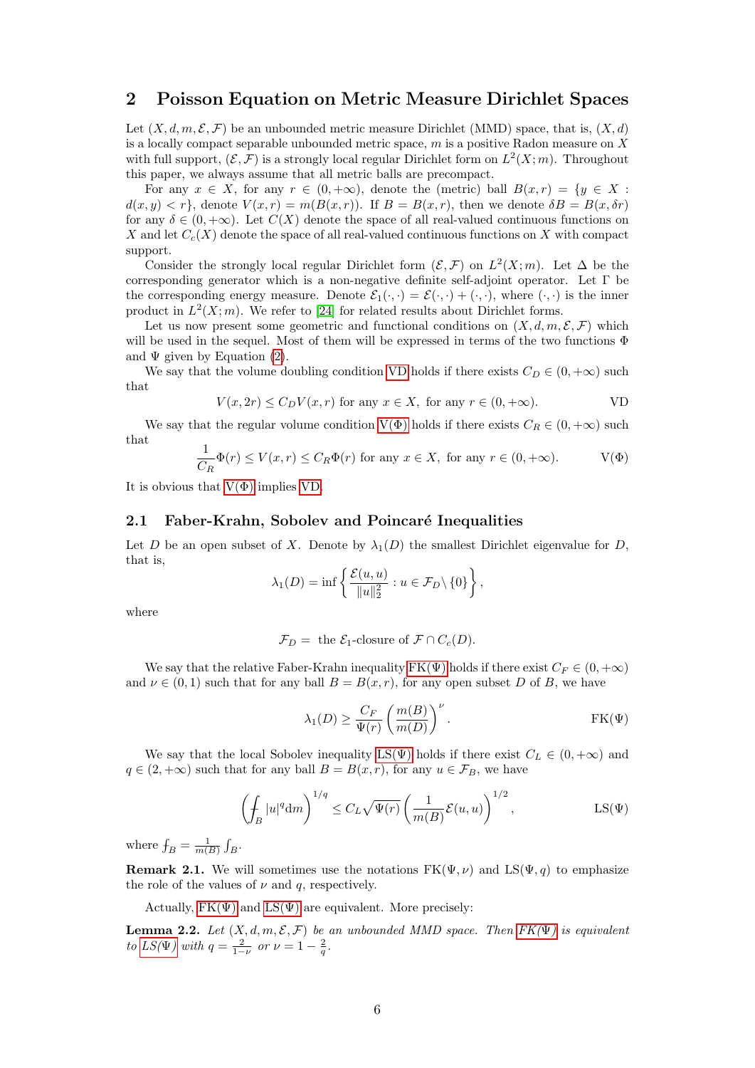## 2 Poisson Equation on Metric Measure Dirichlet Spaces

Let $(X, d, m, \mathcal{E}, \mathcal{F})$ be an unbounded metric measure Dirichlet (MMD) space, that is, $(X, d)$ is a locally compact separable unbounded metric space, $m$ is a positive Radon measure on $X$ with full support, $(\mathcal{E}, \mathcal{F})$ is a strongly local regular Dirichlet form on $L^2(X; m)$. Throughout this paper, we always assume that all metric balls are precompact.

For any $x \in X$, for any $r \in (0, +\infty)$, denote the (metric) ball $B(x, r) = \{y \in X : d(x, y) < r\}$, denote $V(x, r) = m(B(x, r))$. If $B = B(x, r)$, then we denote $\delta B = B(x, \delta r)$ for any $\delta \in (0, +\infty)$. Let $C(X)$ denote the space of all real-valued continuous functions on $X$ and let $C_c(X)$ denote the space of all real-valued continuous functions on $X$ with compact support.

Consider the strongly local regular Dirichlet form $(\mathcal{E}, \mathcal{F})$ on $L^2(X; m)$. Let $\Delta$ be the corresponding generator which is a non-negative definite self-adjoint operator. Let $\Gamma$ be the corresponding energy measure. Denote $\mathcal{E}_1(\cdot, \cdot) = \mathcal{E}(\cdot, \cdot) + (\cdot, \cdot)$, where $(\cdot, \cdot)$ is the inner product in $L^2(X; m)$. We refer to [24] for related results about Dirichlet forms.

Let us now present some geometric and functional conditions on $(X, d, m, \mathcal{E}, \mathcal{F})$ which will be used in the sequel. Most of them will be expressed in terms of the two functions $\Phi$ and $\Psi$ given by Equation (2).

We say that the volume doubling condition VD holds if there exists $C_D \in (0, +\infty)$ such that

$$V(x, 2r) \le C_D V(x, r) \text{ for any } x \in X, \text{ for any } r \in (0, +\infty). \tag{VD}$$

We say that the regular volume condition $\mathrm{V}(\Phi)$ holds if there exists $C_R \in (0, +\infty)$ such that

$$\frac{1}{C_R}\Phi(r) \le V(x, r) \le C_R \Phi(r) \text{ for any } x \in X, \text{ for any } r \in (0, +\infty). \tag{V($\Phi$)}$$

It is obvious that $\mathrm{V}(\Phi)$ implies VD.

### 2.1 Faber-Krahn, Sobolev and Poincaré Inequalities

Let $D$ be an open subset of $X$. Denote by $\lambda_1(D)$ the smallest Dirichlet eigenvalue for $D$, that is,

$$\lambda_1(D) = \inf\left\{\frac{\mathcal{E}(u, u)}{\|u\|_2^2} : u \in \mathcal{F}_D \backslash \{0\}\right\},$$

where

$$\mathcal{F}_D = \text{ the } \mathcal{E}_1\text{-closure of } \mathcal{F} \cap C_c(D).$$

We say that the relative Faber-Krahn inequality $\mathrm{FK}(\Psi)$ holds if there exist $C_F \in (0, +\infty)$ and $\nu \in (0, 1)$ such that for any ball $B = B(x, r)$, for any open subset $D$ of $B$, we have

$$\lambda_1(D) \ge \frac{C_F}{\Psi(r)}\left(\frac{m(B)}{m(D)}\right)^{\nu}. \tag{FK($\Psi$)}$$

We say that the local Sobolev inequality $\mathrm{LS}(\Psi)$ holds if there exist $C_L \in (0, +\infty)$ and $q \in (2, +\infty)$ such that for any ball $B = B(x, r)$, for any $u \in \mathcal{F}_B$, we have

$$\left(\fint_B |u|^q \mathrm{d}m\right)^{1/q} \le C_L \sqrt{\Psi(r)}\left(\frac{1}{m(B)}\mathcal{E}(u, u)\right)^{1/2}, \tag{LS($\Psi$)}$$

where $\fint_B = \frac{1}{m(B)}\int_B$.

**Remark 2.1.** We will sometimes use the notations $\mathrm{FK}(\Psi, \nu)$ and $\mathrm{LS}(\Psi, q)$ to emphasize the role of the values of $\nu$ and $q$, respectively.

Actually, $\mathrm{FK}(\Psi)$ and $\mathrm{LS}(\Psi)$ are equivalent. More precisely:

**Lemma 2.2.** *Let $(X, d, m, \mathcal{E}, \mathcal{F})$ be an unbounded MMD space. Then $\mathrm{FK}(\Psi)$ is equivalent to $\mathrm{LS}(\Psi)$ with $q = \frac{2}{1-\nu}$ or $\nu = 1 - \frac{2}{q}$.*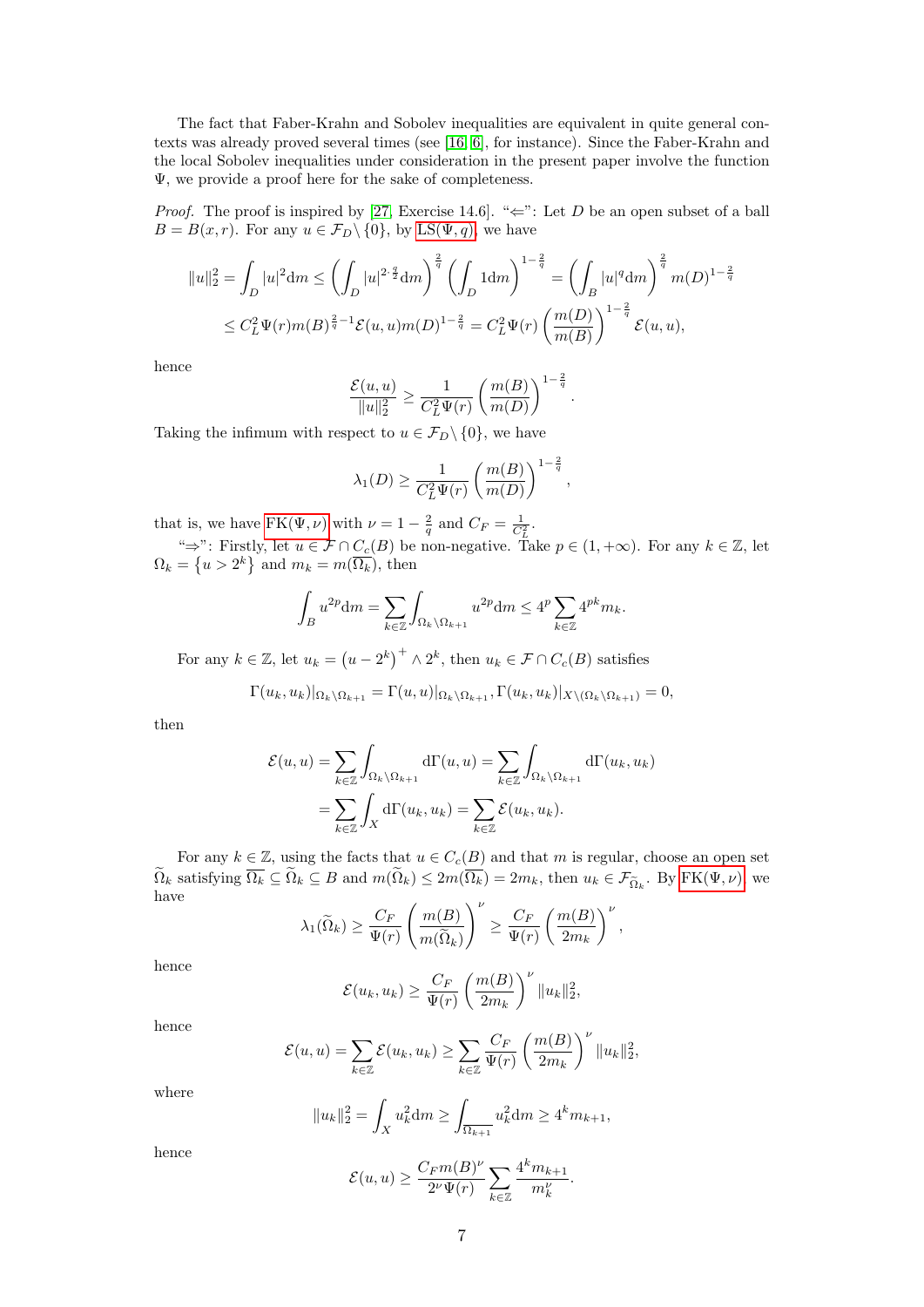The fact that Faber-Krahn and Sobolev inequalities are equivalent in quite general contexts was already proved several times (see [16, 6], for instance). Since the Faber-Krahn and the local Sobolev inequalities under consideration in the present paper involve the function $\Psi$, we provide a proof here for the sake of completeness.

*Proof.* The proof is inspired by [27, Exercise 14.6]. "$\Leftarrow$": Let $D$ be an open subset of a ball $B = B(x,r)$. For any $u \in \mathcal{F}_D \setminus \{0\}$, by LS$(\Psi, q)$, we have

$$\|u\|_2^2 = \int_D |u|^2 \mathrm{d}m \le \left(\int_D |u|^{2\cdot\frac{q}{2}} \mathrm{d}m\right)^{\frac{2}{q}} \left(\int_D 1 \mathrm{d}m\right)^{1-\frac{2}{q}} = \left(\int_B |u|^q \mathrm{d}m\right)^{\frac{2}{q}} m(D)^{1-\frac{2}{q}}$$

$$\le C_L^2 \Psi(r) m(B)^{\frac{2}{q}-1} \mathcal{E}(u,u) m(D)^{1-\frac{2}{q}} = C_L^2 \Psi(r) \left(\frac{m(D)}{m(B)}\right)^{1-\frac{2}{q}} \mathcal{E}(u,u),$$

hence

$$\frac{\mathcal{E}(u,u)}{\|u\|_2^2} \ge \frac{1}{C_L^2 \Psi(r)} \left(\frac{m(B)}{m(D)}\right)^{1-\frac{2}{q}}.$$

Taking the infimum with respect to $u \in \mathcal{F}_D \setminus \{0\}$, we have

$$\lambda_1(D) \ge \frac{1}{C_L^2 \Psi(r)} \left(\frac{m(B)}{m(D)}\right)^{1-\frac{2}{q}},$$

that is, we have FK$(\Psi, \nu)$ with $\nu = 1 - \frac{2}{q}$ and $C_F = \frac{1}{C_L^2}$.

"$\Rightarrow$": Firstly, let $u \in \mathcal{F} \cap C_c(B)$ be non-negative. Take $p \in (1, +\infty)$. For any $k \in \mathbb{Z}$, let $\Omega_k = \{u > 2^k\}$ and $m_k = m(\overline{\Omega_k})$, then

$$\int_B u^{2p} \mathrm{d}m = \sum_{k \in \mathbb{Z}} \int_{\Omega_k \setminus \Omega_{k+1}} u^{2p} \mathrm{d}m \le 4^p \sum_{k \in \mathbb{Z}} 4^{pk} m_k.$$

For any $k \in \mathbb{Z}$, let $u_k = \left(u - 2^k\right)^+ \wedge 2^k$, then $u_k \in \mathcal{F} \cap C_c(B)$ satisfies

$$\Gamma(u_k, u_k)|_{\Omega_k \setminus \Omega_{k+1}} = \Gamma(u,u)|_{\Omega_k \setminus \Omega_{k+1}}, \Gamma(u_k, u_k)|_{X \setminus (\Omega_k \setminus \Omega_{k+1})} = 0,$$

then

$$\mathcal{E}(u,u) = \sum_{k \in \mathbb{Z}} \int_{\Omega_k \setminus \Omega_{k+1}} \mathrm{d}\Gamma(u,u) = \sum_{k \in \mathbb{Z}} \int_{\Omega_k \setminus \Omega_{k+1}} \mathrm{d}\Gamma(u_k, u_k)$$

$$= \sum_{k \in \mathbb{Z}} \int_X \mathrm{d}\Gamma(u_k, u_k) = \sum_{k \in \mathbb{Z}} \mathcal{E}(u_k, u_k).$$

For any $k \in \mathbb{Z}$, using the facts that $u \in C_c(B)$ and that $m$ is regular, choose an open set $\widetilde{\Omega}_k$ satisfying $\overline{\Omega_k} \subseteq \widetilde{\Omega}_k \subseteq B$ and $m(\widetilde{\Omega}_k) \le 2m(\overline{\Omega_k}) = 2m_k$, then $u_k \in \mathcal{F}_{\widetilde{\Omega}_k}$. By FK$(\Psi, \nu)$, we have

$$\lambda_1(\widetilde{\Omega}_k) \ge \frac{C_F}{\Psi(r)} \left(\frac{m(B)}{m(\widetilde{\Omega}_k)}\right)^\nu \ge \frac{C_F}{\Psi(r)} \left(\frac{m(B)}{2m_k}\right)^\nu,$$

hence

$$\mathcal{E}(u_k, u_k) \ge \frac{C_F}{\Psi(r)} \left(\frac{m(B)}{2m_k}\right)^\nu \|u_k\|_2^2,$$

hence

$$\mathcal{E}(u,u) = \sum_{k \in \mathbb{Z}} \mathcal{E}(u_k, u_k) \ge \sum_{k \in \mathbb{Z}} \frac{C_F}{\Psi(r)} \left(\frac{m(B)}{2m_k}\right)^\nu \|u_k\|_2^2,$$

where

$$\|u_k\|_2^2 = \int_X u_k^2 \mathrm{d}m \ge \int_{\overline{\Omega_{k+1}}} u_k^2 \mathrm{d}m \ge 4^k m_{k+1},$$

hence

$$\mathcal{E}(u,u) \ge \frac{C_F m(B)^\nu}{2^\nu \Psi(r)} \sum_{k \in \mathbb{Z}} \frac{4^k m_{k+1}}{m_k^\nu}.$$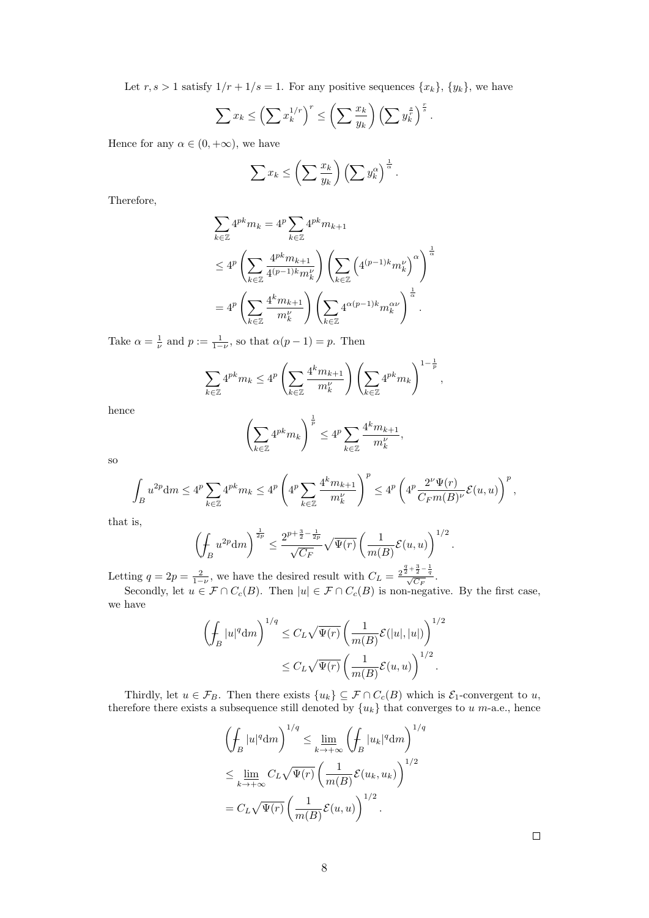Let $r, s > 1$ satisfy $1/r + 1/s = 1$. For any positive sequences $\{x_k\}$, $\{y_k\}$, we have

$$\sum x_k \le \left(\sum x_k^{1/r}\right)^r \le \left(\sum \frac{x_k}{y_k}\right)\left(\sum y_k^{\frac{s}{r}}\right)^{\frac{r}{s}}.$$

Hence for any $\alpha \in (0, +\infty)$, we have

$$\sum x_k \le \left(\sum \frac{x_k}{y_k}\right)\left(\sum y_k^{\alpha}\right)^{\frac{1}{\alpha}}.$$

Therefore,

$$\begin{aligned}
\sum_{k\in\mathbb{Z}} 4^{pk} m_k &= 4^p \sum_{k\in\mathbb{Z}} 4^{pk} m_{k+1} \\
&\le 4^p \left(\sum_{k\in\mathbb{Z}} \frac{4^{pk} m_{k+1}}{4^{(p-1)k} m_k^{\nu}}\right)\left(\sum_{k\in\mathbb{Z}} \left(4^{(p-1)k} m_k^{\nu}\right)^{\alpha}\right)^{\frac{1}{\alpha}} \\
&= 4^p \left(\sum_{k\in\mathbb{Z}} \frac{4^{k} m_{k+1}}{m_k^{\nu}}\right)\left(\sum_{k\in\mathbb{Z}} 4^{\alpha(p-1)k} m_k^{\alpha\nu}\right)^{\frac{1}{\alpha}}.
\end{aligned}$$

Take $\alpha = \frac{1}{\nu}$ and $p := \frac{1}{1-\nu}$, so that $\alpha(p-1) = p$. Then

$$\sum_{k\in\mathbb{Z}} 4^{pk} m_k \le 4^p \left(\sum_{k\in\mathbb{Z}} \frac{4^{k} m_{k+1}}{m_k^{\nu}}\right)\left(\sum_{k\in\mathbb{Z}} 4^{pk} m_k\right)^{1-\frac{1}{p}},$$

hence

$$\left(\sum_{k\in\mathbb{Z}} 4^{pk} m_k\right)^{\frac{1}{p}} \le 4^p \sum_{k\in\mathbb{Z}} \frac{4^{k} m_{k+1}}{m_k^{\nu}},$$

so

$$\int_B u^{2p} \mathrm{d}m \le 4^p \sum_{k\in\mathbb{Z}} 4^{pk} m_k \le 4^p \left(4^p \sum_{k\in\mathbb{Z}} \frac{4^{k} m_{k+1}}{m_k^{\nu}}\right)^p \le 4^p \left(4^p \frac{2^{\nu}\Psi(r)}{C_F m(B)^{\nu}} \mathcal{E}(u,u)\right)^p,$$

that is,

$$\left(\fint_B u^{2p} \mathrm{d}m\right)^{\frac{1}{2p}} \le \frac{2^{p+\frac{3}{2}-\frac{1}{2p}}}{\sqrt{C_F}} \sqrt{\Psi(r)} \left(\frac{1}{m(B)} \mathcal{E}(u,u)\right)^{1/2}.$$

Letting $q = 2p = \frac{2}{1-\nu}$, we have the desired result with $C_L = \frac{2^{\frac{q}{2}+\frac{3}{2}-\frac{1}{q}}}{\sqrt{C_F}}$.

Secondly, let $u \in \mathcal{F} \cap C_c(B)$. Then $|u| \in \mathcal{F} \cap C_c(B)$ is non-negative. By the first case, we have

$$\begin{aligned}
\left(\fint_B |u|^q \mathrm{d}m\right)^{1/q} &\le C_L \sqrt{\Psi(r)} \left(\frac{1}{m(B)} \mathcal{E}(|u|,|u|)\right)^{1/2} \\
&\le C_L \sqrt{\Psi(r)} \left(\frac{1}{m(B)} \mathcal{E}(u,u)\right)^{1/2}.
\end{aligned}$$

Thirdly, let $u \in \mathcal{F}_B$. Then there exists $\{u_k\} \subseteq \mathcal{F} \cap C_c(B)$ which is $\mathcal{E}_1$-convergent to $u$, therefore there exists a subsequence still denoted by $\{u_k\}$ that converges to $u$ $m$-a.e., hence

$$\begin{aligned}
&\left(\fint_B |u|^q \mathrm{d}m\right)^{1/q} \le \varliminf_{k\to+\infty} \left(\fint_B |u_k|^q \mathrm{d}m\right)^{1/q} \\
&\le \varliminf_{k\to+\infty} C_L \sqrt{\Psi(r)} \left(\frac{1}{m(B)} \mathcal{E}(u_k,u_k)\right)^{1/2} \\
&= C_L \sqrt{\Psi(r)} \left(\frac{1}{m(B)} \mathcal{E}(u,u)\right)^{1/2}.
\end{aligned}$$

□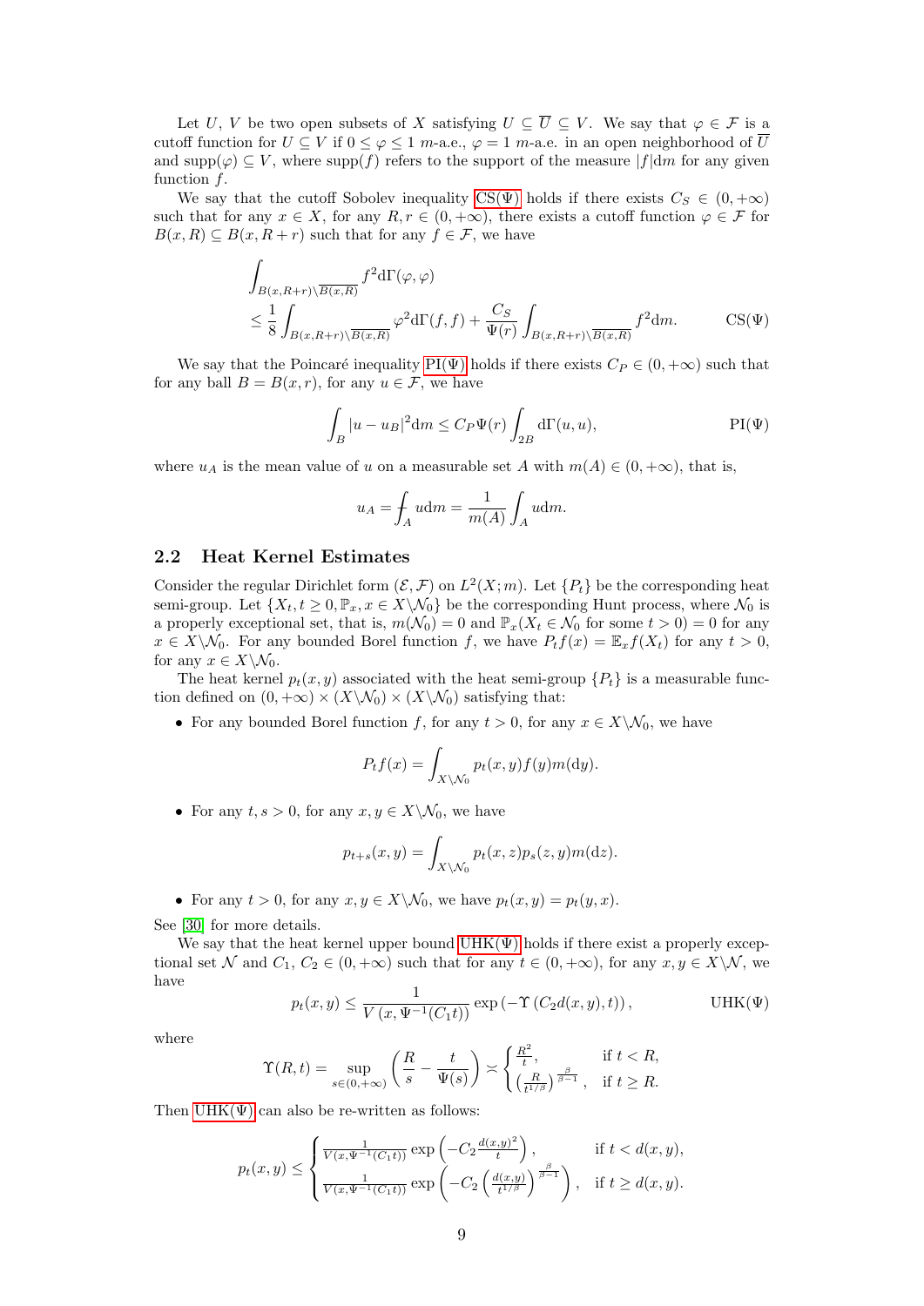Let $U$, $V$ be two open subsets of $X$ satisfying $U \subseteq \overline{U} \subseteq V$. We say that $\varphi \in \mathcal{F}$ is a cutoff function for $U \subseteq V$ if $0 \le \varphi \le 1$ $m$-a.e., $\varphi = 1$ $m$-a.e. in an open neighborhood of $\overline{U}$ and $\mathrm{supp}(\varphi) \subseteq V$, where $\mathrm{supp}(f)$ refers to the support of the measure $|f|\mathrm{d}m$ for any given function $f$.

We say that the cutoff Sobolev inequality CS(Ψ) holds if there exists $C_S \in (0, +\infty)$ such that for any $x \in X$, for any $R, r \in (0, +\infty)$, there exists a cutoff function $\varphi \in \mathcal{F}$ for $B(x, R) \subseteq B(x, R + r)$ such that for any $f \in \mathcal{F}$, we have

$$\int_{B(x,R+r)\backslash\overline{B(x,R)}} f^2 \mathrm{d}\Gamma(\varphi, \varphi) \le \frac{1}{8} \int_{B(x,R+r)\backslash\overline{B(x,R)}} \varphi^2 \mathrm{d}\Gamma(f, f) + \frac{C_S}{\Psi(r)} \int_{B(x,R+r)\backslash\overline{B(x,R)}} f^2 \mathrm{d}m. \tag{CS(Ψ)}$$

We say that the Poincaré inequality PI(Ψ) holds if there exists $C_P \in (0, +\infty)$ such that for any ball $B = B(x, r)$, for any $u \in \mathcal{F}$, we have

$$\int_B |u - u_B|^2 \mathrm{d}m \le C_P \Psi(r) \int_{2B} \mathrm{d}\Gamma(u, u), \tag{PI(Ψ)}$$

where $u_A$ is the mean value of $u$ on a measurable set $A$ with $m(A) \in (0, +\infty)$, that is,

$$u_A = \fint_A u \mathrm{d}m = \frac{1}{m(A)} \int_A u \mathrm{d}m.$$

## 2.2 Heat Kernel Estimates

Consider the regular Dirichlet form $(\mathcal{E}, \mathcal{F})$ on $L^2(X; m)$. Let $\{P_t\}$ be the corresponding heat semi-group. Let $\{X_t, t \ge 0, \mathbb{P}_x, x \in X\backslash\mathcal{N}_0\}$ be the corresponding Hunt process, where $\mathcal{N}_0$ is a properly exceptional set, that is, $m(\mathcal{N}_0) = 0$ and $\mathbb{P}_x(X_t \in \mathcal{N}_0$ for some $t > 0) = 0$ for any $x \in X\backslash\mathcal{N}_0$. For any bounded Borel function $f$, we have $P_t f(x) = \mathbb{E}_x f(X_t)$ for any $t > 0$, for any $x \in X\backslash\mathcal{N}_0$.

The heat kernel $p_t(x, y)$ associated with the heat semi-group $\{P_t\}$ is a measurable function defined on $(0, +\infty) \times (X\backslash\mathcal{N}_0) \times (X\backslash\mathcal{N}_0)$ satisfying that:

- For any bounded Borel function $f$, for any $t > 0$, for any $x \in X\backslash\mathcal{N}_0$, we have

$$P_t f(x) = \int_{X\backslash\mathcal{N}_0} p_t(x, y) f(y) m(\mathrm{d}y).$$

- For any $t, s > 0$, for any $x, y \in X\backslash\mathcal{N}_0$, we have

$$p_{t+s}(x, y) = \int_{X\backslash\mathcal{N}_0} p_t(x, z) p_s(z, y) m(\mathrm{d}z).$$

- For any $t > 0$, for any $x, y \in X\backslash\mathcal{N}_0$, we have $p_t(x, y) = p_t(y, x)$.

See [30] for more details.

We say that the heat kernel upper bound UHK(Ψ) holds if there exist a properly exceptional set $\mathcal{N}$ and $C_1$, $C_2 \in (0, +\infty)$ such that for any $t \in (0, +\infty)$, for any $x, y \in X\backslash\mathcal{N}$, we have

$$p_t(x, y) \le \frac{1}{V(x, \Psi^{-1}(C_1 t))} \exp\left(-\Upsilon\left(C_2 d(x, y), t\right)\right), \tag{UHK(Ψ)}$$

where

$$\Upsilon(R, t) = \sup_{s \in (0, +\infty)} \left(\frac{R}{s} - \frac{t}{\Psi(s)}\right) \asymp \begin{cases} \frac{R^2}{t}, & \text{if } t < R, \\ \left(\frac{R}{t^{1/\beta}}\right)^{\frac{\beta}{\beta - 1}}, & \text{if } t \ge R. \end{cases}$$

Then UHK(Ψ) can also be re-written as follows:

$$p_t(x, y) \le \begin{cases} \frac{1}{V(x, \Psi^{-1}(C_1 t))} \exp\left(-C_2 \frac{d(x, y)^2}{t}\right), & \text{if } t < d(x, y), \\ \frac{1}{V(x, \Psi^{-1}(C_1 t))} \exp\left(-C_2 \left(\frac{d(x, y)}{t^{1/\beta}}\right)^{\frac{\beta}{\beta - 1}}\right), & \text{if } t \ge d(x, y). \end{cases}$$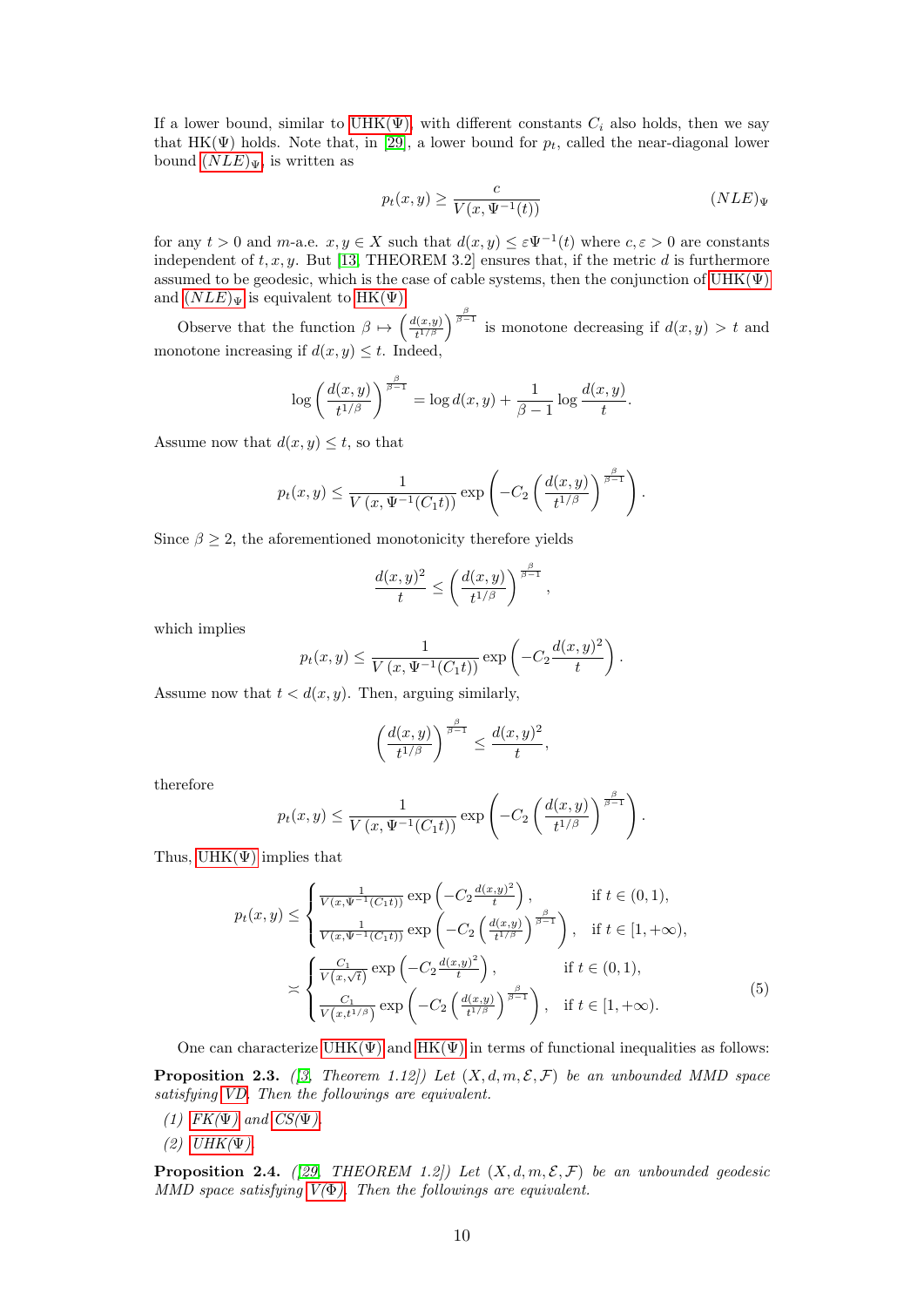If a lower bound, similar to UHK(Ψ) with different constants $C_i$ also holds, then we say that HK(Ψ) holds. Note that, in [29], a lower bound for $p_t$, called the near-diagonal lower bound $(NLE)_\Psi$, is written as

$$p_t(x,y) \geq \frac{c}{V(x,\Psi^{-1}(t))} \qquad (NLE)_\Psi$$

for any $t>0$ and $m$-a.e. $x,y\in X$ such that $d(x,y)\leq \varepsilon\Psi^{-1}(t)$ where $c,\varepsilon>0$ are constants independent of $t,x,y$. But [13, THEOREM 3.2] ensures that, if the metric $d$ is furthermore assumed to be geodesic, which is the case of cable systems, then the conjunction of UHK(Ψ) and $(NLE)_\Psi$ is equivalent to HK(Ψ).

Observe that the function $\beta \mapsto \left(\frac{d(x,y)}{t^{1/\beta}}\right)^{\frac{\beta}{\beta-1}}$ is monotone decreasing if $d(x,y)>t$ and monotone increasing if $d(x,y)\leq t$. Indeed,

$$\log\left(\frac{d(x,y)}{t^{1/\beta}}\right)^{\frac{\beta}{\beta-1}} = \log d(x,y) + \frac{1}{\beta-1}\log\frac{d(x,y)}{t}.$$

Assume now that $d(x,y)\leq t$, so that

$$p_t(x,y) \leq \frac{1}{V\left(x,\Psi^{-1}(C_1 t)\right)}\exp\left(-C_2\left(\frac{d(x,y)}{t^{1/\beta}}\right)^{\frac{\beta}{\beta-1}}\right).$$

Since $\beta\geq 2$, the aforementioned monotonicity therefore yields

$$\frac{d(x,y)^2}{t} \leq \left(\frac{d(x,y)}{t^{1/\beta}}\right)^{\frac{\beta}{\beta-1}},$$

which implies

$$p_t(x,y) \leq \frac{1}{V\left(x,\Psi^{-1}(C_1 t)\right)}\exp\left(-C_2\frac{d(x,y)^2}{t}\right).$$

Assume now that $t<d(x,y)$. Then, arguing similarly,

$$\left(\frac{d(x,y)}{t^{1/\beta}}\right)^{\frac{\beta}{\beta-1}} \leq \frac{d(x,y)^2}{t},$$

therefore

$$p_t(x,y) \leq \frac{1}{V\left(x,\Psi^{-1}(C_1 t)\right)}\exp\left(-C_2\left(\frac{d(x,y)}{t^{1/\beta}}\right)^{\frac{\beta}{\beta-1}}\right).$$

Thus, UHK(Ψ) implies that

$$\begin{aligned} p_t(x,y) &\leq \begin{cases} \frac{1}{V(x,\Psi^{-1}(C_1t))}\exp\left(-C_2\frac{d(x,y)^2}{t}\right), & \text{if } t\in(0,1),\\ \frac{1}{V(x,\Psi^{-1}(C_1t))}\exp\left(-C_2\left(\frac{d(x,y)}{t^{1/\beta}}\right)^{\frac{\beta}{\beta-1}}\right), & \text{if } t\in[1,+\infty), \end{cases}\\ &\asymp \begin{cases} \frac{C_1}{V(x,\sqrt{t})}\exp\left(-C_2\frac{d(x,y)^2}{t}\right), & \text{if } t\in(0,1),\\ \frac{C_1}{V(x,t^{1/\beta})}\exp\left(-C_2\left(\frac{d(x,y)}{t^{1/\beta}}\right)^{\frac{\beta}{\beta-1}}\right), & \text{if } t\in[1,+\infty). \end{cases} \end{aligned} \tag{5}$$

One can characterize UHK(Ψ) and HK(Ψ) in terms of functional inequalities as follows:

**Proposition 2.3.** *([3, Theorem 1.12]) Let $(X,d,m,\mathcal{E},\mathcal{F})$ be an unbounded MMD space satisfying VD. Then the followings are equivalent.*

*(1) FK(Ψ) and CS(Ψ).*

*(2) UHK(Ψ).*

**Proposition 2.4.** *([29, THEOREM 1.2]) Let $(X,d,m,\mathcal{E},\mathcal{F})$ be an unbounded geodesic MMD space satisfying V(Φ). Then the followings are equivalent.*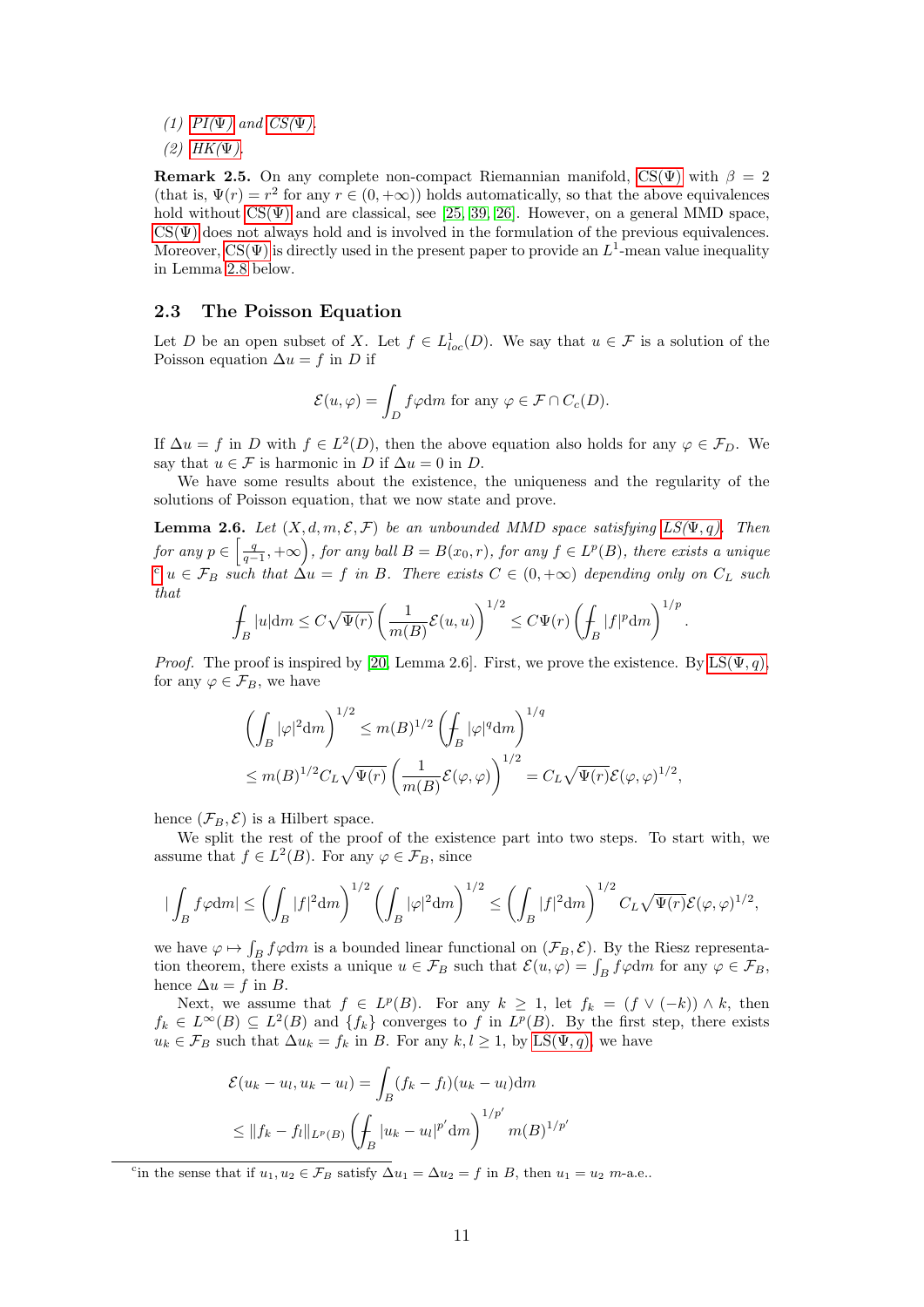*(1)* PI(Ψ) *and* CS(Ψ)*.*

*(2)* HK(Ψ)*.*

**Remark 2.5.** On any complete non-compact Riemannian manifold, CS(Ψ) with $\beta = 2$ (that is, $\Psi(r) = r^2$ for any $r \in (0, +\infty)$) holds automatically, so that the above equivalences hold without CS(Ψ) and are classical, see [25, 39, 26]. However, on a general MMD space, CS(Ψ) does not always hold and is involved in the formulation of the previous equivalences. Moreover, CS(Ψ) is directly used in the present paper to provide an $L^1$-mean value inequality in Lemma 2.8 below.

## 2.3 The Poisson Equation

Let $D$ be an open subset of $X$. Let $f \in L^1_{loc}(D)$. We say that $u \in \mathcal{F}$ is a solution of the Poisson equation $\Delta u = f$ in $D$ if

$$\mathcal{E}(u, \varphi) = \int_D f\varphi \mathrm{d}m \text{ for any } \varphi \in \mathcal{F} \cap C_c(D).$$

If $\Delta u = f$ in $D$ with $f \in L^2(D)$, then the above equation also holds for any $\varphi \in \mathcal{F}_D$. We say that $u \in \mathcal{F}$ is harmonic in $D$ if $\Delta u = 0$ in $D$.

We have some results about the existence, the uniqueness and the regularity of the solutions of Poisson equation, that we now state and prove.

**Lemma 2.6.** *Let $(X, d, m, \mathcal{E}, \mathcal{F})$ be an unbounded MMD space satisfying LS(Ψ, q). Then for any $p \in \left[\frac{q}{q-1}, +\infty\right)$, for any ball $B = B(x_0, r)$, for any $f \in L^p(B)$, there exists a unique* [c] *$u \in \mathcal{F}_B$ such that $\Delta u = f$ in $B$. There exists $C \in (0, +\infty)$ depending only on $C_L$ such that*

$$\fint_B |u|\mathrm{d}m \le C\sqrt{\Psi(r)} \left(\frac{1}{m(B)}\mathcal{E}(u, u)\right)^{1/2} \le C\Psi(r) \left(\fint_B |f|^p \mathrm{d}m\right)^{1/p}.$$

*Proof.* The proof is inspired by [20, Lemma 2.6]. First, we prove the existence. By LS(Ψ, q), for any $\varphi \in \mathcal{F}_B$, we have

$$\begin{aligned}
&\left(\int_B |\varphi|^2 \mathrm{d}m\right)^{1/2} \le m(B)^{1/2} \left(\fint_B |\varphi|^q \mathrm{d}m\right)^{1/q} \\
&\le m(B)^{1/2} C_L \sqrt{\Psi(r)} \left(\frac{1}{m(B)}\mathcal{E}(\varphi, \varphi)\right)^{1/2} = C_L \sqrt{\Psi(r)} \mathcal{E}(\varphi, \varphi)^{1/2},
\end{aligned}$$

hence $(\mathcal{F}_B, \mathcal{E})$ is a Hilbert space.

We split the rest of the proof of the existence part into two steps. To start with, we assume that $f \in L^2(B)$. For any $\varphi \in \mathcal{F}_B$, since

$$\left|\int_B f\varphi \mathrm{d}m\right| \le \left(\int_B |f|^2 \mathrm{d}m\right)^{1/2} \left(\int_B |\varphi|^2 \mathrm{d}m\right)^{1/2} \le \left(\int_B |f|^2 \mathrm{d}m\right)^{1/2} C_L \sqrt{\Psi(r)} \mathcal{E}(\varphi, \varphi)^{1/2},$$

we have $\varphi \mapsto \int_B f\varphi \mathrm{d}m$ is a bounded linear functional on $(\mathcal{F}_B, \mathcal{E})$. By the Riesz representation theorem, there exists a unique $u \in \mathcal{F}_B$ such that $\mathcal{E}(u, \varphi) = \int_B f\varphi \mathrm{d}m$ for any $\varphi \in \mathcal{F}_B$, hence $\Delta u = f$ in $B$.

Next, we assume that $f \in L^p(B)$. For any $k \ge 1$, let $f_k = (f \vee (-k)) \wedge k$, then $f_k \in L^\infty(B) \subseteq L^2(B)$ and $\{f_k\}$ converges to $f$ in $L^p(B)$. By the first step, there exists $u_k \in \mathcal{F}_B$ such that $\Delta u_k = f_k$ in $B$. For any $k, l \ge 1$, by LS(Ψ, q), we have

$$\begin{aligned}
&\mathcal{E}(u_k - u_l, u_k - u_l) = \int_B (f_k - f_l)(u_k - u_l) \mathrm{d}m \\
&\le \|f_k - f_l\|_{L^p(B)} \left(\fint_B |u_k - u_l|^{p'} \mathrm{d}m\right)^{1/p'} m(B)^{1/p'}
\end{aligned}$$

---

[c] in the sense that if $u_1, u_2 \in \mathcal{F}_B$ satisfy $\Delta u_1 = \Delta u_2 = f$ in $B$, then $u_1 = u_2$ $m$-a.e..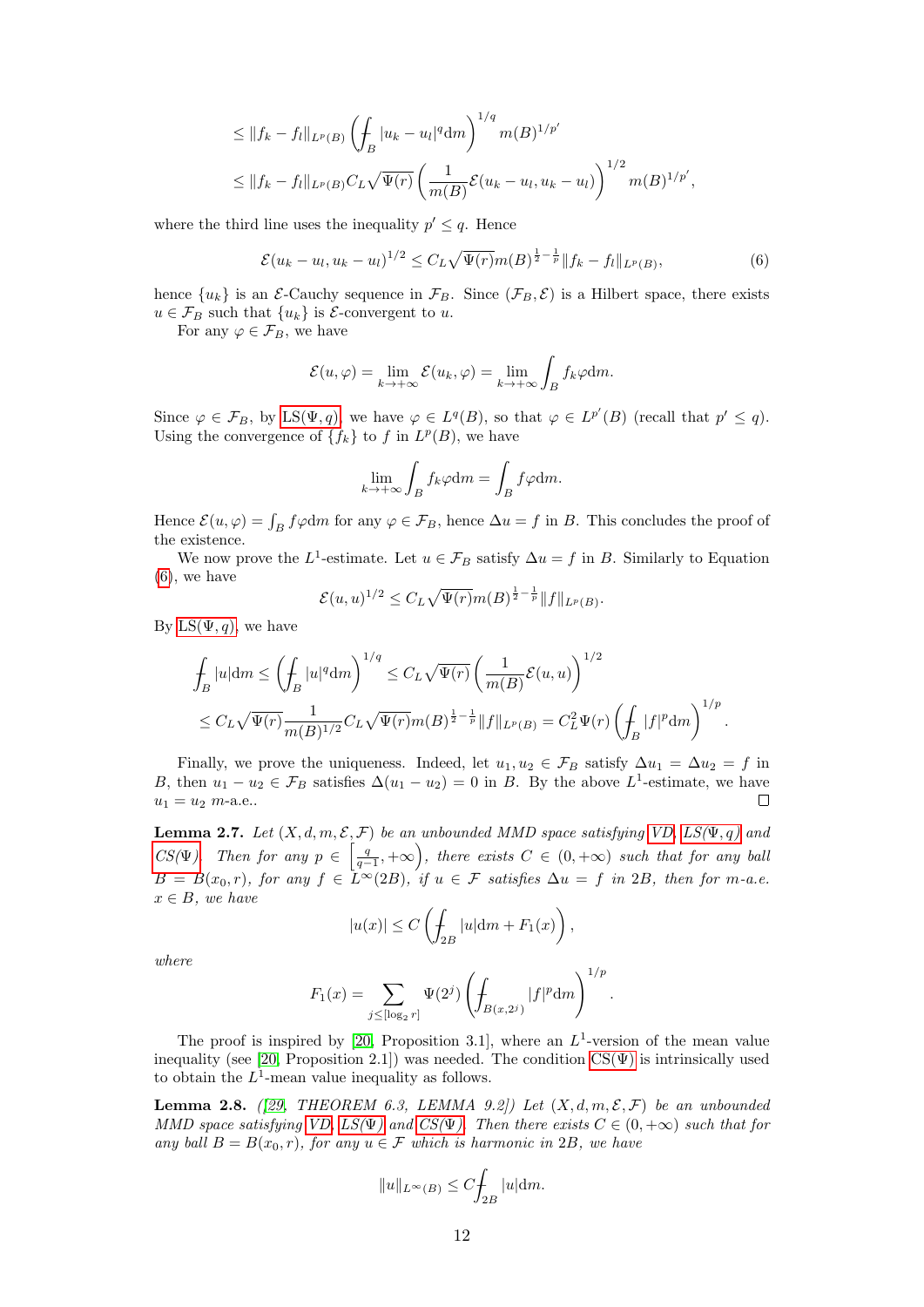$$\leq \|f_k - f_l\|_{L^p(B)} \left( \fint_B |u_k - u_l|^q \mathrm{d}m \right)^{1/q} m(B)^{1/p'}$$

$$\leq \|f_k - f_l\|_{L^p(B)} C_L \sqrt{\Psi(r)} \left( \frac{1}{m(B)} \mathcal{E}(u_k - u_l, u_k - u_l) \right)^{1/2} m(B)^{1/p'},$$

where the third line uses the inequality $p' \leq q$. Hence

$$\mathcal{E}(u_k - u_l, u_k - u_l)^{1/2} \leq C_L \sqrt{\Psi(r)} m(B)^{\frac{1}{2} - \frac{1}{p}} \|f_k - f_l\|_{L^p(B)}, \tag{6}$$

hence $\{u_k\}$ is an $\mathcal{E}$-Cauchy sequence in $\mathcal{F}_B$. Since $(\mathcal{F}_B, \mathcal{E})$ is a Hilbert space, there exists $u \in \mathcal{F}_B$ such that $\{u_k\}$ is $\mathcal{E}$-convergent to $u$.

For any $\varphi \in \mathcal{F}_B$, we have

$$\mathcal{E}(u, \varphi) = \lim_{k \to +\infty} \mathcal{E}(u_k, \varphi) = \lim_{k \to +\infty} \int_B f_k \varphi \mathrm{d}m.$$

Since $\varphi \in \mathcal{F}_B$, by LS($\Psi, q$), we have $\varphi \in L^q(B)$, so that $\varphi \in L^{p'}(B)$ (recall that $p' \leq q$). Using the convergence of $\{f_k\}$ to $f$ in $L^p(B)$, we have

$$\lim_{k \to +\infty} \int_B f_k \varphi \mathrm{d}m = \int_B f \varphi \mathrm{d}m.$$

Hence $\mathcal{E}(u, \varphi) = \int_B f \varphi \mathrm{d}m$ for any $\varphi \in \mathcal{F}_B$, hence $\Delta u = f$ in $B$. This concludes the proof of the existence.

We now prove the $L^1$-estimate. Let $u \in \mathcal{F}_B$ satisfy $\Delta u = f$ in $B$. Similarly to Equation (6), we have

$$\mathcal{E}(u, u)^{1/2} \leq C_L \sqrt{\Psi(r)} m(B)^{\frac{1}{2} - \frac{1}{p}} \|f\|_{L^p(B)}.$$

By LS($\Psi, q$), we have

$$\fint_B |u| \mathrm{d}m \leq \left( \fint_B |u|^q \mathrm{d}m \right)^{1/q} \leq C_L \sqrt{\Psi(r)} \left( \frac{1}{m(B)} \mathcal{E}(u, u) \right)^{1/2}$$

$$\leq C_L \sqrt{\Psi(r)} \frac{1}{m(B)^{1/2}} C_L \sqrt{\Psi(r)} m(B)^{\frac{1}{2} - \frac{1}{p}} \|f\|_{L^p(B)} = C_L^2 \Psi(r) \left( \fint_B |f|^p \mathrm{d}m \right)^{1/p}.$$

Finally, we prove the uniqueness. Indeed, let $u_1, u_2 \in \mathcal{F}_B$ satisfy $\Delta u_1 = \Delta u_2 = f$ in $B$, then $u_1 - u_2 \in \mathcal{F}_B$ satisfies $\Delta(u_1 - u_2) = 0$ in $B$. By the above $L^1$-estimate, we have $u_1 = u_2$ $m$-a.e.. □

**Lemma 2.7.** *Let $(X, d, m, \mathcal{E}, \mathcal{F})$ be an unbounded MMD space satisfying VD, LS($\Psi, q$) and CS($\Psi$). Then for any $p \in \left[ \frac{q}{q-1}, +\infty \right)$, there exists $C \in (0, +\infty)$ such that for any ball $B = B(x_0, r)$, for any $f \in L^\infty(2B)$, if $u \in \mathcal{F}$ satisfies $\Delta u = f$ in $2B$, then for $m$-a.e. $x \in B$, we have*

$$|u(x)| \leq C \left( \fint_{2B} |u| \mathrm{d}m + F_1(x) \right),$$

*where*

$$F_1(x) = \sum_{j \leq [\log_2 r]} \Psi(2^j) \left( \fint_{B(x, 2^j)} |f|^p \mathrm{d}m \right)^{1/p}.$$

The proof is inspired by [20, Proposition 3.1], where an $L^1$-version of the mean value inequality (see [20, Proposition 2.1]) was needed. The condition CS($\Psi$) is intrinsically used to obtain the $L^1$-mean value inequality as follows.

**Lemma 2.8.** *([29, THEOREM 6.3, LEMMA 9.2]) Let $(X, d, m, \mathcal{E}, \mathcal{F})$ be an unbounded MMD space satisfying VD, LS($\Psi$) and CS($\Psi$). Then there exists $C \in (0, +\infty)$ such that for any ball $B = B(x_0, r)$, for any $u \in \mathcal{F}$ which is harmonic in $2B$, we have*

$$\|u\|_{L^\infty(B)} \leq C \fint_{2B} |u| \mathrm{d}m.$$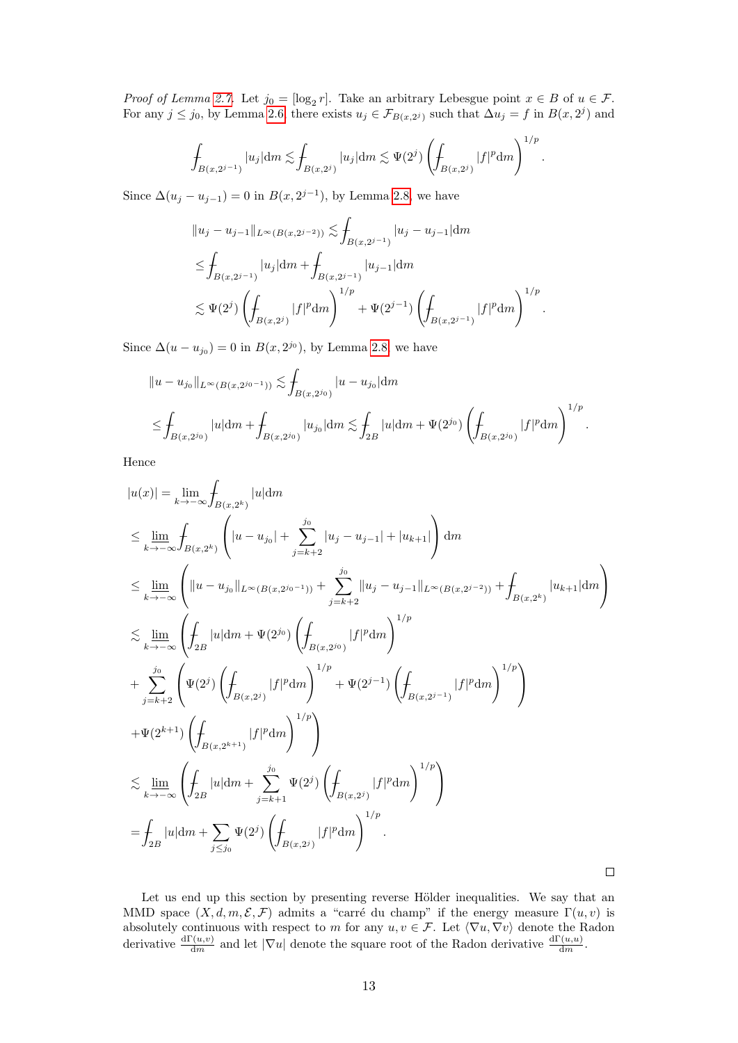*Proof of Lemma 2.7.* Let $j_0 = [\log_2 r]$. Take an arbitrary Lebesgue point $x \in B$ of $u \in \mathcal{F}$. For any $j \leq j_0$, by Lemma 2.6, there exists $u_j \in \mathcal{F}_{B(x,2^j)}$ such that $\Delta u_j = f$ in $B(x, 2^j)$ and

$$\fint_{B(x,2^{j-1})} |u_j| \mathrm{d}m \lesssim \fint_{B(x,2^j)} |u_j| \mathrm{d}m \lesssim \Psi(2^j) \left( \fint_{B(x,2^j)} |f|^p \mathrm{d}m \right)^{1/p}.$$

Since $\Delta(u_j - u_{j-1}) = 0$ in $B(x, 2^{j-1})$, by Lemma 2.8, we have

$$\begin{aligned}
\|u_j - u_{j-1}\|_{L^\infty(B(x,2^{j-2}))} &\lesssim \fint_{B(x,2^{j-1})} |u_j - u_{j-1}| \mathrm{d}m \\
&\leq \fint_{B(x,2^{j-1})} |u_j| \mathrm{d}m + \fint_{B(x,2^{j-1})} |u_{j-1}| \mathrm{d}m \\
&\lesssim \Psi(2^j) \left( \fint_{B(x,2^j)} |f|^p \mathrm{d}m \right)^{1/p} + \Psi(2^{j-1}) \left( \fint_{B(x,2^{j-1})} |f|^p \mathrm{d}m \right)^{1/p}.
\end{aligned}$$

Since $\Delta(u - u_{j_0}) = 0$ in $B(x, 2^{j_0})$, by Lemma 2.8, we have

$$\begin{aligned}
&\|u - u_{j_0}\|_{L^\infty(B(x,2^{j_0-1}))} \lesssim \fint_{B(x,2^{j_0})} |u - u_{j_0}| \mathrm{d}m \\
&\leq \fint_{B(x,2^{j_0})} |u| \mathrm{d}m + \fint_{B(x,2^{j_0})} |u_{j_0}| \mathrm{d}m \lesssim \fint_{2B} |u| \mathrm{d}m + \Psi(2^{j_0}) \left( \fint_{B(x,2^{j_0})} |f|^p \mathrm{d}m \right)^{1/p}.
\end{aligned}$$

Hence

$$\begin{aligned}
&|u(x)| = \lim_{k \to -\infty} \fint_{B(x,2^k)} |u| \mathrm{d}m \\
&\leq \varlimsup_{k \to -\infty} \fint_{B(x,2^k)} \left( |u - u_{j_0}| + \sum_{j=k+2}^{j_0} |u_j - u_{j-1}| + |u_{k+1}| \right) \mathrm{d}m \\
&\leq \varlimsup_{k \to -\infty} \left( \|u - u_{j_0}\|_{L^\infty(B(x,2^{j_0-1}))} + \sum_{j=k+2}^{j_0} \|u_j - u_{j-1}\|_{L^\infty(B(x,2^{j-2}))} + \fint_{B(x,2^k)} |u_{k+1}| \mathrm{d}m \right) \\
&\lesssim \varlimsup_{k \to -\infty} \left( \fint_{2B} |u| \mathrm{d}m + \Psi(2^{j_0}) \left( \fint_{B(x,2^{j_0})} |f|^p \mathrm{d}m \right)^{1/p} \right. \\
&+ \sum_{j=k+2}^{j_0} \left( \Psi(2^j) \left( \fint_{B(x,2^j)} |f|^p \mathrm{d}m \right)^{1/p} + \Psi(2^{j-1}) \left( \fint_{B(x,2^{j-1})} |f|^p \mathrm{d}m \right)^{1/p} \right) \\
&\left. + \Psi(2^{k+1}) \left( \fint_{B(x,2^{k+1})} |f|^p \mathrm{d}m \right)^{1/p} \right) \\
&\lesssim \varlimsup_{k \to -\infty} \left( \fint_{2B} |u| \mathrm{d}m + \sum_{j=k+1}^{j_0} \Psi(2^j) \left( \fint_{B(x,2^j)} |f|^p \mathrm{d}m \right)^{1/p} \right) \\
&= \fint_{2B} |u| \mathrm{d}m + \sum_{j \leq j_0} \Psi(2^j) \left( \fint_{B(x,2^j)} |f|^p \mathrm{d}m \right)^{1/p}.
\end{aligned}$$

$\square$

Let us end up this section by presenting reverse Hölder inequalities. We say that an MMD space $(X, d, m, \mathcal{E}, \mathcal{F})$ admits a "carré du champ" if the energy measure $\Gamma(u, v)$ is absolutely continuous with respect to $m$ for any $u, v \in \mathcal{F}$. Let $\langle \nabla u, \nabla v \rangle$ denote the Radon derivative $\frac{\mathrm{d}\Gamma(u,v)}{\mathrm{d}m}$ and let $|\nabla u|$ denote the square root of the Radon derivative $\frac{\mathrm{d}\Gamma(u,u)}{\mathrm{d}m}$.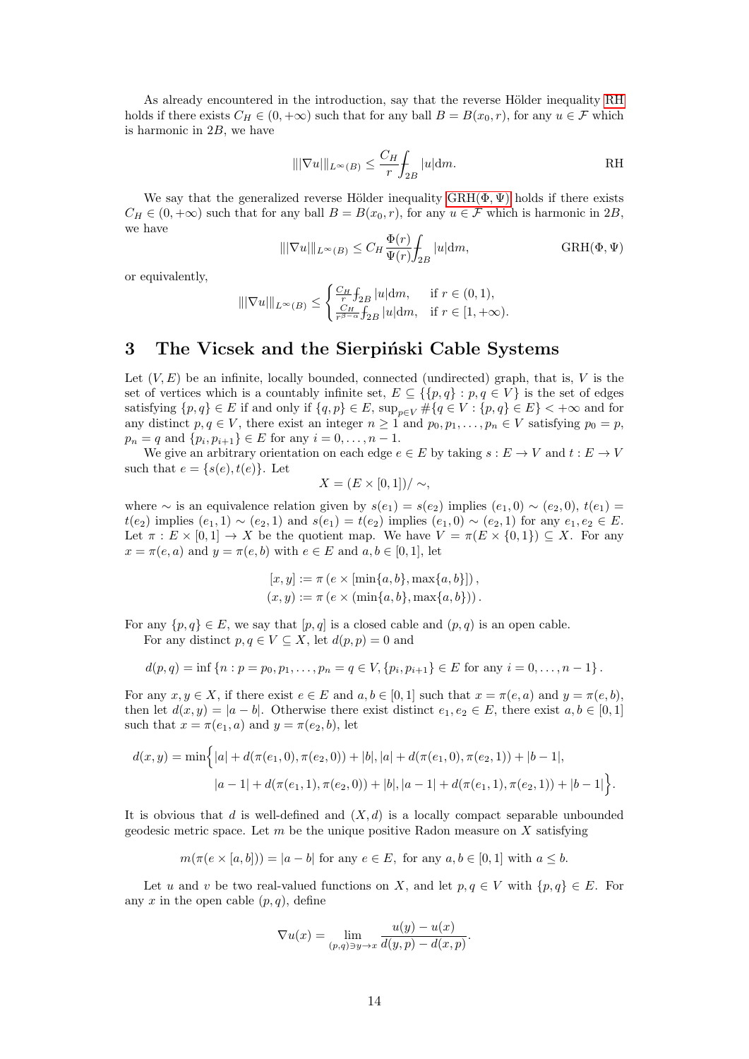As already encountered in the introduction, say that the reverse Hölder inequality RH holds if there exists $C_H \in (0, +\infty)$ such that for any ball $B = B(x_0, r)$, for any $u \in \mathcal{F}$ which is harmonic in $2B$, we have

$$\||\nabla u|\|_{L^\infty(B)} \leq \frac{C_H}{r} \fint_{2B} |u| \mathrm{d}m. \tag{RH}$$

We say that the generalized reverse Hölder inequality GRH($\Phi, \Psi$) holds if there exists $C_H \in (0, +\infty)$ such that for any ball $B = B(x_0, r)$, for any $u \in \mathcal{F}$ which is harmonic in $2B$, we have

$$\||\nabla u|\|_{L^\infty(B)} \leq C_H \frac{\Phi(r)}{\Psi(r)} \fint_{2B} |u| \mathrm{d}m, \tag{GRH($\Phi, \Psi$)}$$

or equivalently,

$$\||\nabla u|\|_{L^\infty(B)} \leq \begin{cases} \frac{C_H}{r} \fint_{2B} |u| \mathrm{d}m, & \text{if } r \in (0, 1), \\ \frac{C_H}{r^{\beta - \alpha}} \fint_{2B} |u| \mathrm{d}m, & \text{if } r \in [1, +\infty). \end{cases}$$

# 3 The Vicsek and the Sierpiński Cable Systems

Let $(V, E)$ be an infinite, locally bounded, connected (undirected) graph, that is, $V$ is the set of vertices which is a countably infinite set, $E \subseteq \{\{p, q\} : p, q \in V\}$ is the set of edges satisfying $\{p, q\} \in E$ if and only if $\{q, p\} \in E$, $\sup_{p \in V} \#\{q \in V : \{p, q\} \in E\} < +\infty$ and for any distinct $p, q \in V$, there exist an integer $n \geq 1$ and $p_0, p_1, \ldots, p_n \in V$ satisfying $p_0 = p$, $p_n = q$ and $\{p_i, p_{i+1}\} \in E$ for any $i = 0, \ldots, n-1$.

We give an arbitrary orientation on each edge $e \in E$ by taking $s : E \to V$ and $t : E \to V$ such that $e = \{s(e), t(e)\}$. Let

$$X = (E \times [0, 1]) / \sim,$$

where $\sim$ is an equivalence relation given by $s(e_1) = s(e_2)$ implies $(e_1, 0) \sim (e_2, 0)$, $t(e_1) = t(e_2)$ implies $(e_1, 1) \sim (e_2, 1)$ and $s(e_1) = t(e_2)$ implies $(e_1, 0) \sim (e_2, 1)$ for any $e_1, e_2 \in E$. Let $\pi : E \times [0, 1] \to X$ be the quotient map. We have $V = \pi(E \times \{0, 1\}) \subseteq X$. For any $x = \pi(e, a)$ and $y = \pi(e, b)$ with $e \in E$ and $a, b \in [0, 1]$, let

$$[x, y] := \pi\left(e \times [\min\{a, b\}, \max\{a, b\}]\right),$$
$$(x, y) := \pi\left(e \times (\min\{a, b\}, \max\{a, b\})\right).$$

For any $\{p, q\} \in E$, we say that $[p, q]$ is a closed cable and $(p, q)$ is an open cable.

For any distinct $p, q \in V \subseteq X$, let $d(p, p) = 0$ and

$$d(p, q) = \inf\left\{n : p = p_0, p_1, \ldots, p_n = q \in V, \{p_i, p_{i+1}\} \in E \text{ for any } i = 0, \ldots, n-1\right\}.$$

For any $x, y \in X$, if there exist $e \in E$ and $a, b \in [0, 1]$ such that $x = \pi(e, a)$ and $y = \pi(e, b)$, then let $d(x, y) = |a - b|$. Otherwise there exist distinct $e_1, e_2 \in E$, there exist $a, b \in [0, 1]$ such that $x = \pi(e_1, a)$ and $y = \pi(e_2, b)$, let

$$\begin{aligned} d(x, y) = \min\Big\{ & |a| + d(\pi(e_1, 0), \pi(e_2, 0)) + |b|, |a| + d(\pi(e_1, 0), \pi(e_2, 1)) + |b - 1|, \\ & |a - 1| + d(\pi(e_1, 1), \pi(e_2, 0)) + |b|, |a - 1| + d(\pi(e_1, 1), \pi(e_2, 1)) + |b - 1|\Big\}. \end{aligned}$$

It is obvious that $d$ is well-defined and $(X, d)$ is a locally compact separable unbounded geodesic metric space. Let $m$ be the unique positive Radon measure on $X$ satisfying

$$m(\pi(e \times [a, b])) = |a - b| \text{ for any } e \in E, \text{ for any } a, b \in [0, 1] \text{ with } a \leq b.$$

Let $u$ and $v$ be two real-valued functions on $X$, and let $p, q \in V$ with $\{p, q\} \in E$. For any $x$ in the open cable $(p, q)$, define

$$\nabla u(x) = \lim_{(p,q) \ni y \to x} \frac{u(y) - u(x)}{d(y, p) - d(x, p)}.$$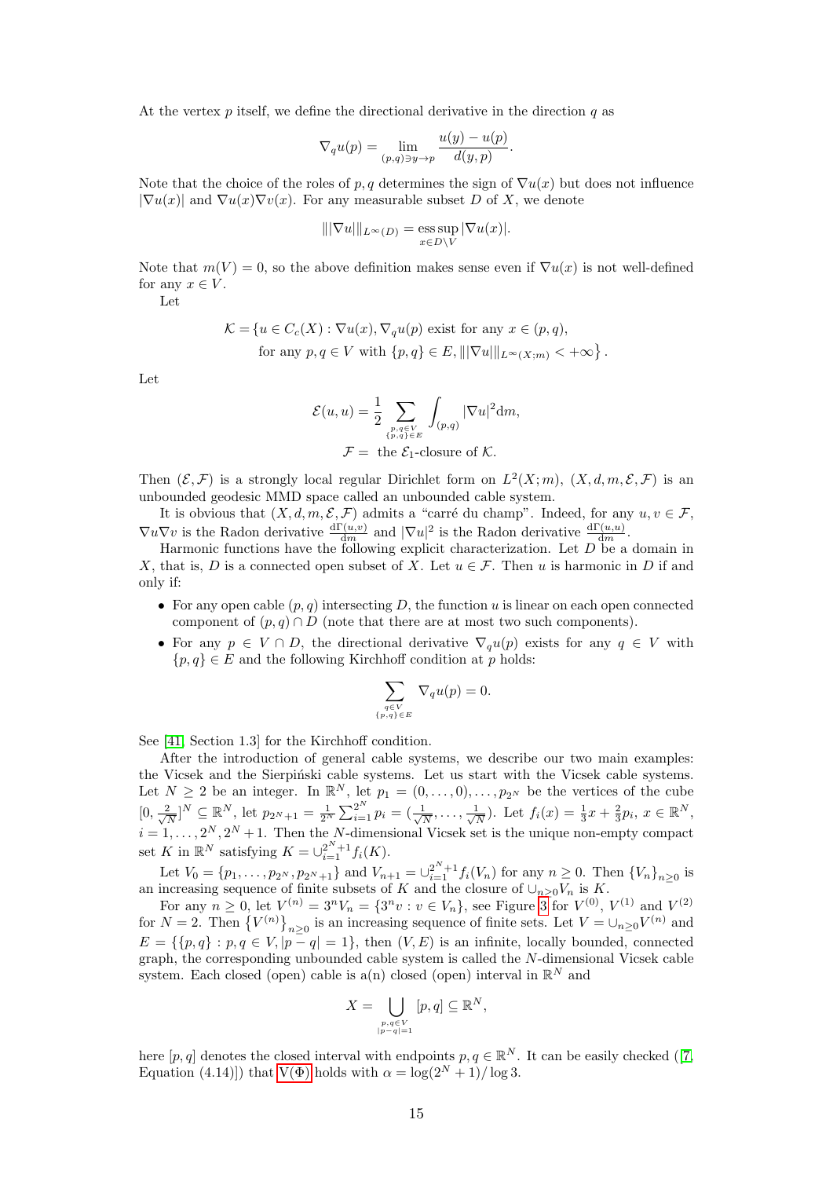At the vertex $p$ itself, we define the directional derivative in the direction $q$ as

$$\nabla_q u(p) = \lim_{(p,q)\ni y\to p} \frac{u(y)-u(p)}{d(y,p)}.$$

Note that the choice of the roles of $p,q$ determines the sign of $\nabla u(x)$ but does not influence $|\nabla u(x)|$ and $\nabla u(x)\nabla v(x)$. For any measurable subset $D$ of $X$, we denote

$$\||\nabla u|\|_{L^\infty(D)} = \operatorname*{ess\,sup}_{x\in D\backslash V} |\nabla u(x)|.$$

Note that $m(V)=0$, so the above definition makes sense even if $\nabla u(x)$ is not well-defined for any $x\in V$.

Let

$$\begin{aligned}\mathcal{K} = \{&u\in C_c(X) : \nabla u(x), \nabla_q u(p) \text{ exist for any } x\in(p,q),\\ &\text{for any } p,q\in V \text{ with } \{p,q\}\in E, \||\nabla u|\|_{L^\infty(X;m)} < +\infty\}.\end{aligned}$$

Let

$$\mathcal{E}(u,u) = \frac{1}{2}\sum_{\substack{p,q\in V\\ \{p,q\}\in E}} \int_{(p,q)} |\nabla u|^2 \mathrm{d}m,$$

$$\mathcal{F} = \text{ the } \mathcal{E}_1\text{-closure of } \mathcal{K}.$$

Then $(\mathcal{E},\mathcal{F})$ is a strongly local regular Dirichlet form on $L^2(X;m)$, $(X,d,m,\mathcal{E},\mathcal{F})$ is an unbounded geodesic MMD space called an unbounded cable system.

It is obvious that $(X,d,m,\mathcal{E},\mathcal{F})$ admits a "carré du champ". Indeed, for any $u,v\in\mathcal{F}$, $\nabla u\nabla v$ is the Radon derivative $\frac{\mathrm{d}\Gamma(u,v)}{\mathrm{d}m}$ and $|\nabla u|^2$ is the Radon derivative $\frac{\mathrm{d}\Gamma(u,u)}{\mathrm{d}m}$.

Harmonic functions have the following explicit characterization. Let $D$ be a domain in $X$, that is, $D$ is a connected open subset of $X$. Let $u\in\mathcal{F}$. Then $u$ is harmonic in $D$ if and only if:

- For any open cable $(p,q)$ intersecting $D$, the function $u$ is linear on each open connected component of $(p,q)\cap D$ (note that there are at most two such components).
- For any $p\in V\cap D$, the directional derivative $\nabla_q u(p)$ exists for any $q\in V$ with $\{p,q\}\in E$ and the following Kirchhoff condition at $p$ holds:

$$\sum_{\substack{q\in V\\ \{p,q\}\in E}} \nabla_q u(p) = 0.$$

See [41, Section 1.3] for the Kirchhoff condition.

After the introduction of general cable systems, we describe our two main examples: the Vicsek and the Sierpiński cable systems. Let us start with the Vicsek cable systems. Let $N\ge 2$ be an integer. In $\mathbb{R}^N$, let $p_1=(0,\ldots,0),\ldots,p_{2^N}$ be the vertices of the cube $[0,\frac{2}{\sqrt{N}}]^N\subseteq\mathbb{R}^N$, let $p_{2^N+1}=\frac{1}{2^N}\sum_{i=1}^{2^N}p_i=(\frac{1}{\sqrt{N}},\ldots,\frac{1}{\sqrt{N}})$. Let $f_i(x)=\frac{1}{3}x+\frac{2}{3}p_i$, $x\in\mathbb{R}^N$, $i=1,\ldots,2^N,2^N+1$. Then the $N$-dimensional Vicsek set is the unique non-empty compact set $K$ in $\mathbb{R}^N$ satisfying $K=\cup_{i=1}^{2^N+1}f_i(K)$.

Let $V_0=\{p_1,\ldots,p_{2^N},p_{2^N+1}\}$ and $V_{n+1}=\cup_{i=1}^{2^N+1}f_i(V_n)$ for any $n\ge 0$. Then $\{V_n\}_{n\ge0}$ is an increasing sequence of finite subsets of $K$ and the closure of $\cup_{n\ge0}V_n$ is $K$.

For any $n\ge 0$, let $V^{(n)}=3^nV_n=\{3^nv : v\in V_n\}$, see Figure 3 for $V^{(0)}$, $V^{(1)}$ and $V^{(2)}$ for $N=2$. Then $\{V^{(n)}\}_{n\ge0}$ is an increasing sequence of finite sets. Let $V=\cup_{n\ge0}V^{(n)}$ and $E=\{\{p,q\} : p,q\in V, |p-q|=1\}$, then $(V,E)$ is an infinite, locally bounded, connected graph, the corresponding unbounded cable system is called the $N$-dimensional Vicsek cable system. Each closed (open) cable is a(n) closed (open) interval in $\mathbb{R}^N$ and

$$X = \bigcup_{\substack{p,q\in V\\ |p-q|=1}} [p,q] \subseteq \mathbb{R}^N,$$

here $[p,q]$ denotes the closed interval with endpoints $p,q\in\mathbb{R}^N$. It can be easily checked ([7, Equation (4.14)]) that V(Φ) holds with $\alpha=\log(2^N+1)/\log 3$.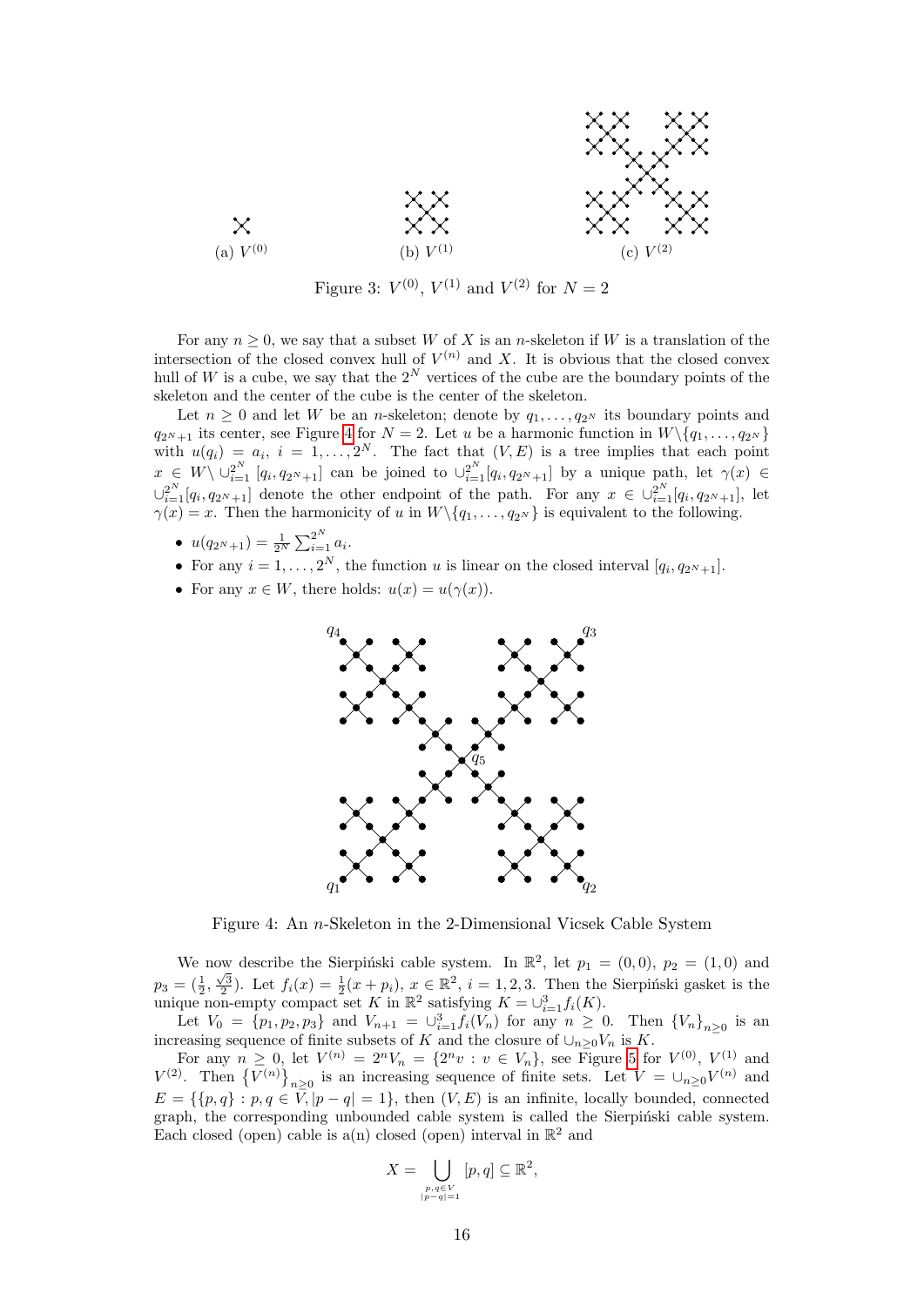(a) $V^{(0)}$ (b) $V^{(1)}$ (c) $V^{(2)}$

Figure 3: $V^{(0)}$, $V^{(1)}$ and $V^{(2)}$ for $N = 2$

For any $n \geq 0$, we say that a subset $W$ of $X$ is an $n$-skeleton if $W$ is a translation of the intersection of the closed convex hull of $V^{(n)}$ and $X$. It is obvious that the closed convex hull of $W$ is a cube, we say that the $2^N$ vertices of the cube are the boundary points of the skeleton and the center of the cube is the center of the skeleton.

Let $n \geq 0$ and let $W$ be an $n$-skeleton; denote by $q_1, \ldots, q_{2^N}$ its boundary points and $q_{2^N+1}$ its center, see Figure 4 for $N = 2$. Let $u$ be a harmonic function in $W \backslash \{q_1, \ldots, q_{2^N}\}$ with $u(q_i) = a_i$, $i = 1, \ldots, 2^N$. The fact that $(V, E)$ is a tree implies that each point $x \in W \backslash \cup_{i=1}^{2^N} [q_i, q_{2^N+1}]$ can be joined to $\cup_{i=1}^{2^N} [q_i, q_{2^N+1}]$ by a unique path, let $\gamma(x) \in \cup_{i=1}^{2^N} [q_i, q_{2^N+1}]$ denote the other endpoint of the path. For any $x \in \cup_{i=1}^{2^N} [q_i, q_{2^N+1}]$, let $\gamma(x) = x$. Then the harmonicity of $u$ in $W \backslash \{q_1, \ldots, q_{2^N}\}$ is equivalent to the following.

- $u(q_{2^N+1}) = \frac{1}{2^N} \sum_{i=1}^{2^N} a_i$.
- For any $i = 1, \ldots, 2^N$, the function $u$ is linear on the closed interval $[q_i, q_{2^N+1}]$.
- For any $x \in W$, there holds: $u(x) = u(\gamma(x))$.

Figure 4: An $n$-Skeleton in the 2-Dimensional Vicsek Cable System

We now describe the Sierpiński cable system. In $\mathbb{R}^2$, let $p_1 = (0, 0)$, $p_2 = (1, 0)$ and $p_3 = (\frac{1}{2}, \frac{\sqrt{3}}{2})$. Let $f_i(x) = \frac{1}{2}(x + p_i)$, $x \in \mathbb{R}^2$, $i = 1, 2, 3$. Then the Sierpiński gasket is the unique non-empty compact set $K$ in $\mathbb{R}^2$ satisfying $K = \cup_{i=1}^3 f_i(K)$.

Let $V_0 = \{p_1, p_2, p_3\}$ and $V_{n+1} = \cup_{i=1}^3 f_i(V_n)$ for any $n \geq 0$. Then $\{V_n\}_{n \geq 0}$ is an increasing sequence of finite subsets of $K$ and the closure of $\cup_{n \geq 0} V_n$ is $K$.

For any $n \geq 0$, let $V^{(n)} = 2^n V_n = \{2^n v : v \in V_n\}$, see Figure 5 for $V^{(0)}$, $V^{(1)}$ and $V^{(2)}$. Then $\{V^{(n)}\}_{n \geq 0}$ is an increasing sequence of finite sets. Let $V = \cup_{n \geq 0} V^{(n)}$ and $E = \{\{p, q\} : p, q \in V, |p - q| = 1\}$, then $(V, E)$ is an infinite, locally bounded, connected graph, the corresponding unbounded cable system is called the Sierpiński cable system. Each closed (open) cable is a(n) closed (open) interval in $\mathbb{R}^2$ and

$$X = \bigcup_{\substack{p, q \in V \\ |p - q| = 1}} [p, q] \subseteq \mathbb{R}^2,$$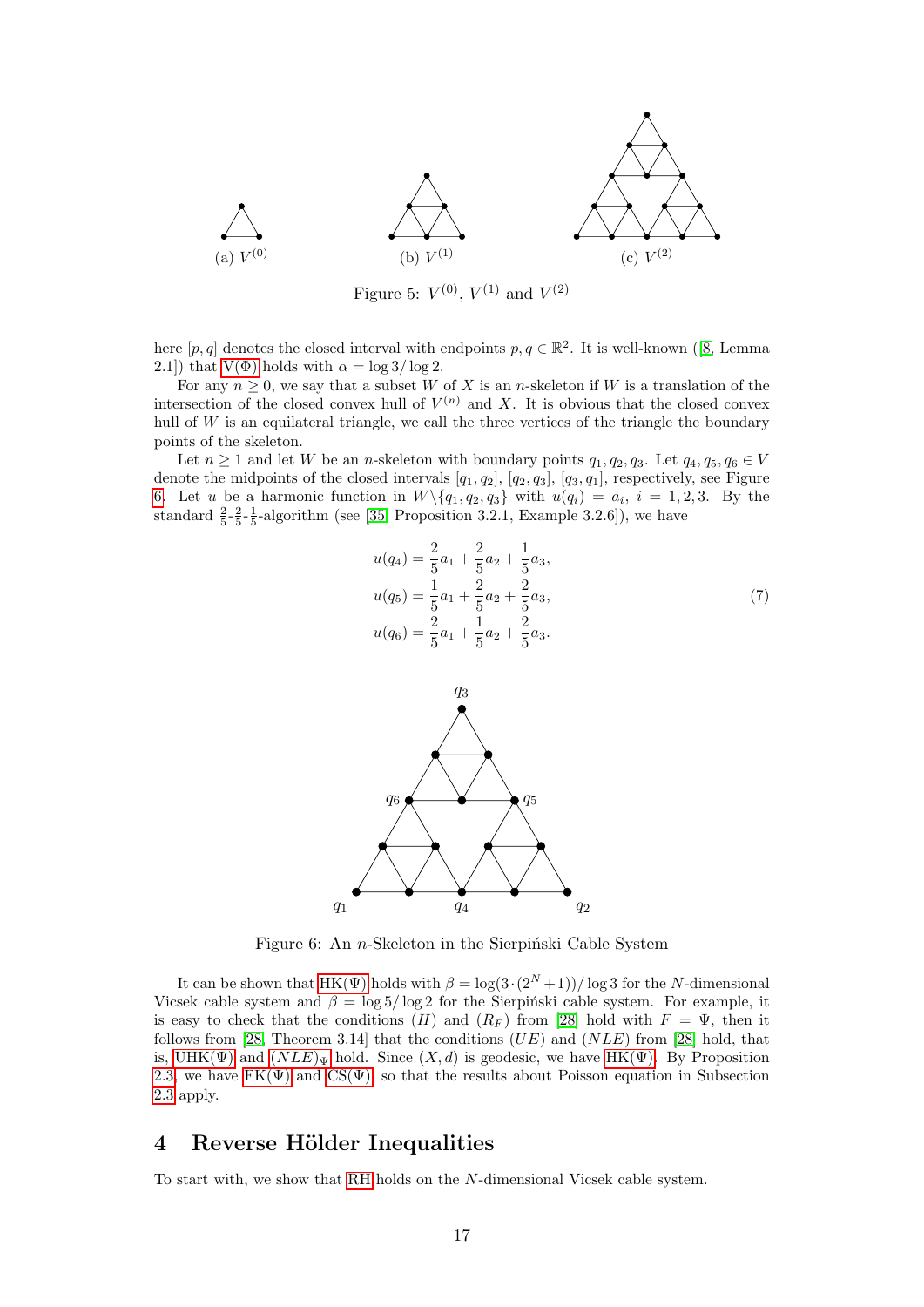(a) $V^{(0)}$ (b) $V^{(1)}$ (c) $V^{(2)}$

Figure 5: $V^{(0)}$, $V^{(1)}$ and $V^{(2)}$

here $[p, q]$ denotes the closed interval with endpoints $p, q \in \mathbb{R}^2$. It is well-known ([8, Lemma 2.1]) that V(Φ) holds with $\alpha = \log 3/\log 2$.

For any $n \geq 0$, we say that a subset $W$ of $X$ is an $n$-skeleton if $W$ is a translation of the intersection of the closed convex hull of $V^{(n)}$ and $X$. It is obvious that the closed convex hull of $W$ is an equilateral triangle, we call the three vertices of the triangle the boundary points of the skeleton.

Let $n \geq 1$ and let $W$ be an $n$-skeleton with boundary points $q_1, q_2, q_3$. Let $q_4, q_5, q_6 \in V$ denote the midpoints of the closed intervals $[q_1, q_2]$, $[q_2, q_3]$, $[q_3, q_1]$, respectively, see Figure 6. Let $u$ be a harmonic function in $W \backslash \{q_1, q_2, q_3\}$ with $u(q_i) = a_i$, $i = 1, 2, 3$. By the standard $\frac{2}{5}$-$\frac{2}{5}$-$\frac{1}{5}$-algorithm (see [35, Proposition 3.2.1, Example 3.2.6]), we have

$$
\begin{aligned}
u(q_4) &= \frac{2}{5}a_1 + \frac{2}{5}a_2 + \frac{1}{5}a_3, \\
u(q_5) &= \frac{1}{5}a_1 + \frac{2}{5}a_2 + \frac{2}{5}a_3, \\
u(q_6) &= \frac{2}{5}a_1 + \frac{1}{5}a_2 + \frac{2}{5}a_3.
\end{aligned}
\tag{7}
$$

Figure 6: An $n$-Skeleton in the Sierpiński Cable System

It can be shown that HK(Ψ) holds with $\beta = \log(3 \cdot (2^N + 1))/\log 3$ for the $N$-dimensional Vicsek cable system and $\beta = \log 5/\log 2$ for the Sierpiński cable system. For example, it is easy to check that the conditions $(H)$ and $(R_F)$ from [28] hold with $F = \Psi$, then it follows from [28, Theorem 3.14] that the conditions $(UE)$ and $(NLE)$ from [28] hold, that is, UHK(Ψ) and $(NLE)_\Psi$ hold. Since $(X, d)$ is geodesic, we have HK(Ψ). By Proposition 2.3, we have FK(Ψ) and CS(Ψ), so that the results about Poisson equation in Subsection 2.3 apply.

## 4 Reverse Hölder Inequalities

To start with, we show that RH holds on the $N$-dimensional Vicsek cable system.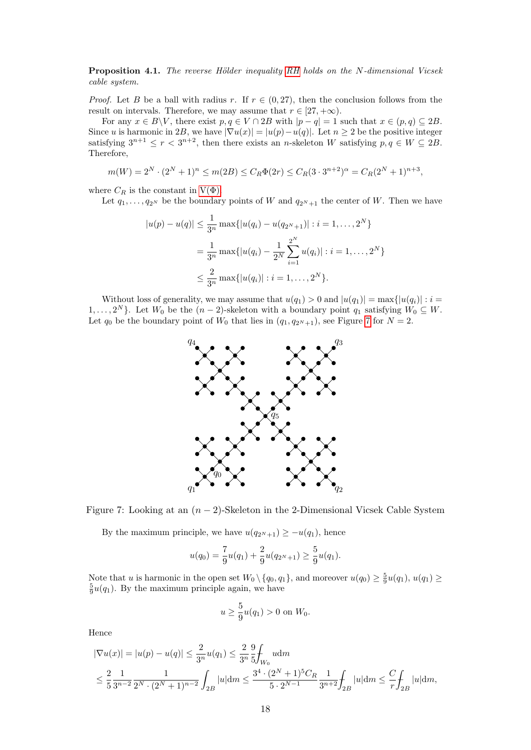**Proposition 4.1.** *The reverse Hölder inequality RH holds on the N-dimensional Vicsek cable system.*

*Proof.* Let $B$ be a ball with radius $r$. If $r \in (0, 27)$, then the conclusion follows from the result on intervals. Therefore, we may assume that $r \in [27, +\infty)$.

For any $x \in B \backslash V$, there exist $p, q \in V \cap 2B$ with $|p - q| = 1$ such that $x \in (p, q) \subseteq 2B$. Since $u$ is harmonic in $2B$, we have $|\nabla u(x)| = |u(p) - u(q)|$. Let $n \geq 2$ be the positive integer satisfying $3^{n+1} \leq r < 3^{n+2}$, then there exists an $n$-skeleton $W$ satisfying $p, q \in W \subseteq 2B$. Therefore,

$$m(W) = 2^N \cdot (2^N + 1)^n \leq m(2B) \leq C_R \Phi(2r) \leq C_R (3 \cdot 3^{n+2})^\alpha = C_R (2^N + 1)^{n+3},$$

where $C_R$ is the constant in $\mathrm{V}(\Phi)$.

Let $q_1, \ldots, q_{2^N}$ be the boundary points of $W$ and $q_{2^N+1}$ the center of $W$. Then we have

$$\begin{aligned}
|u(p) - u(q)| &\leq \frac{1}{3^n} \max\{|u(q_i) - u(q_{2^N+1})| : i = 1, \ldots, 2^N\} \\
&= \frac{1}{3^n} \max\{|u(q_i) - \frac{1}{2^N} \sum_{i=1}^{2^N} u(q_i)| : i = 1, \ldots, 2^N\} \\
&\leq \frac{2}{3^n} \max\{|u(q_i)| : i = 1, \ldots, 2^N\}.
\end{aligned}$$

Without loss of generality, we may assume that $u(q_1) > 0$ and $|u(q_1)| = \max\{|u(q_i)| : i = 1, \ldots, 2^N\}$. Let $W_0$ be the $(n-2)$-skeleton with a boundary point $q_1$ satisfying $W_0 \subseteq W$. Let $q_0$ be the boundary point of $W_0$ that lies in $(q_1, q_{2^N+1})$, see Figure 7 for $N = 2$.

Figure 7: Looking at an $(n-2)$-Skeleton in the 2-Dimensional Vicsek Cable System

By the maximum principle, we have $u(q_{2^N+1}) \geq -u(q_1)$, hence

$$u(q_0) = \frac{7}{9} u(q_1) + \frac{2}{9} u(q_{2^N+1}) \geq \frac{5}{9} u(q_1).$$

Note that $u$ is harmonic in the open set $W_0 \setminus \{q_0, q_1\}$, and moreover $u(q_0) \geq \frac{5}{9} u(q_1)$, $u(q_1) \geq \frac{5}{9} u(q_1)$. By the maximum principle again, we have

$$u \geq \frac{5}{9} u(q_1) > 0 \text{ on } W_0.$$

Hence

$$\begin{aligned}
|\nabla u(x)| &= |u(p) - u(q)| \leq \frac{2}{3^n} u(q_1) \leq \frac{2}{3^n} \frac{9}{5} \fint_{W_0} u \mathrm{d}m \\
&\leq \frac{2}{5} \frac{1}{3^{n-2}} \frac{1}{2^N \cdot (2^N + 1)^{n-2}} \int_{2B} |u| \mathrm{d}m \leq \frac{3^4 \cdot (2^N + 1)^5 C_R}{5 \cdot 2^{N-1}} \frac{1}{3^{n+2}} \fint_{2B} |u| \mathrm{d}m \leq \frac{C}{r} \fint_{2B} |u| \mathrm{d}m,
\end{aligned}$$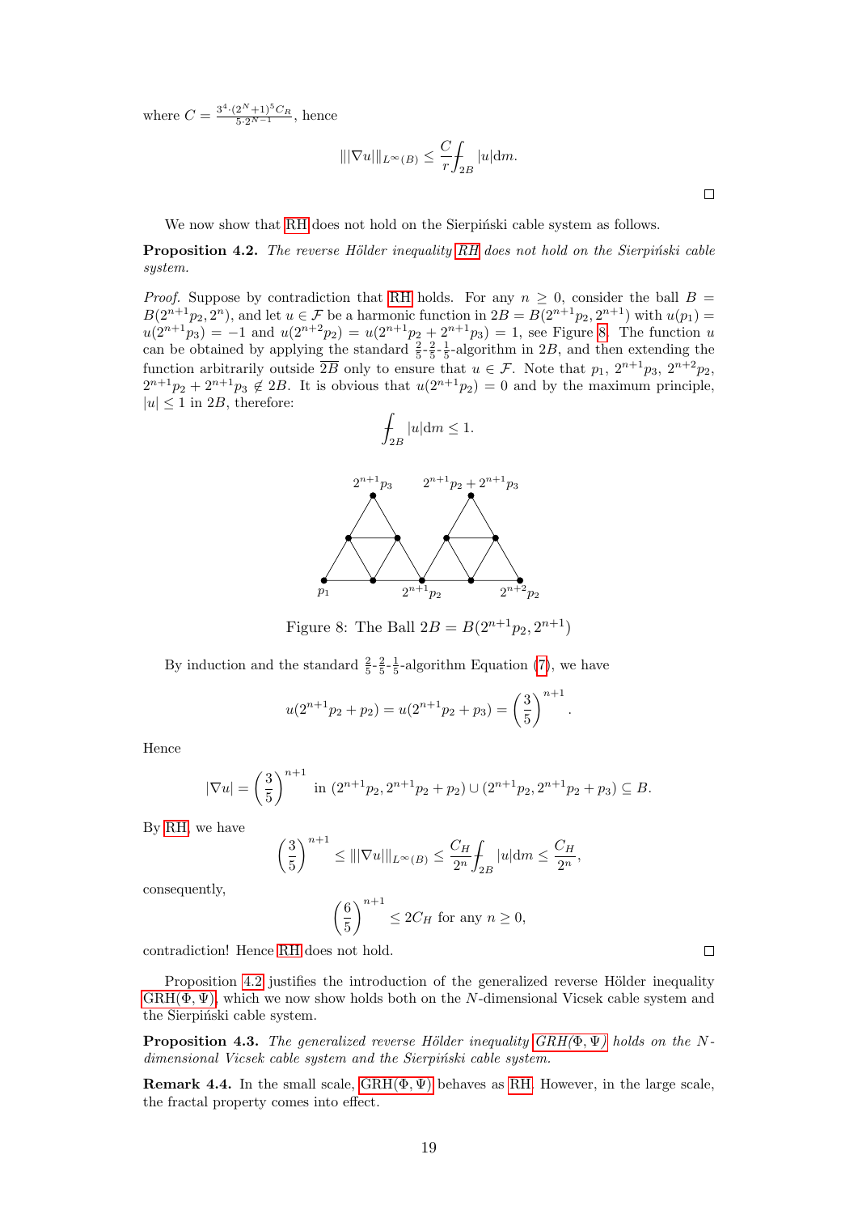where $C = \frac{3^4 \cdot (2^N+1)^5 C_R}{5 \cdot 2^{N-1}}$, hence

$$|||\nabla u|||_{L^\infty(B)} \leq \frac{C}{r} \fint_{2B} |u| \mathrm{d}m.$$

□

We now show that RH does not hold on the Sierpiński cable system as follows.

**Proposition 4.2.** *The reverse Hölder inequality RH does not hold on the Sierpiński cable system.*

*Proof.* Suppose by contradiction that RH holds. For any $n \geq 0$, consider the ball $B = B(2^{n+1}p_2, 2^n)$, and let $u \in \mathcal{F}$ be a harmonic function in $2B = B(2^{n+1}p_2, 2^{n+1})$ with $u(p_1) = u(2^{n+1}p_3) = -1$ and $u(2^{n+2}p_2) = u(2^{n+1}p_2 + 2^{n+1}p_3) = 1$, see Figure 8. The function $u$ can be obtained by applying the standard $\frac{2}{5}$-$\frac{2}{5}$-$\frac{1}{5}$-algorithm in $2B$, and then extending the function arbitrarily outside $\overline{2B}$ only to ensure that $u \in \mathcal{F}$. Note that $p_1$, $2^{n+1}p_3$, $2^{n+2}p_2$, $2^{n+1}p_2 + 2^{n+1}p_3 \notin 2B$. It is obvious that $u(2^{n+1}p_2) = 0$ and by the maximum principle, $|u| \leq 1$ in $2B$, therefore:

$$\fint_{2B} |u| \mathrm{d}m \leq 1.$$

Figure 8: The Ball $2B = B(2^{n+1}p_2, 2^{n+1})$

By induction and the standard $\frac{2}{5}$-$\frac{2}{5}$-$\frac{1}{5}$-algorithm Equation (7), we have

$$u(2^{n+1}p_2 + p_2) = u(2^{n+1}p_2 + p_3) = \left(\frac{3}{5}\right)^{n+1}.$$

Hence

$$|\nabla u| = \left(\frac{3}{5}\right)^{n+1} \text{ in } (2^{n+1}p_2, 2^{n+1}p_2 + p_2) \cup (2^{n+1}p_2, 2^{n+1}p_2 + p_3) \subseteq B.$$

By RH, we have

$$\left(\frac{3}{5}\right)^{n+1} \leq |||\nabla u|||_{L^\infty(B)} \leq \frac{C_H}{2^n} \fint_{2B} |u| \mathrm{d}m \leq \frac{C_H}{2^n},$$

consequently,

$$\left(\frac{6}{5}\right)^{n+1} \leq 2C_H \text{ for any } n \geq 0,$$

contradiction! Hence RH does not hold. □

Proposition 4.2 justifies the introduction of the generalized reverse Hölder inequality GRH$(\Phi, \Psi)$, which we now show holds both on the $N$-dimensional Vicsek cable system and the Sierpiński cable system.

**Proposition 4.3.** *The generalized reverse Hölder inequality GRH$(\Phi, \Psi)$ holds on the $N$-dimensional Vicsek cable system and the Sierpiński cable system.*

**Remark 4.4.** In the small scale, GRH$(\Phi, \Psi)$ behaves as RH. However, in the large scale, the fractal property comes into effect.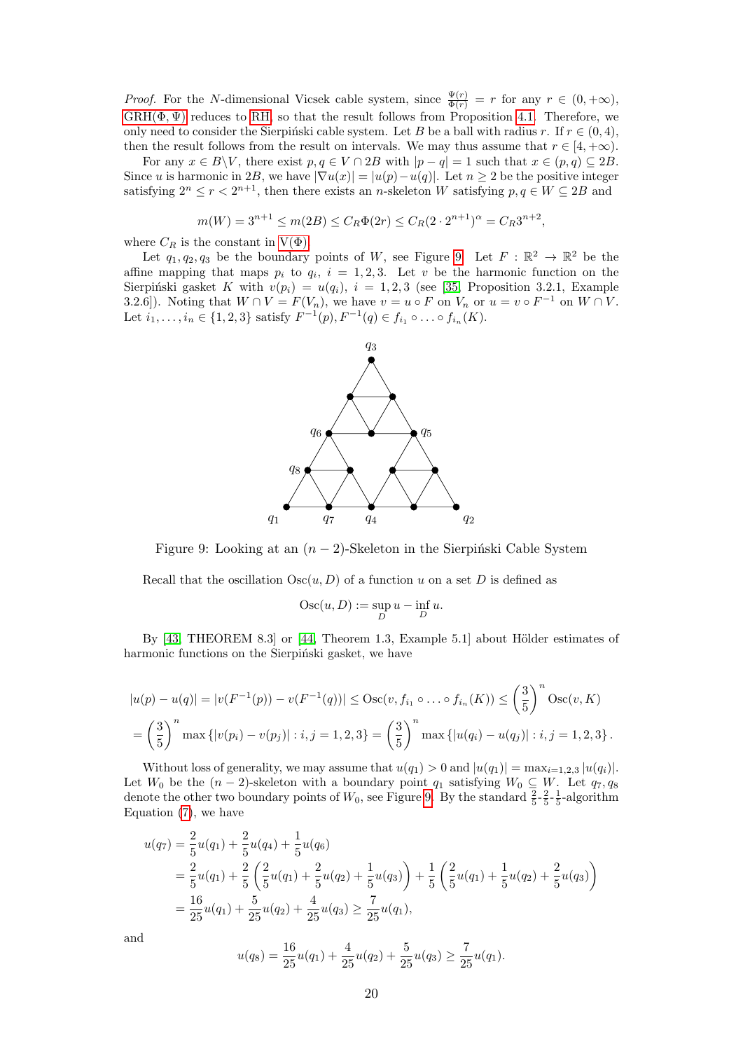*Proof.* For the $N$-dimensional Vicsek cable system, since $\frac{\Psi(r)}{\Phi(r)} = r$ for any $r \in (0, +\infty)$, GRH$(\Phi, \Psi)$ reduces to RH, so that the result follows from Proposition 4.1. Therefore, we only need to consider the Sierpiński cable system. Let $B$ be a ball with radius $r$. If $r \in (0, 4)$, then the result follows from the result on intervals. We may thus assume that $r \in [4, +\infty)$.

For any $x \in B \backslash V$, there exist $p, q \in V \cap 2B$ with $|p - q| = 1$ such that $x \in (p, q) \subseteq 2B$. Since $u$ is harmonic in $2B$, we have $|\nabla u(x)| = |u(p) - u(q)|$. Let $n \geq 2$ be the positive integer satisfying $2^n \leq r < 2^{n+1}$, then there exists an $n$-skeleton $W$ satisfying $p, q \in W \subseteq 2B$ and

$$m(W) = 3^{n+1} \leq m(2B) \leq C_R \Phi(2r) \leq C_R (2 \cdot 2^{n+1})^{\alpha} = C_R 3^{n+2},$$

where $C_R$ is the constant in V$(\Phi)$.

Let $q_1, q_2, q_3$ be the boundary points of $W$, see Figure 9. Let $F : \mathbb{R}^2 \to \mathbb{R}^2$ be the affine mapping that maps $p_i$ to $q_i$, $i = 1, 2, 3$. Let $v$ be the harmonic function on the Sierpiński gasket $K$ with $v(p_i) = u(q_i)$, $i = 1, 2, 3$ (see [35, Proposition 3.2.1, Example 3.2.6]). Noting that $W \cap V = F(V_n)$, we have $v = u \circ F$ on $V_n$ or $u = v \circ F^{-1}$ on $W \cap V$. Let $i_1, \ldots, i_n \in \{1, 2, 3\}$ satisfy $F^{-1}(p), F^{-1}(q) \in f_{i_1} \circ \ldots \circ f_{i_n}(K)$.

Figure 9: Looking at an $(n-2)$-Skeleton in the Sierpiński Cable System

Recall that the oscillation $\mathrm{Osc}(u, D)$ of a function $u$ on a set $D$ is defined as

$$\mathrm{Osc}(u, D) := \sup_D u - \inf_D u.$$

By [43, THEOREM 8.3] or [44, Theorem 1.3, Example 5.1] about Hölder estimates of harmonic functions on the Sierpiński gasket, we have

$$|u(p) - u(q)| = |v(F^{-1}(p)) - v(F^{-1}(q))| \leq \mathrm{Osc}(v, f_{i_1} \circ \ldots \circ f_{i_n}(K)) \leq \left(\frac{3}{5}\right)^n \mathrm{Osc}(v, K)$$

$$= \left(\frac{3}{5}\right)^n \max\{|v(p_i) - v(p_j)| : i, j = 1, 2, 3\} = \left(\frac{3}{5}\right)^n \max\{|u(q_i) - u(q_j)| : i, j = 1, 2, 3\}.$$

Without loss of generality, we may assume that $u(q_1) > 0$ and $|u(q_1)| = \max_{i=1,2,3} |u(q_i)|$. Let $W_0$ be the $(n-2)$-skeleton with a boundary point $q_1$ satisfying $W_0 \subseteq W$. Let $q_7, q_8$ denote the other two boundary points of $W_0$, see Figure 9. By the standard $\frac{2}{5}$-$\frac{2}{5}$-$\frac{1}{5}$-algorithm Equation (7), we have

$$\begin{aligned}
u(q_7) &= \frac{2}{5} u(q_1) + \frac{2}{5} u(q_4) + \frac{1}{5} u(q_6) \\
&= \frac{2}{5} u(q_1) + \frac{2}{5} \left( \frac{2}{5} u(q_1) + \frac{2}{5} u(q_2) + \frac{1}{5} u(q_3) \right) + \frac{1}{5} \left( \frac{2}{5} u(q_1) + \frac{1}{5} u(q_2) + \frac{2}{5} u(q_3) \right) \\
&= \frac{16}{25} u(q_1) + \frac{5}{25} u(q_2) + \frac{4}{25} u(q_3) \geq \frac{7}{25} u(q_1),
\end{aligned}$$

and

$$u(q_8) = \frac{16}{25} u(q_1) + \frac{4}{25} u(q_2) + \frac{5}{25} u(q_3) \geq \frac{7}{25} u(q_1).$$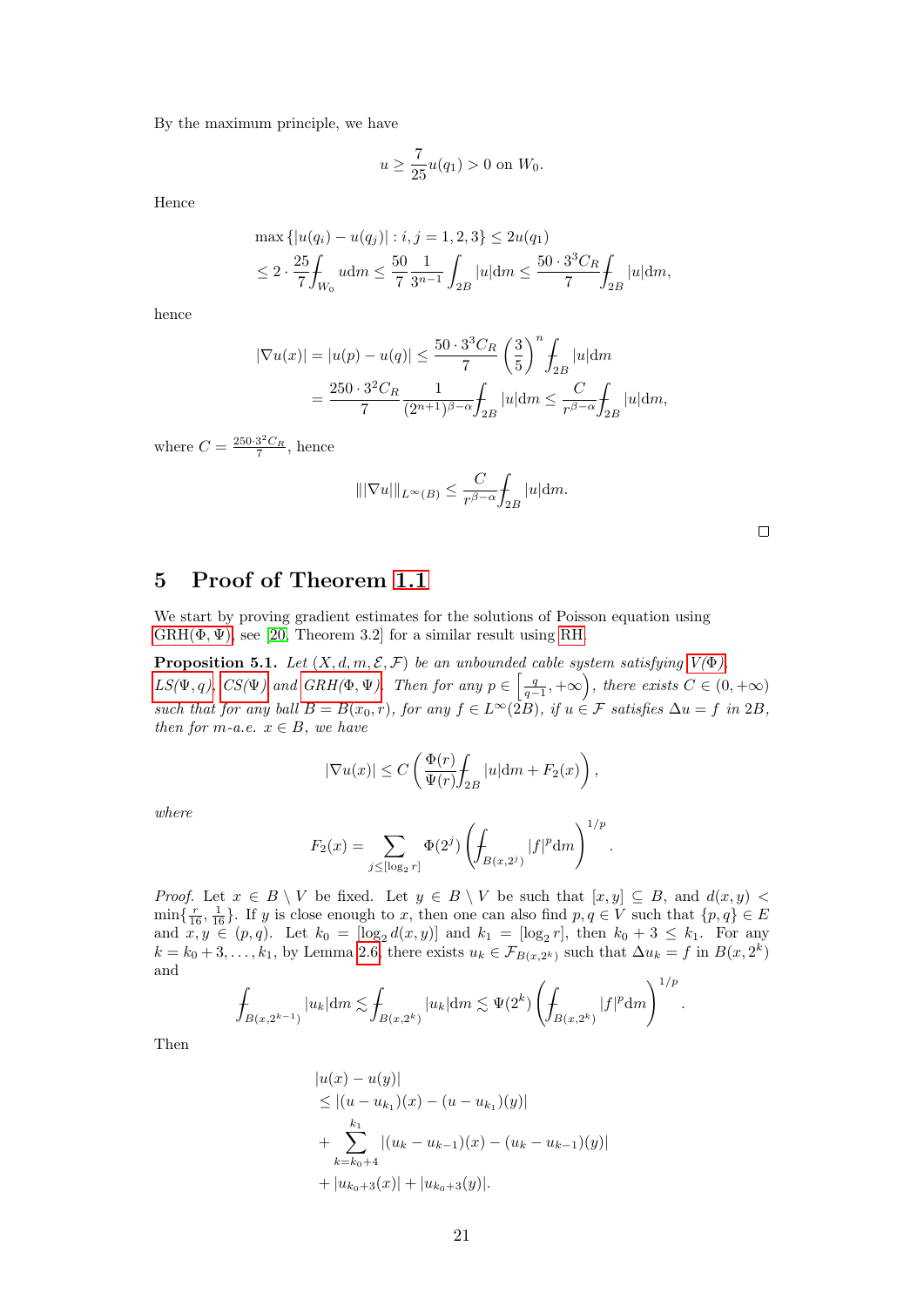By the maximum principle, we have

$$u \geq \frac{7}{25} u(q_1) > 0 \text{ on } W_0.$$

Hence

$$\begin{aligned}
&\max\left\{|u(q_i) - u(q_j)| : i, j = 1, 2, 3\right\} \leq 2u(q_1) \\
&\leq 2 \cdot \frac{25}{7} \fint_{W_0} u \mathrm{d}m \leq \frac{50}{7} \frac{1}{3^{n-1}} \int_{2B} |u| \mathrm{d}m \leq \frac{50 \cdot 3^3 C_R}{7} \fint_{2B} |u| \mathrm{d}m,
\end{aligned}$$

hence

$$\begin{aligned}
|\nabla u(x)| = |u(p) - u(q)| &\leq \frac{50 \cdot 3^3 C_R}{7} \left(\frac{3}{5}\right)^n \fint_{2B} |u| \mathrm{d}m \\
&= \frac{250 \cdot 3^2 C_R}{7} \frac{1}{(2^{n+1})^{\beta - \alpha}} \fint_{2B} |u| \mathrm{d}m \leq \frac{C}{r^{\beta - \alpha}} \fint_{2B} |u| \mathrm{d}m,
\end{aligned}$$

where $C = \frac{250 \cdot 3^2 C_R}{7}$, hence

$$\| |\nabla u| \|_{L^\infty(B)} \leq \frac{C}{r^{\beta - \alpha}} \fint_{2B} |u| \mathrm{d}m.$$

□

# 5 Proof of Theorem 1.1

We start by proving gradient estimates for the solutions of Poisson equation using GRH($\Phi, \Psi$), see [20, Theorem 3.2] for a similar result using RH.

**Proposition 5.1.** *Let $(X, d, m, \mathcal{E}, \mathcal{F})$ be an unbounded cable system satisfying V($\Phi$), LS($\Psi, q$), CS($\Psi$) and GRH($\Phi, \Psi$). Then for any $p \in \left[\frac{q}{q-1}, +\infty\right)$, there exists $C \in (0, +\infty)$ such that for any ball $B = B(x_0, r)$, for any $f \in L^\infty(2B)$, if $u \in \mathcal{F}$ satisfies $\Delta u = f$ in $2B$, then for $m$-a.e. $x \in B$, we have*

$$|\nabla u(x)| \leq C \left( \frac{\Phi(r)}{\Psi(r)} \fint_{2B} |u| \mathrm{d}m + F_2(x) \right),$$

*where*

$$F_2(x) = \sum_{j \leq [\log_2 r]} \Phi(2^j) \left( \fint_{B(x, 2^j)} |f|^p \mathrm{d}m \right)^{1/p}.$$

*Proof.* Let $x \in B \setminus V$ be fixed. Let $y \in B \setminus V$ be such that $[x, y] \subseteq B$, and $d(x, y) < \min\{\frac{r}{16}, \frac{1}{16}\}$. If $y$ is close enough to $x$, then one can also find $p, q \in V$ such that $\{p, q\} \in E$ and $x, y \in (p, q)$. Let $k_0 = [\log_2 d(x, y)]$ and $k_1 = [\log_2 r]$, then $k_0 + 3 \leq k_1$. For any $k = k_0 + 3, \ldots, k_1$, by Lemma 2.6, there exists $u_k \in \mathcal{F}_{B(x, 2^k)}$ such that $\Delta u_k = f$ in $B(x, 2^k)$ and

$$\fint_{B(x, 2^{k-1})} |u_k| \mathrm{d}m \lesssim \fint_{B(x, 2^k)} |u_k| \mathrm{d}m \lesssim \Psi(2^k) \left( \fint_{B(x, 2^k)} |f|^p \mathrm{d}m \right)^{1/p}.$$

Then

$$\begin{aligned}
&|u(x) - u(y)| \\
&\leq |(u - u_{k_1})(x) - (u - u_{k_1})(y)| \\
&+ \sum_{k = k_0 + 4}^{k_1} |(u_k - u_{k-1})(x) - (u_k - u_{k-1})(y)| \\
&+ |u_{k_0 + 3}(x)| + |u_{k_0 + 3}(y)|.
\end{aligned}$$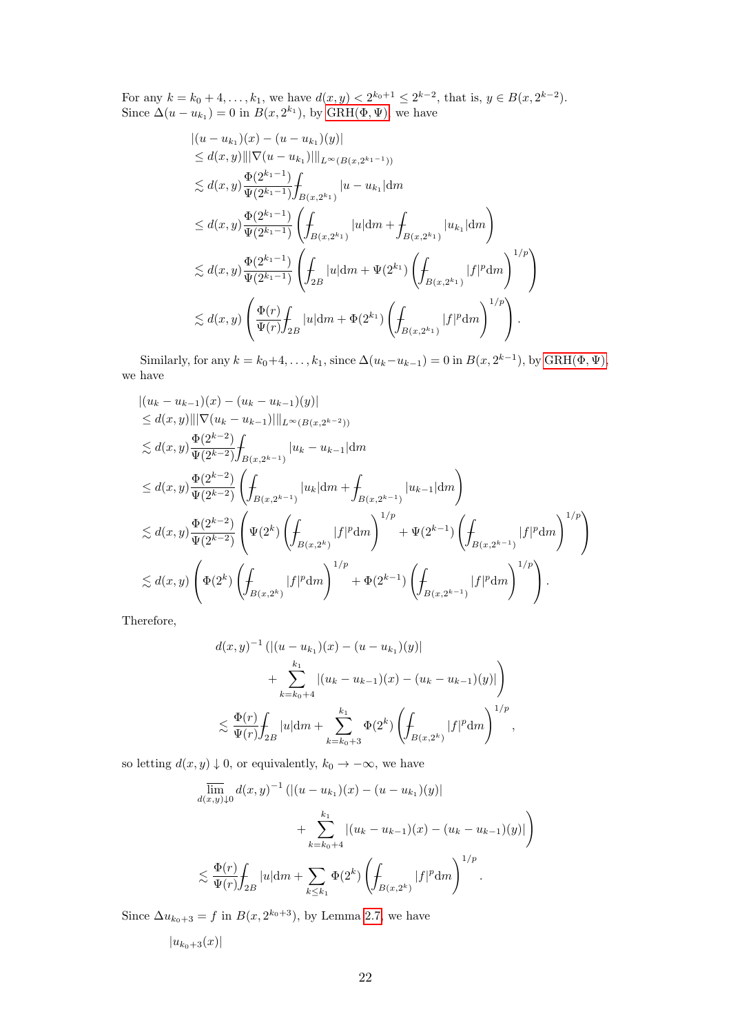For any $k = k_0+4, \ldots, k_1$, we have $d(x,y) < 2^{k_0+1} \leq 2^{k-2}$, that is, $y \in B(x, 2^{k-2})$. Since $\Delta(u - u_{k_1}) = 0$ in $B(x, 2^{k_1})$, by GRH$(\Phi, \Psi)$, we have

$$
\begin{aligned}
&|(u-u_{k_1})(x) - (u-u_{k_1})(y)| \\
&\leq d(x,y) \||\nabla(u-u_{k_1})|\|_{L^\infty(B(x,2^{k_1-1}))} \\
&\lesssim d(x,y) \frac{\Phi(2^{k_1-1})}{\Psi(2^{k_1-1})} \fint_{B(x,2^{k_1})} |u - u_{k_1}| \mathrm{d}m \\
&\leq d(x,y) \frac{\Phi(2^{k_1-1})}{\Psi(2^{k_1-1})} \left( \fint_{B(x,2^{k_1})} |u| \mathrm{d}m + \fint_{B(x,2^{k_1})} |u_{k_1}| \mathrm{d}m \right) \\
&\lesssim d(x,y) \frac{\Phi(2^{k_1-1})}{\Psi(2^{k_1-1})} \left( \fint_{2B} |u| \mathrm{d}m + \Psi(2^{k_1}) \left( \fint_{B(x,2^{k_1})} |f|^p \mathrm{d}m \right)^{1/p} \right) \\
&\lesssim d(x,y) \left( \frac{\Phi(r)}{\Psi(r)} \fint_{2B} |u| \mathrm{d}m + \Phi(2^{k_1}) \left( \fint_{B(x,2^{k_1})} |f|^p \mathrm{d}m \right)^{1/p} \right).
\end{aligned}
$$

Similarly, for any $k = k_0+4, \ldots, k_1$, since $\Delta(u_k - u_{k-1}) = 0$ in $B(x, 2^{k-1})$, by GRH$(\Phi, \Psi)$, we have

$$
\begin{aligned}
&|(u_k - u_{k-1})(x) - (u_k - u_{k-1})(y)| \\
&\leq d(x,y) \||\nabla(u_k - u_{k-1})|\|_{L^\infty(B(x,2^{k-2}))} \\
&\lesssim d(x,y) \frac{\Phi(2^{k-2})}{\Psi(2^{k-2})} \fint_{B(x,2^{k-1})} |u_k - u_{k-1}| \mathrm{d}m \\
&\leq d(x,y) \frac{\Phi(2^{k-2})}{\Psi(2^{k-2})} \left( \fint_{B(x,2^{k-1})} |u_k| \mathrm{d}m + \fint_{B(x,2^{k-1})} |u_{k-1}| \mathrm{d}m \right) \\
&\lesssim d(x,y) \frac{\Phi(2^{k-2})}{\Psi(2^{k-2})} \left( \Psi(2^k) \left( \fint_{B(x,2^k)} |f|^p \mathrm{d}m \right)^{1/p} + \Psi(2^{k-1}) \left( \fint_{B(x,2^{k-1})} |f|^p \mathrm{d}m \right)^{1/p} \right) \\
&\lesssim d(x,y) \left( \Phi(2^k) \left( \fint_{B(x,2^k)} |f|^p \mathrm{d}m \right)^{1/p} + \Phi(2^{k-1}) \left( \fint_{B(x,2^{k-1})} |f|^p \mathrm{d}m \right)^{1/p} \right).
\end{aligned}
$$

Therefore,

$$
\begin{aligned}
&d(x,y)^{-1} \Big( |(u-u_{k_1})(x) - (u-u_{k_1})(y)| \\
&\qquad + \sum_{k=k_0+4}^{k_1} |(u_k - u_{k-1})(x) - (u_k - u_{k-1})(y)| \Big) \\
&\lesssim \frac{\Phi(r)}{\Psi(r)} \fint_{2B} |u| \mathrm{d}m + \sum_{k=k_0+3}^{k_1} \Phi(2^k) \left( \fint_{B(x,2^k)} |f|^p \mathrm{d}m \right)^{1/p},
\end{aligned}
$$

so letting $d(x,y) \downarrow 0$, or equivalently, $k_0 \to -\infty$, we have

$$
\begin{aligned}
&\varlimsup_{d(x,y)\downarrow 0} d(x,y)^{-1} \Big( |(u-u_{k_1})(x) - (u-u_{k_1})(y)| \\
&\qquad + \sum_{k=k_0+4}^{k_1} |(u_k - u_{k-1})(x) - (u_k - u_{k-1})(y)| \Big) \\
&\lesssim \frac{\Phi(r)}{\Psi(r)} \fint_{2B} |u| \mathrm{d}m + \sum_{k \leq k_1} \Phi(2^k) \left( \fint_{B(x,2^k)} |f|^p \mathrm{d}m \right)^{1/p}.
\end{aligned}
$$

Since $\Delta u_{k_0+3} = f$ in $B(x, 2^{k_0+3})$, by Lemma 2.7, we have

$$
|u_{k_0+3}(x)|
$$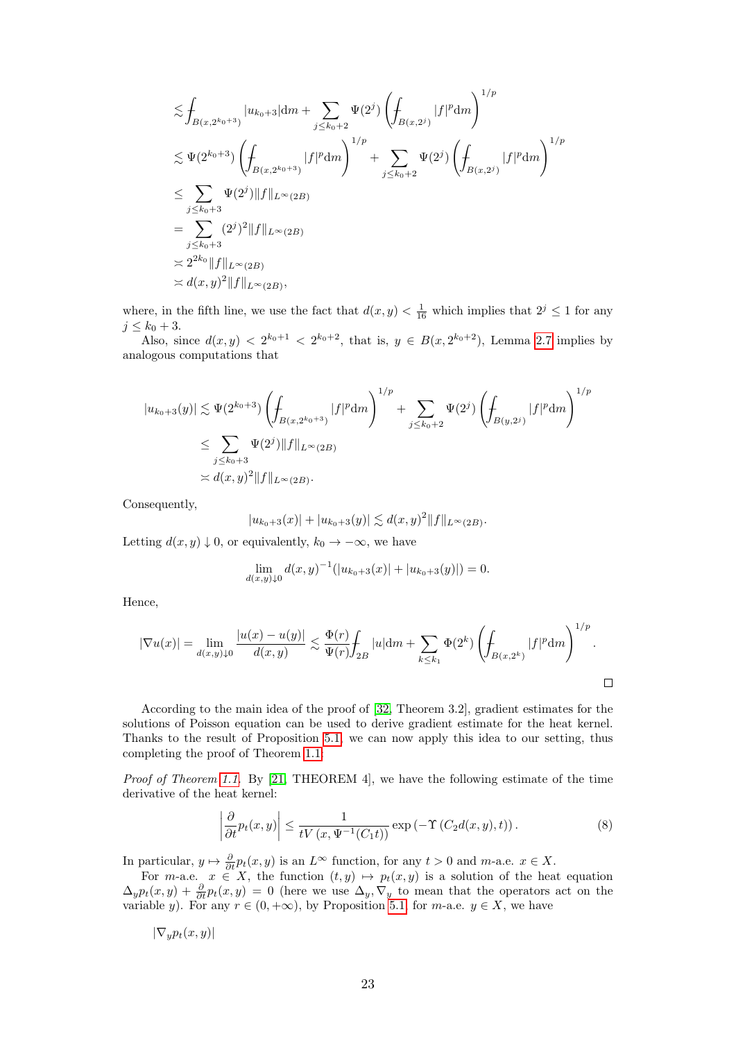$$
\begin{aligned}
&\lesssim \fint_{B(x,2^{k_0+3})} |u_{k_0+3}|\mathrm{dm} + \sum_{j\le k_0+2} \Psi(2^j)\left(\fint_{B(x,2^j)} |f|^p \mathrm{dm}\right)^{1/p} \\
&\lesssim \Psi(2^{k_0+3})\left(\fint_{B(x,2^{k_0+3})} |f|^p \mathrm{dm}\right)^{1/p} + \sum_{j\le k_0+2} \Psi(2^j)\left(\fint_{B(x,2^j)} |f|^p \mathrm{dm}\right)^{1/p} \\
&\le \sum_{j\le k_0+3} \Psi(2^j)\|f\|_{L^\infty(2B)} \\
&= \sum_{j\le k_0+3} (2^j)^2\|f\|_{L^\infty(2B)} \\
&\asymp 2^{2k_0}\|f\|_{L^\infty(2B)} \\
&\asymp d(x,y)^2\|f\|_{L^\infty(2B)},
\end{aligned}
$$

where, in the fifth line, we use the fact that $d(x,y) < \frac{1}{16}$ which implies that $2^j \le 1$ for any $j \le k_0+3$.

Also, since $d(x,y) < 2^{k_0+1} < 2^{k_0+2}$, that is, $y \in B(x, 2^{k_0+2})$, Lemma 2.7 implies by analogous computations that

$$
\begin{aligned}
|u_{k_0+3}(y)| &\lesssim \Psi(2^{k_0+3})\left(\fint_{B(x,2^{k_0+3})} |f|^p \mathrm{dm}\right)^{1/p} + \sum_{j\le k_0+2} \Psi(2^j)\left(\fint_{B(y,2^j)} |f|^p \mathrm{dm}\right)^{1/p} \\
&\le \sum_{j\le k_0+3} \Psi(2^j)\|f\|_{L^\infty(2B)} \\
&\asymp d(x,y)^2\|f\|_{L^\infty(2B)}.
\end{aligned}
$$

Consequently,

$$
|u_{k_0+3}(x)| + |u_{k_0+3}(y)| \lesssim d(x,y)^2\|f\|_{L^\infty(2B)}.
$$

Letting $d(x,y) \downarrow 0$, or equivalently, $k_0 \to -\infty$, we have

$$
\lim_{d(x,y)\downarrow 0} d(x,y)^{-1}(|u_{k_0+3}(x)| + |u_{k_0+3}(y)|) = 0.
$$

Hence,

$$
|\nabla u(x)| = \lim_{d(x,y)\downarrow 0} \frac{|u(x)-u(y)|}{d(x,y)} \lesssim \frac{\Phi(r)}{\Psi(r)} \fint_{2B} |u|\mathrm{dm} + \sum_{k\le k_1} \Phi(2^k)\left(\fint_{B(x,2^k)} |f|^p \mathrm{dm}\right)^{1/p}.
$$

□

According to the main idea of the proof of [32, Theorem 3.2], gradient estimates for the solutions of Poisson equation can be used to derive gradient estimate for the heat kernel. Thanks to the result of Proposition 5.1, we can now apply this idea to our setting, thus completing the proof of Theorem 1.1.

*Proof of Theorem 1.1.* By [21, THEOREM 4], we have the following estimate of the time derivative of the heat kernel:

$$
\left|\frac{\partial}{\partial t} p_t(x,y)\right| \le \frac{1}{tV\left(x, \Psi^{-1}(C_1 t)\right)} \exp\left(-\Upsilon\left(C_2 d(x,y), t\right)\right). \tag{8}
$$

In particular, $y \mapsto \frac{\partial}{\partial t} p_t(x,y)$ is an $L^\infty$ function, for any $t > 0$ and $m$-a.e. $x \in X$.

For $m$-a.e. $x \in X$, the function $(t,y) \mapsto p_t(x,y)$ is a solution of the heat equation $\Delta_y p_t(x,y) + \frac{\partial}{\partial t} p_t(x,y) = 0$ (here we use $\Delta_y, \nabla_y$ to mean that the operators act on the variable $y$). For any $r \in (0,+\infty)$, by Proposition 5.1, for $m$-a.e. $y \in X$, we have

$$
|\nabla_y p_t(x,y)|
$$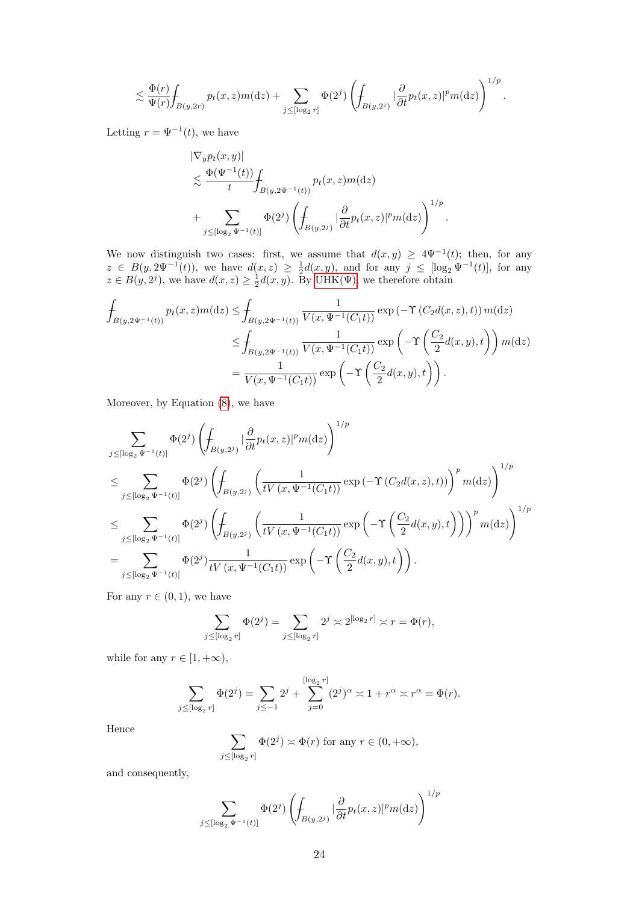$$\lesssim \frac{\Phi(r)}{\Psi(r)} \fint_{B(y,2r)} p_t(x,z) m(\mathrm{d}z) + \sum_{j \le [\log_2 r]} \Phi(2^j) \left( \fint_{B(y,2^j)} |\frac{\partial}{\partial t} p_t(x,z)|^p m(\mathrm{d}z) \right)^{1/p}.$$

Letting $r = \Psi^{-1}(t)$, we have

$$\begin{aligned}
&|\nabla_y p_t(x,y)| \\
&\lesssim \frac{\Phi(\Psi^{-1}(t))}{t} \fint_{B(y,2\Psi^{-1}(t))} p_t(x,z) m(\mathrm{d}z) \\
&\quad + \sum_{j \le [\log_2 \Psi^{-1}(t)]} \Phi(2^j) \left( \fint_{B(y,2^j)} |\frac{\partial}{\partial t} p_t(x,z)|^p m(\mathrm{d}z) \right)^{1/p}.
\end{aligned}$$

We now distinguish two cases: first, we assume that $d(x,y) \ge 4\Psi^{-1}(t)$; then, for any $z \in B(y, 2\Psi^{-1}(t))$, we have $d(x,z) \ge \frac{1}{2} d(x,y)$, and for any $j \le [\log_2 \Psi^{-1}(t)]$, for any $z \in B(y, 2^j)$, we have $d(x,z) \ge \frac{1}{2} d(x,y)$. By UHK($\Psi$), we therefore obtain

$$\begin{aligned}
\fint_{B(y,2\Psi^{-1}(t))} p_t(x,z) m(\mathrm{d}z) &\le \fint_{B(y,2\Psi^{-1}(t))} \frac{1}{V(x,\Psi^{-1}(C_1 t))} \exp\left(-\Upsilon\left(C_2 d(x,z), t\right)\right) m(\mathrm{d}z) \\
&\le \fint_{B(y,2\Psi^{-1}(t))} \frac{1}{V(x,\Psi^{-1}(C_1 t))} \exp\left(-\Upsilon\left(\frac{C_2}{2} d(x,y), t\right)\right) m(\mathrm{d}z) \\
&= \frac{1}{V(x,\Psi^{-1}(C_1 t))} \exp\left(-\Upsilon\left(\frac{C_2}{2} d(x,y), t\right)\right).
\end{aligned}$$

Moreover, by Equation (8), we have

$$\begin{aligned}
&\sum_{j \le [\log_2 \Psi^{-1}(t)]} \Phi(2^j) \left( \fint_{B(y,2^j)} |\frac{\partial}{\partial t} p_t(x,z)|^p m(\mathrm{d}z) \right)^{1/p} \\
&\le \sum_{j \le [\log_2 \Psi^{-1}(t)]} \Phi(2^j) \left( \fint_{B(y,2^j)} \left( \frac{1}{tV\left(x, \Psi^{-1}(C_1 t)\right)} \exp\left(-\Upsilon\left(C_2 d(x,z), t\right)\right) \right)^p m(\mathrm{d}z) \right)^{1/p} \\
&\le \sum_{j \le [\log_2 \Psi^{-1}(t)]} \Phi(2^j) \left( \fint_{B(y,2^j)} \left( \frac{1}{tV\left(x, \Psi^{-1}(C_1 t)\right)} \exp\left(-\Upsilon\left(\frac{C_2}{2} d(x,y), t\right)\right) \right)^p m(\mathrm{d}z) \right)^{1/p} \\
&= \sum_{j \le [\log_2 \Psi^{-1}(t)]} \Phi(2^j) \frac{1}{tV\left(x, \Psi^{-1}(C_1 t)\right)} \exp\left(-\Upsilon\left(\frac{C_2}{2} d(x,y), t\right)\right).
\end{aligned}$$

For any $r \in (0,1)$, we have

$$\sum_{j \le [\log_2 r]} \Phi(2^j) = \sum_{j \le [\log_2 r]} 2^j \asymp 2^{[\log_2 r]} \asymp r = \Phi(r),$$

while for any $r \in [1, +\infty)$,

$$\sum_{j \le [\log_2 r]} \Phi(2^j) = \sum_{j \le -1} 2^j + \sum_{j=0}^{[\log_2 r]} (2^j)^\alpha \asymp 1 + r^\alpha \asymp r^\alpha = \Phi(r).$$

Hence

$$\sum_{j \le [\log_2 r]} \Phi(2^j) \asymp \Phi(r) \text{ for any } r \in (0, +\infty),$$

and consequently,

$$\sum_{j \le [\log_2 \Psi^{-1}(t)]} \Phi(2^j) \left( \fint_{B(y,2^j)} |\frac{\partial}{\partial t} p_t(x,z)|^p m(\mathrm{d}z) \right)^{1/p}$$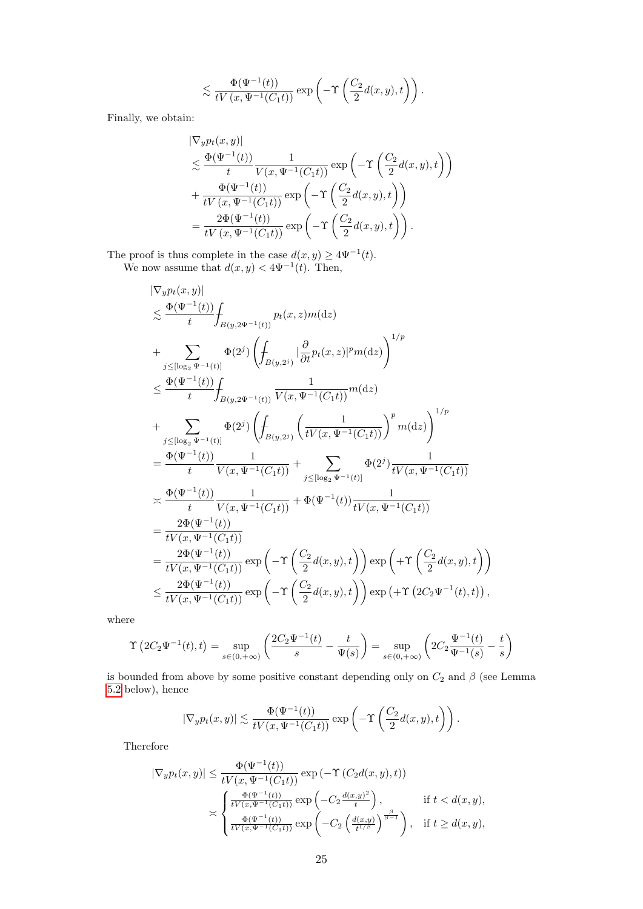$$\lesssim \frac{\Phi(\Psi^{-1}(t))}{tV\left(x,\Psi^{-1}(C_1 t)\right)} \exp\left(-\Upsilon\left(\frac{C_2}{2}d(x,y),t\right)\right).$$

Finally, we obtain:

$$\begin{aligned}
&|\nabla_y p_t(x,y)| \\
&\lesssim \frac{\Phi(\Psi^{-1}(t))}{t}\frac{1}{V(x,\Psi^{-1}(C_1 t))}\exp\left(-\Upsilon\left(\frac{C_2}{2}d(x,y),t\right)\right) \\
&+ \frac{\Phi(\Psi^{-1}(t))}{tV\left(x,\Psi^{-1}(C_1 t)\right)}\exp\left(-\Upsilon\left(\frac{C_2}{2}d(x,y),t\right)\right) \\
&= \frac{2\Phi(\Psi^{-1}(t))}{tV\left(x,\Psi^{-1}(C_1 t)\right)}\exp\left(-\Upsilon\left(\frac{C_2}{2}d(x,y),t\right)\right).
\end{aligned}$$

The proof is thus complete in the case $d(x,y) \geq 4\Psi^{-1}(t)$.

We now assume that $d(x,y) < 4\Psi^{-1}(t)$. Then,

$$\begin{aligned}
&|\nabla_y p_t(x,y)| \\
&\lesssim \frac{\Phi(\Psi^{-1}(t))}{t}\fint_{B(y,2\Psi^{-1}(t))} p_t(x,z)m(\mathrm{d}z) \\
&+ \sum_{j\leq[\log_2 \Psi^{-1}(t)]} \Phi(2^j)\left(\fint_{B(y,2^j)} \left|\frac{\partial}{\partial t}p_t(x,z)\right|^p m(\mathrm{d}z)\right)^{1/p} \\
&\leq \frac{\Phi(\Psi^{-1}(t))}{t}\fint_{B(y,2\Psi^{-1}(t))} \frac{1}{V(x,\Psi^{-1}(C_1 t))}m(\mathrm{d}z) \\
&+ \sum_{j\leq[\log_2 \Psi^{-1}(t)]} \Phi(2^j)\left(\fint_{B(y,2^j)} \left(\frac{1}{tV(x,\Psi^{-1}(C_1 t))}\right)^p m(\mathrm{d}z)\right)^{1/p} \\
&= \frac{\Phi(\Psi^{-1}(t))}{t}\frac{1}{V(x,\Psi^{-1}(C_1 t))} + \sum_{j\leq[\log_2 \Psi^{-1}(t)]} \Phi(2^j)\frac{1}{tV(x,\Psi^{-1}(C_1 t))} \\
&\asymp \frac{\Phi(\Psi^{-1}(t))}{t}\frac{1}{V(x,\Psi^{-1}(C_1 t))} + \Phi(\Psi^{-1}(t))\frac{1}{tV(x,\Psi^{-1}(C_1 t))} \\
&= \frac{2\Phi(\Psi^{-1}(t))}{tV(x,\Psi^{-1}(C_1 t))} \\
&= \frac{2\Phi(\Psi^{-1}(t))}{tV(x,\Psi^{-1}(C_1 t))}\exp\left(-\Upsilon\left(\frac{C_2}{2}d(x,y),t\right)\right)\exp\left(+\Upsilon\left(\frac{C_2}{2}d(x,y),t\right)\right) \\
&\leq \frac{2\Phi(\Psi^{-1}(t))}{tV(x,\Psi^{-1}(C_1 t))}\exp\left(-\Upsilon\left(\frac{C_2}{2}d(x,y),t\right)\right)\exp\left(+\Upsilon\left(2C_2\Psi^{-1}(t),t\right)\right),
\end{aligned}$$

where

$$\Upsilon\left(2C_2\Psi^{-1}(t),t\right) = \sup_{s\in(0,+\infty)}\left(\frac{2C_2\Psi^{-1}(t)}{s} - \frac{t}{\Psi(s)}\right) = \sup_{s\in(0,+\infty)}\left(2C_2\frac{\Psi^{-1}(t)}{\Psi^{-1}(s)} - \frac{t}{s}\right)$$

is bounded from above by some positive constant depending only on $C_2$ and $\beta$ (see Lemma 5.2 below), hence

$$|\nabla_y p_t(x,y)| \lesssim \frac{\Phi(\Psi^{-1}(t))}{tV(x,\Psi^{-1}(C_1 t))}\exp\left(-\Upsilon\left(\frac{C_2}{2}d(x,y),t\right)\right).$$

Therefore

$$\begin{aligned}
|\nabla_y p_t(x,y)| &\leq \frac{\Phi(\Psi^{-1}(t))}{tV(x,\Psi^{-1}(C_1 t))}\exp\left(-\Upsilon\left(C_2 d(x,y),t\right)\right) \\
&\asymp \begin{cases}
\frac{\Phi(\Psi^{-1}(t))}{tV(x,\Psi^{-1}(C_1 t))}\exp\left(-C_2\frac{d(x,y)^2}{t}\right), & \text{if } t < d(x,y), \\
\frac{\Phi(\Psi^{-1}(t))}{tV(x,\Psi^{-1}(C_1 t))}\exp\left(-C_2\left(\frac{d(x,y)}{t^{1/\beta}}\right)^{\frac{\beta}{\beta-1}}\right), & \text{if } t \geq d(x,y),
\end{cases}
\end{aligned}$$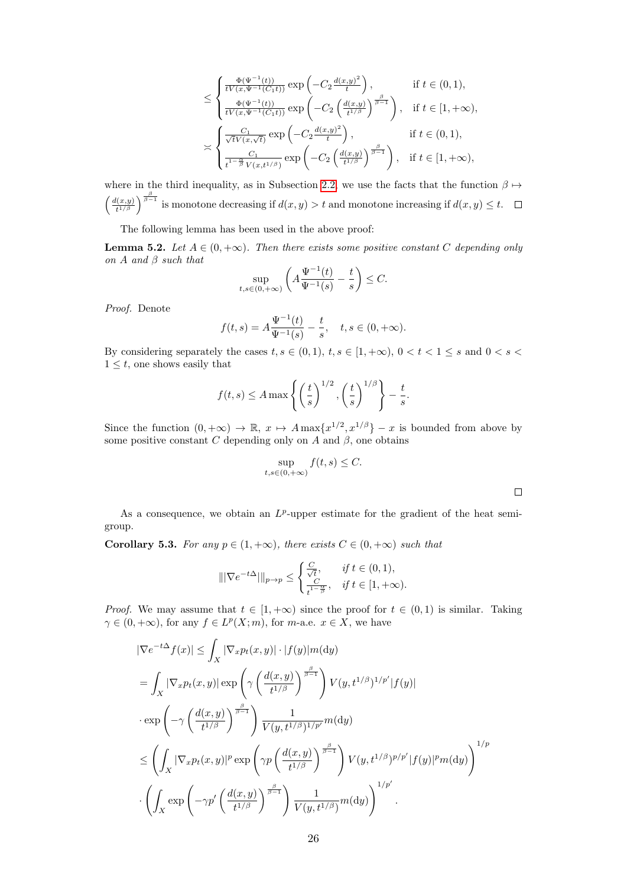$$
\leq \begin{cases} \frac{\Phi(\Psi^{-1}(t))}{tV(x,\Psi^{-1}(C_1 t))} \exp\left(-C_2 \frac{d(x,y)^2}{t}\right), & \text{if } t \in (0,1), \\ \frac{\Phi(\Psi^{-1}(t))}{tV(x,\Psi^{-1}(C_1 t))} \exp\left(-C_2 \left(\frac{d(x,y)}{t^{1/\beta}}\right)^{\frac{\beta}{\beta-1}}\right), & \text{if } t \in [1,+\infty), \end{cases}
$$

$$
\asymp \begin{cases} \frac{C_1}{\sqrt{t}V(x,\sqrt{t})} \exp\left(-C_2 \frac{d(x,y)^2}{t}\right), & \text{if } t \in (0,1), \\ \frac{C_1}{t^{1-\frac{\alpha}{\beta}} V(x,t^{1/\beta})} \exp\left(-C_2 \left(\frac{d(x,y)}{t^{1/\beta}}\right)^{\frac{\beta}{\beta-1}}\right), & \text{if } t \in [1,+\infty), \end{cases}
$$

where in the third inequality, as in Subsection 2.2, we use the facts that the function $\beta \mapsto \left(\frac{d(x,y)}{t^{1/\beta}}\right)^{\frac{\beta}{\beta-1}}$ is monotone decreasing if $d(x,y) > t$ and monotone increasing if $d(x,y) \leq t$. $\square$

The following lemma has been used in the above proof:

**Lemma 5.2.** *Let $A \in (0,+\infty)$. Then there exists some positive constant $C$ depending only on $A$ and $\beta$ such that*

$$
\sup_{t,s \in (0,+\infty)} \left(A \frac{\Psi^{-1}(t)}{\Psi^{-1}(s)} - \frac{t}{s}\right) \leq C.
$$

*Proof.* Denote

$$
f(t,s) = A \frac{\Psi^{-1}(t)}{\Psi^{-1}(s)} - \frac{t}{s}, \quad t,s \in (0,+\infty).
$$

By considering separately the cases $t,s \in (0,1)$, $t,s \in [1,+\infty)$, $0 < t < 1 \leq s$ and $0 < s < 1 \leq t$, one shows easily that

$$
f(t,s) \leq A \max\left\{\left(\frac{t}{s}\right)^{1/2}, \left(\frac{t}{s}\right)^{1/\beta}\right\} - \frac{t}{s}.
$$

Since the function $(0,+\infty) \to \mathbb{R}$, $x \mapsto A\max\{x^{1/2}, x^{1/\beta}\} - x$ is bounded from above by some positive constant $C$ depending only on $A$ and $\beta$, one obtains

$$
\sup_{t,s \in (0,+\infty)} f(t,s) \leq C.
$$

$\square$

As a consequence, we obtain an $L^p$-upper estimate for the gradient of the heat semigroup.

**Corollary 5.3.** *For any $p \in (1,+\infty)$, there exists $C \in (0,+\infty)$ such that*

$$
\||\nabla e^{-t\Delta}|\|_{p \to p} \leq \begin{cases} \frac{C}{\sqrt{t}}, & \text{if } t \in (0,1), \\ \frac{C}{t^{1-\frac{\alpha}{\beta}}}, & \text{if } t \in [1,+\infty). \end{cases}
$$

*Proof.* We may assume that $t \in [1,+\infty)$ since the proof for $t \in (0,1)$ is similar. Taking $\gamma \in (0,+\infty)$, for any $f \in L^p(X;m)$, for $m$-a.e. $x \in X$, we have

$$
\begin{aligned}
|\nabla e^{-t\Delta} f(x)| &\leq \int_X |\nabla_x p_t(x,y)| \cdot |f(y)| m(\mathrm{d}y) \\
&= \int_X |\nabla_x p_t(x,y)| \exp\left(\gamma \left(\frac{d(x,y)}{t^{1/\beta}}\right)^{\frac{\beta}{\beta-1}}\right) V(y,t^{1/\beta})^{1/p'} |f(y)| \\
&\cdot \exp\left(-\gamma \left(\frac{d(x,y)}{t^{1/\beta}}\right)^{\frac{\beta}{\beta-1}}\right) \frac{1}{V(y,t^{1/\beta})^{1/p'}} m(\mathrm{d}y) \\
&\leq \left(\int_X |\nabla_x p_t(x,y)|^p \exp\left(\gamma p \left(\frac{d(x,y)}{t^{1/\beta}}\right)^{\frac{\beta}{\beta-1}}\right) V(y,t^{1/\beta})^{p/p'} |f(y)|^p m(\mathrm{d}y)\right)^{1/p} \\
&\cdot \left(\int_X \exp\left(-\gamma p' \left(\frac{d(x,y)}{t^{1/\beta}}\right)^{\frac{\beta}{\beta-1}}\right) \frac{1}{V(y,t^{1/\beta})} m(\mathrm{d}y)\right)^{1/p'}.
\end{aligned}
$$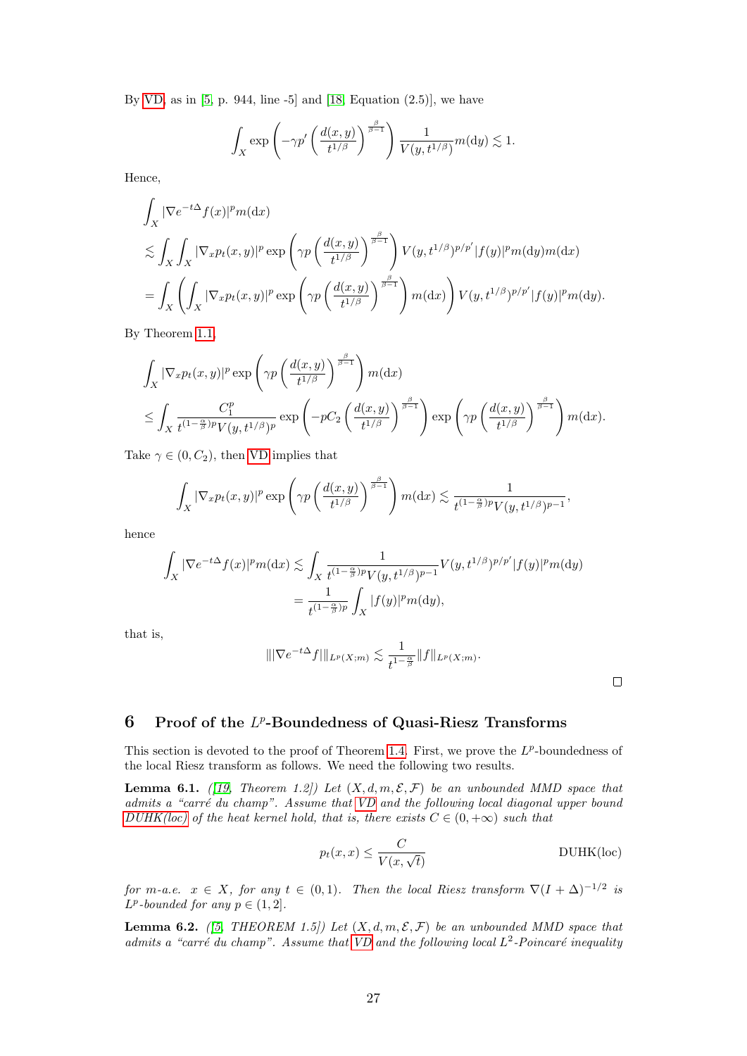By VD, as in [5, p. 944, line -5] and [18, Equation (2.5)], we have

$$\int_X \exp\left(-\gamma p' \left(\frac{d(x,y)}{t^{1/\beta}}\right)^{\frac{\beta}{\beta-1}}\right) \frac{1}{V(y,t^{1/\beta})} m(\mathrm{d}y) \lesssim 1.$$

Hence,

$$\begin{aligned}
&\int_X |\nabla e^{-t\Delta} f(x)|^p m(\mathrm{d}x) \\
&\lesssim \int_X \int_X |\nabla_x p_t(x,y)|^p \exp\left(\gamma p \left(\frac{d(x,y)}{t^{1/\beta}}\right)^{\frac{\beta}{\beta-1}}\right) V(y,t^{1/\beta})^{p/p'} |f(y)|^p m(\mathrm{d}y) m(\mathrm{d}x) \\
&= \int_X \left(\int_X |\nabla_x p_t(x,y)|^p \exp\left(\gamma p \left(\frac{d(x,y)}{t^{1/\beta}}\right)^{\frac{\beta}{\beta-1}}\right) m(\mathrm{d}x)\right) V(y,t^{1/\beta})^{p/p'} |f(y)|^p m(\mathrm{d}y).
\end{aligned}$$

By Theorem 1.1,

$$\begin{aligned}
&\int_X |\nabla_x p_t(x,y)|^p \exp\left(\gamma p \left(\frac{d(x,y)}{t^{1/\beta}}\right)^{\frac{\beta}{\beta-1}}\right) m(\mathrm{d}x) \\
&\leq \int_X \frac{C_1^p}{t^{(1-\frac{\alpha}{\beta})p} V(y,t^{1/\beta})^p} \exp\left(-pC_2 \left(\frac{d(x,y)}{t^{1/\beta}}\right)^{\frac{\beta}{\beta-1}}\right) \exp\left(\gamma p \left(\frac{d(x,y)}{t^{1/\beta}}\right)^{\frac{\beta}{\beta-1}}\right) m(\mathrm{d}x).
\end{aligned}$$

Take $\gamma \in (0, C_2)$, then VD implies that

$$\int_X |\nabla_x p_t(x,y)|^p \exp\left(\gamma p \left(\frac{d(x,y)}{t^{1/\beta}}\right)^{\frac{\beta}{\beta-1}}\right) m(\mathrm{d}x) \lesssim \frac{1}{t^{(1-\frac{\alpha}{\beta})p} V(y,t^{1/\beta})^{p-1}},$$

hence

$$\begin{aligned}
\int_X |\nabla e^{-t\Delta} f(x)|^p m(\mathrm{d}x) &\lesssim \int_X \frac{1}{t^{(1-\frac{\alpha}{\beta})p} V(y,t^{1/\beta})^{p-1}} V(y,t^{1/\beta})^{p/p'} |f(y)|^p m(\mathrm{d}y) \\
&= \frac{1}{t^{(1-\frac{\alpha}{\beta})p}} \int_X |f(y)|^p m(\mathrm{d}y),
\end{aligned}$$

that is,

$$\| |\nabla e^{-t\Delta} f| \|_{L^p(X;m)} \lesssim \frac{1}{t^{1-\frac{\alpha}{\beta}}} \|f\|_{L^p(X;m)}.$$

□

# 6 Proof of the $L^p$-Boundedness of Quasi-Riesz Transforms

This section is devoted to the proof of Theorem 1.4. First, we prove the $L^p$-boundedness of the local Riesz transform as follows. We need the following two results.

**Lemma 6.1.** *([19, Theorem 1.2]) Let $(X, d, m, \mathcal{E}, \mathcal{F})$ be an unbounded MMD space that admits a "carré du champ". Assume that VD and the following local diagonal upper bound DUHK(loc) of the heat kernel hold, that is, there exists $C \in (0, +\infty)$ such that*

$$p_t(x,x) \leq \frac{C}{V(x,\sqrt{t})} \qquad \text{DUHK(loc)}$$

*for $m$-a.e. $x \in X$, for any $t \in (0,1)$. Then the local Riesz transform $\nabla(I+\Delta)^{-1/2}$ is $L^p$-bounded for any $p \in (1,2]$.*

**Lemma 6.2.** *([5, THEOREM 1.5]) Let $(X, d, m, \mathcal{E}, \mathcal{F})$ be an unbounded MMD space that admits a "carré du champ". Assume that VD and the following local $L^2$-Poincaré inequality*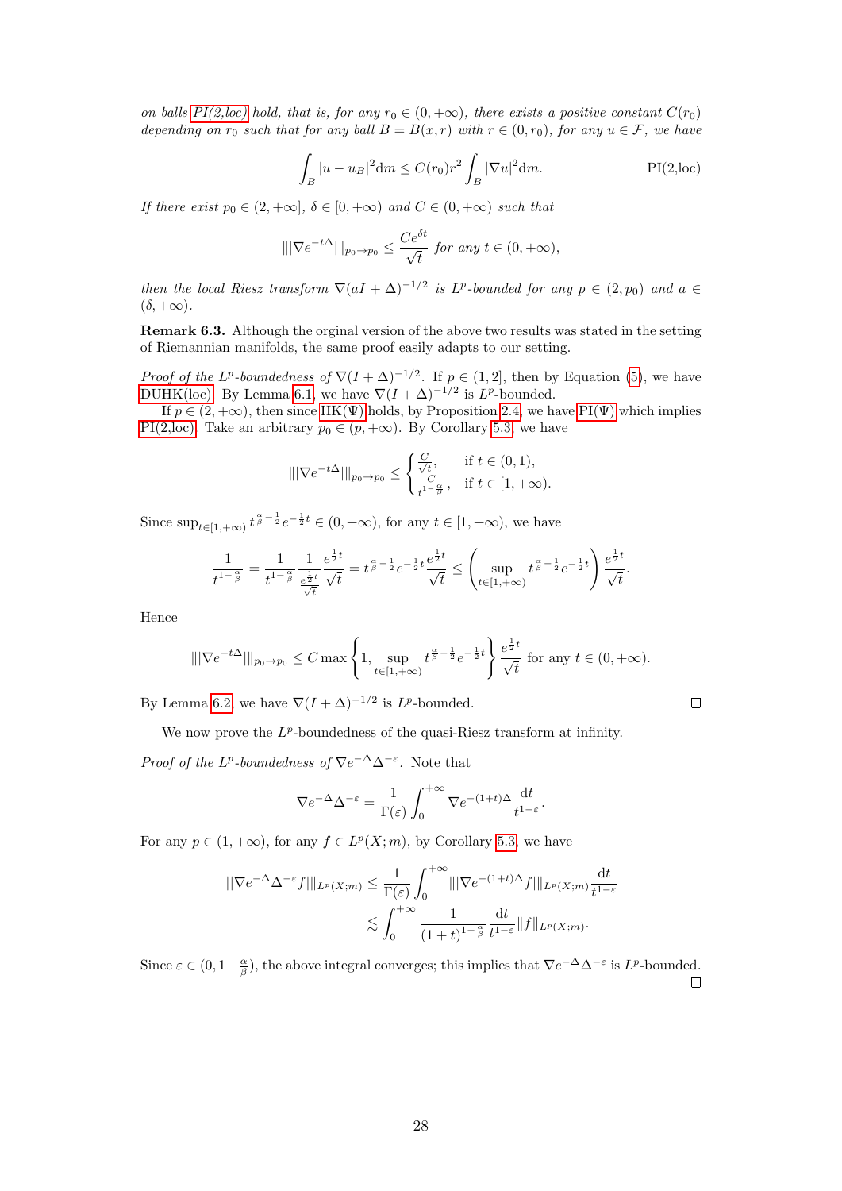*on balls PI(2,loc) hold, that is, for any $r_0 \in (0,+\infty)$, there exists a positive constant $C(r_0)$ depending on $r_0$ such that for any ball $B = B(x,r)$ with $r \in (0, r_0)$, for any $u \in \mathcal{F}$, we have*

$$\int_B |u-u_B|^2 \mathrm{d}m \leq C(r_0) r^2 \int_B |\nabla u|^2 \mathrm{d}m. \tag{PI(2,loc)}$$

*If there exist $p_0 \in (2,+\infty]$, $\delta \in [0,+\infty)$ and $C \in (0,+\infty)$ such that*

$$\||\nabla e^{-t\Delta}|\|_{p_0 \to p_0} \leq \frac{Ce^{\delta t}}{\sqrt{t}} \text{ for any } t \in (0,+\infty),$$

*then the local Riesz transform $\nabla(aI + \Delta)^{-1/2}$ is $L^p$-bounded for any $p \in (2, p_0)$ and $a \in (\delta, +\infty)$.*

**Remark 6.3.** Although the orginal version of the above two results was stated in the setting of Riemannian manifolds, the same proof easily adapts to our setting.

*Proof of the $L^p$-boundedness of $\nabla(I+\Delta)^{-1/2}$.* If $p \in (1,2]$, then by Equation (5), we have DUHK(loc). By Lemma 6.1, we have $\nabla(I+\Delta)^{-1/2}$ is $L^p$-bounded.

If $p \in (2,+\infty)$, then since HK(Ψ) holds, by Proposition 2.4, we have PI(Ψ) which implies PI(2,loc). Take an arbitrary $p_0 \in (p,+\infty)$. By Corollary 5.3, we have

$$\||\nabla e^{-t\Delta}|\|_{p_0 \to p_0} \leq \begin{cases} \frac{C}{\sqrt{t}}, & \text{if } t \in (0,1), \\ \frac{C}{t^{1-\frac{\alpha}{\beta}}}, & \text{if } t \in [1,+\infty). \end{cases}$$

Since $\sup_{t \in [1,+\infty)} t^{\frac{\alpha}{\beta}-\frac{1}{2}} e^{-\frac{1}{2}t} \in (0,+\infty)$, for any $t \in [1,+\infty)$, we have

$$\frac{1}{t^{1-\frac{\alpha}{\beta}}} = \frac{1}{t^{1-\frac{\alpha}{\beta}}} \frac{1}{\frac{e^{\frac{1}{2}t}}{\sqrt{t}}} \frac{e^{\frac{1}{2}t}}{\sqrt{t}} = t^{\frac{\alpha}{\beta}-\frac{1}{2}} e^{-\frac{1}{2}t} \frac{e^{\frac{1}{2}t}}{\sqrt{t}} \leq \left( \sup_{t \in [1,+\infty)} t^{\frac{\alpha}{\beta}-\frac{1}{2}} e^{-\frac{1}{2}t} \right) \frac{e^{\frac{1}{2}t}}{\sqrt{t}}.$$

Hence

$$\||\nabla e^{-t\Delta}|\|_{p_0 \to p_0} \leq C \max \left\{ 1, \sup_{t \in [1,+\infty)} t^{\frac{\alpha}{\beta}-\frac{1}{2}} e^{-\frac{1}{2}t} \right\} \frac{e^{\frac{1}{2}t}}{\sqrt{t}} \text{ for any } t \in (0,+\infty).$$

By Lemma 6.2, we have $\nabla(I+\Delta)^{-1/2}$ is $L^p$-bounded. □

We now prove the $L^p$-boundedness of the quasi-Riesz transform at infinity.

*Proof of the $L^p$-boundedness of $\nabla e^{-\Delta}\Delta^{-\varepsilon}$.* Note that

$$\nabla e^{-\Delta}\Delta^{-\varepsilon} = \frac{1}{\Gamma(\varepsilon)} \int_0^{+\infty} \nabla e^{-(1+t)\Delta} \frac{\mathrm{d}t}{t^{1-\varepsilon}}.$$

For any $p \in (1,+\infty)$, for any $f \in L^p(X;m)$, by Corollary 5.3, we have

$$\begin{aligned} \||\nabla e^{-\Delta}\Delta^{-\varepsilon} f|\|_{L^p(X;m)} &\leq \frac{1}{\Gamma(\varepsilon)} \int_0^{+\infty} \||\nabla e^{-(1+t)\Delta} f|\|_{L^p(X;m)} \frac{\mathrm{d}t}{t^{1-\varepsilon}} \\ &\lesssim \int_0^{+\infty} \frac{1}{(1+t)^{1-\frac{\alpha}{\beta}}} \frac{\mathrm{d}t}{t^{1-\varepsilon}} \|f\|_{L^p(X;m)}. \end{aligned}$$

Since $\varepsilon \in (0, 1-\frac{\alpha}{\beta})$, the above integral converges; this implies that $\nabla e^{-\Delta}\Delta^{-\varepsilon}$ is $L^p$-bounded. □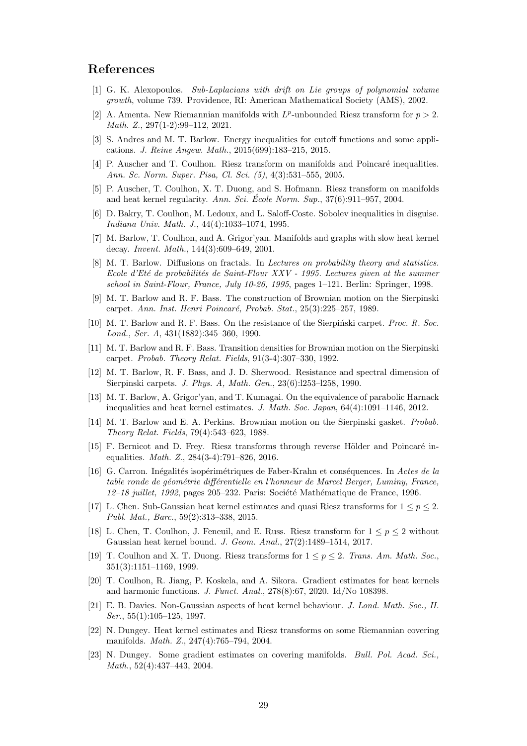# References

[1] G. K. Alexopoulos. *Sub-Laplacians with drift on Lie groups of polynomial volume growth*, volume 739. Providence, RI: American Mathematical Society (AMS), 2002.

[2] A. Amenta. New Riemannian manifolds with $L^p$-unbounded Riesz transform for $p > 2$. *Math. Z.*, 297(1-2):99–112, 2021.

[3] S. Andres and M. T. Barlow. Energy inequalities for cutoff functions and some applications. *J. Reine Angew. Math.*, 2015(699):183–215, 2015.

[4] P. Auscher and T. Coulhon. Riesz transform on manifolds and Poincaré inequalities. *Ann. Sc. Norm. Super. Pisa, Cl. Sci. (5)*, 4(3):531–555, 2005.

[5] P. Auscher, T. Coulhon, X. T. Duong, and S. Hofmann. Riesz transform on manifolds and heat kernel regularity. *Ann. Sci. École Norm. Sup.*, 37(6):911–957, 2004.

[6] D. Bakry, T. Coulhon, M. Ledoux, and L. Saloff-Coste. Sobolev inequalities in disguise. *Indiana Univ. Math. J.*, 44(4):1033–1074, 1995.

[7] M. Barlow, T. Coulhon, and A. Grigor'yan. Manifolds and graphs with slow heat kernel decay. *Invent. Math.*, 144(3):609–649, 2001.

[8] M. T. Barlow. Diffusions on fractals. In *Lectures on probability theory and statistics. Ecole d'Eté de probabilités de Saint-Flour XXV - 1995. Lectures given at the summer school in Saint-Flour, France, July 10-26, 1995*, pages 1–121. Berlin: Springer, 1998.

[9] M. T. Barlow and R. F. Bass. The construction of Brownian motion on the Sierpinski carpet. *Ann. Inst. Henri Poincaré, Probab. Stat.*, 25(3):225–257, 1989.

[10] M. T. Barlow and R. F. Bass. On the resistance of the Sierpiński carpet. *Proc. R. Soc. Lond., Ser. A*, 431(1882):345–360, 1990.

[11] M. T. Barlow and R. F. Bass. Transition densities for Brownian motion on the Sierpinski carpet. *Probab. Theory Relat. Fields*, 91(3-4):307–330, 1992.

[12] M. T. Barlow, R. F. Bass, and J. D. Sherwood. Resistance and spectral dimension of Sierpinski carpets. *J. Phys. A, Math. Gen.*, 23(6):l253–l258, 1990.

[13] M. T. Barlow, A. Grigor'yan, and T. Kumagai. On the equivalence of parabolic Harnack inequalities and heat kernel estimates. *J. Math. Soc. Japan*, 64(4):1091–1146, 2012.

[14] M. T. Barlow and E. A. Perkins. Brownian motion on the Sierpinski gasket. *Probab. Theory Relat. Fields*, 79(4):543–623, 1988.

[15] F. Bernicot and D. Frey. Riesz transforms through reverse Hölder and Poincaré inequalities. *Math. Z.*, 284(3-4):791–826, 2016.

[16] G. Carron. Inégalités isopérimétriques de Faber-Krahn et conséquences. In *Actes de la table ronde de géométrie différentielle en l'honneur de Marcel Berger, Luminy, France, 12–18 juillet, 1992*, pages 205–232. Paris: Société Mathématique de France, 1996.

[17] L. Chen. Sub-Gaussian heat kernel estimates and quasi Riesz transforms for $1 \leq p \leq 2$. *Publ. Mat., Barc.*, 59(2):313–338, 2015.

[18] L. Chen, T. Coulhon, J. Feneuil, and E. Russ. Riesz transform for $1 \leq p \leq 2$ without Gaussian heat kernel bound. *J. Geom. Anal.*, 27(2):1489–1514, 2017.

[19] T. Coulhon and X. T. Duong. Riesz transforms for $1 \leq p \leq 2$. *Trans. Am. Math. Soc.*, 351(3):1151–1169, 1999.

[20] T. Coulhon, R. Jiang, P. Koskela, and A. Sikora. Gradient estimates for heat kernels and harmonic functions. *J. Funct. Anal.*, 278(8):67, 2020. Id/No 108398.

[21] E. B. Davies. Non-Gaussian aspects of heat kernel behaviour. *J. Lond. Math. Soc., II. Ser.*, 55(1):105–125, 1997.

[22] N. Dungey. Heat kernel estimates and Riesz transforms on some Riemannian covering manifolds. *Math. Z.*, 247(4):765–794, 2004.

[23] N. Dungey. Some gradient estimates on covering manifolds. *Bull. Pol. Acad. Sci., Math.*, 52(4):437–443, 2004.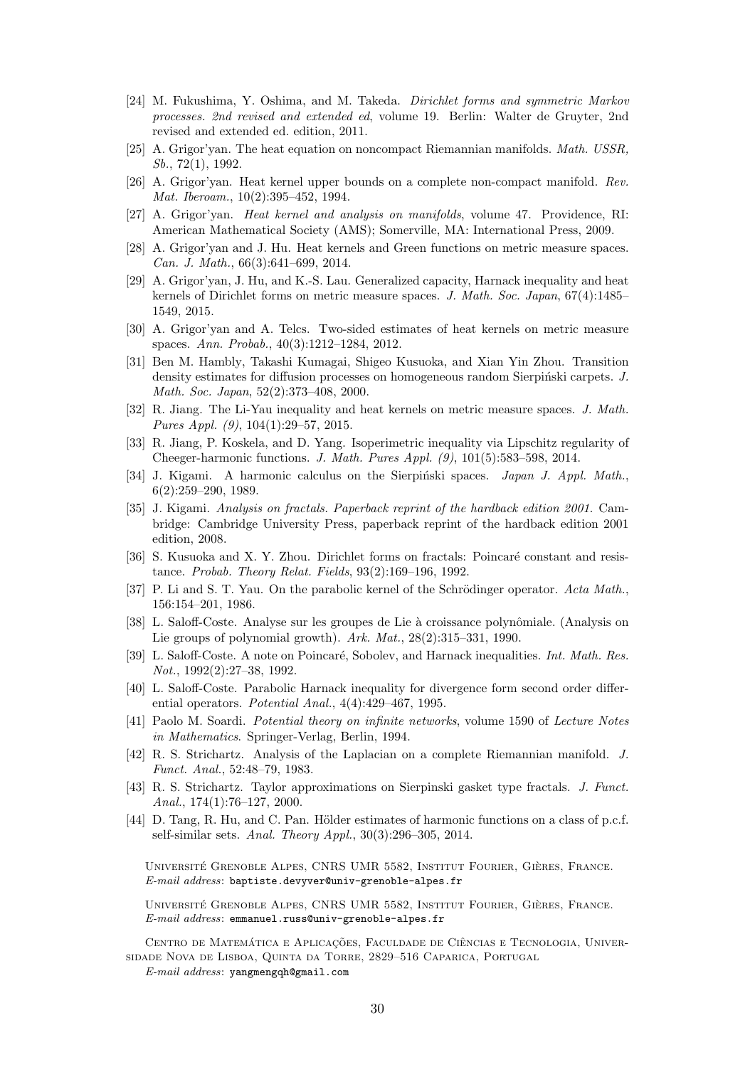[24] M. Fukushima, Y. Oshima, and M. Takeda. *Dirichlet forms and symmetric Markov processes. 2nd revised and extended ed*, volume 19. Berlin: Walter de Gruyter, 2nd revised and extended ed. edition, 2011.

[25] A. Grigor'yan. The heat equation on noncompact Riemannian manifolds. *Math. USSR, Sb.*, 72(1), 1992.

[26] A. Grigor'yan. Heat kernel upper bounds on a complete non-compact manifold. *Rev. Mat. Iberoam.*, 10(2):395–452, 1994.

[27] A. Grigor'yan. *Heat kernel and analysis on manifolds*, volume 47. Providence, RI: American Mathematical Society (AMS); Somerville, MA: International Press, 2009.

[28] A. Grigor'yan and J. Hu. Heat kernels and Green functions on metric measure spaces. *Can. J. Math.*, 66(3):641–699, 2014.

[29] A. Grigor'yan, J. Hu, and K.-S. Lau. Generalized capacity, Harnack inequality and heat kernels of Dirichlet forms on metric measure spaces. *J. Math. Soc. Japan*, 67(4):1485–1549, 2015.

[30] A. Grigor'yan and A. Telcs. Two-sided estimates of heat kernels on metric measure spaces. *Ann. Probab.*, 40(3):1212–1284, 2012.

[31] Ben M. Hambly, Takashi Kumagai, Shigeo Kusuoka, and Xian Yin Zhou. Transition density estimates for diffusion processes on homogeneous random Sierpiński carpets. *J. Math. Soc. Japan*, 52(2):373–408, 2000.

[32] R. Jiang. The Li-Yau inequality and heat kernels on metric measure spaces. *J. Math. Pures Appl. (9)*, 104(1):29–57, 2015.

[33] R. Jiang, P. Koskela, and D. Yang. Isoperimetric inequality via Lipschitz regularity of Cheeger-harmonic functions. *J. Math. Pures Appl. (9)*, 101(5):583–598, 2014.

[34] J. Kigami. A harmonic calculus on the Sierpiński spaces. *Japan J. Appl. Math.*, 6(2):259–290, 1989.

[35] J. Kigami. *Analysis on fractals. Paperback reprint of the hardback edition 2001.* Cambridge: Cambridge University Press, paperback reprint of the hardback edition 2001 edition, 2008.

[36] S. Kusuoka and X. Y. Zhou. Dirichlet forms on fractals: Poincaré constant and resistance. *Probab. Theory Relat. Fields*, 93(2):169–196, 1992.

[37] P. Li and S. T. Yau. On the parabolic kernel of the Schrödinger operator. *Acta Math.*, 156:154–201, 1986.

[38] L. Saloff-Coste. Analyse sur les groupes de Lie à croissance polynômiale. (Analysis on Lie groups of polynomial growth). *Ark. Mat.*, 28(2):315–331, 1990.

[39] L. Saloff-Coste. A note on Poincaré, Sobolev, and Harnack inequalities. *Int. Math. Res. Not.*, 1992(2):27–38, 1992.

[40] L. Saloff-Coste. Parabolic Harnack inequality for divergence form second order differential operators. *Potential Anal.*, 4(4):429–467, 1995.

[41] Paolo M. Soardi. *Potential theory on infinite networks*, volume 1590 of *Lecture Notes in Mathematics*. Springer-Verlag, Berlin, 1994.

[42] R. S. Strichartz. Analysis of the Laplacian on a complete Riemannian manifold. *J. Funct. Anal.*, 52:48–79, 1983.

[43] R. S. Strichartz. Taylor approximations on Sierpinski gasket type fractals. *J. Funct. Anal.*, 174(1):76–127, 2000.

[44] D. Tang, R. Hu, and C. Pan. Hölder estimates of harmonic functions on a class of p.c.f. self-similar sets. *Anal. Theory Appl.*, 30(3):296–305, 2014.

Université Grenoble Alpes, CNRS UMR 5582, Institut Fourier, Gières, France.
*E-mail address*: baptiste.devyver@univ-grenoble-alpes.fr

Université Grenoble Alpes, CNRS UMR 5582, Institut Fourier, Gières, France.
*E-mail address*: emmanuel.russ@univ-grenoble-alpes.fr

Centro de Matemática e Aplicações, Faculdade de Ciências e Tecnologia, Universidade Nova de Lisboa, Quinta da Torre, 2829–516 Caparica, Portugal
*E-mail address*: yangmengqh@gmail.com